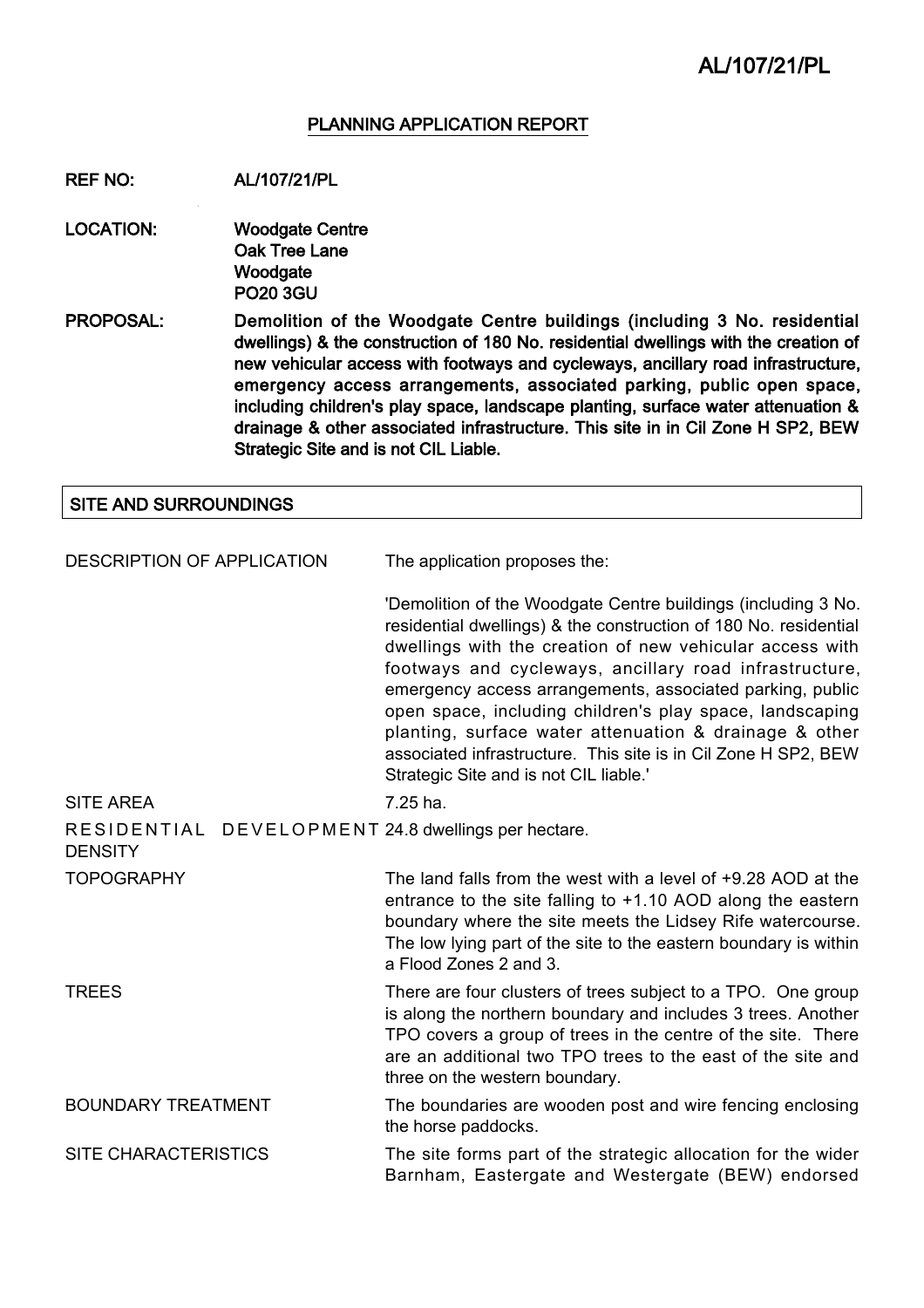AL/107/21/PL

## PLANNING APPLICATION REPORT

**REF NO:** AL/107/21/PL

**LOCATION:** Woodgate Centre
Oak Tree Lane
Woodgate
PO20 3GU

**PROPOSAL:** Demolition of the Woodgate Centre buildings (including 3 No. residential dwellings) & the construction of 180 No. residential dwellings with the creation of new vehicular access with footways and cycleways, ancillary road infrastructure, emergency access arrangements, associated parking, public open space, including children's play space, landscape planting, surface water attenuation & drainage & other associated infrastructure. This site in in Cil Zone H SP2, BEW Strategic Site and is not CIL Liable.

### SITE AND SURROUNDINGS

| | |
|---|---|
| DESCRIPTION OF APPLICATION | The application proposes the:<br><br>'Demolition of the Woodgate Centre buildings (including 3 No. residential dwellings) & the construction of 180 No. residential dwellings with the creation of new vehicular access with footways and cycleways, ancillary road infrastructure, emergency access arrangements, associated parking, public open space, including children's play space, landscaping planting, surface water attenuation & drainage & other associated infrastructure. This site is in Cil Zone H SP2, BEW Strategic Site and is not CIL liable.' |
| SITE AREA | 7.25 ha. |
| RESIDENTIAL DEVELOPMENT DENSITY | 24.8 dwellings per hectare. |
| TOPOGRAPHY | The land falls from the west with a level of +9.28 AOD at the entrance to the site falling to +1.10 AOD along the eastern boundary where the site meets the Lidsey Rife watercourse. The low lying part of the site to the eastern boundary is within a Flood Zones 2 and 3. |
| TREES | There are four clusters of trees subject to a TPO. One group is along the northern boundary and includes 3 trees. Another TPO covers a group of trees in the centre of the site. There are an additional two TPO trees to the east of the site and three on the western boundary. |
| BOUNDARY TREATMENT | The boundaries are wooden post and wire fencing enclosing the horse paddocks. |
| SITE CHARACTERISTICS | The site forms part of the strategic allocation for the wider Barnham, Eastergate and Westergate (BEW) endorsed |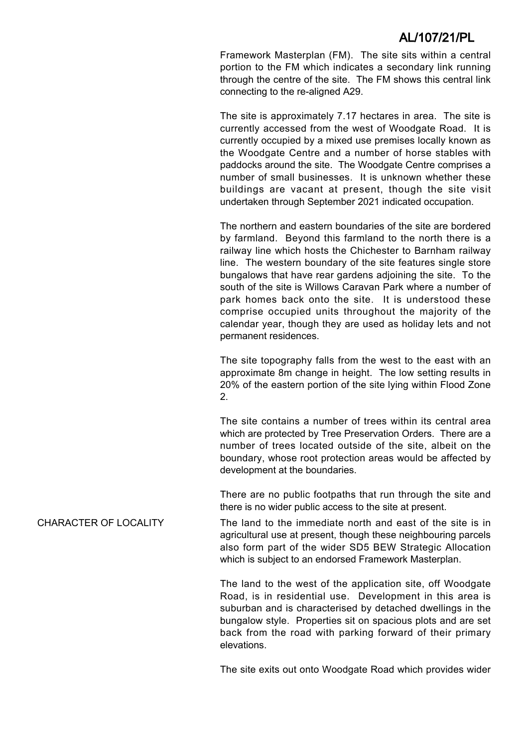Framework Masterplan (FM). The site sits within a central portion to the FM which indicates a secondary link running through the centre of the site. The FM shows this central link connecting to the re-aligned A29.

The site is approximately 7.17 hectares in area. The site is currently accessed from the west of Woodgate Road. It is currently occupied by a mixed use premises locally known as the Woodgate Centre and a number of horse stables with paddocks around the site. The Woodgate Centre comprises a number of small businesses. It is unknown whether these buildings are vacant at present, though the site visit undertaken through September 2021 indicated occupation.

The northern and eastern boundaries of the site are bordered by farmland. Beyond this farmland to the north there is a railway line which hosts the Chichester to Barnham railway line. The western boundary of the site features single store bungalows that have rear gardens adjoining the site. To the south of the site is Willows Caravan Park where a number of park homes back onto the site. It is understood these comprise occupied units throughout the majority of the calendar year, though they are used as holiday lets and not permanent residences.

The site topography falls from the west to the east with an approximate 8m change in height. The low setting results in 20% of the eastern portion of the site lying within Flood Zone 2.

The site contains a number of trees within its central area which are protected by Tree Preservation Orders. There are a number of trees located outside of the site, albeit on the boundary, whose root protection areas would be affected by development at the boundaries.

There are no public footpaths that run through the site and there is no wider public access to the site at present.

**CHARACTER OF LOCALITY**

The land to the immediate north and east of the site is in agricultural use at present, though these neighbouring parcels also form part of the wider SD5 BEW Strategic Allocation which is subject to an endorsed Framework Masterplan.

The land to the west of the application site, off Woodgate Road, is in residential use. Development in this area is suburban and is characterised by detached dwellings in the bungalow style. Properties sit on spacious plots and are set back from the road with parking forward of their primary elevations.

The site exits out onto Woodgate Road which provides wider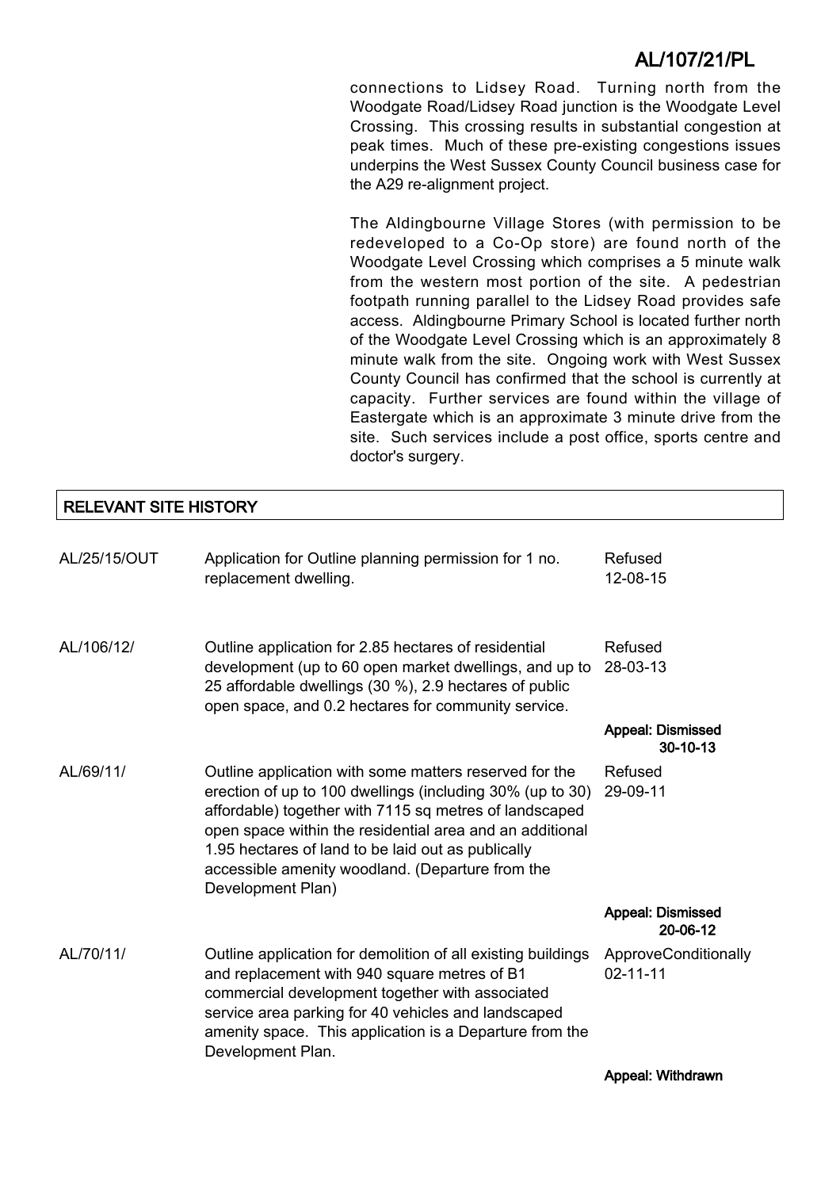connections to Lidsey Road. Turning north from the Woodgate Road/Lidsey Road junction is the Woodgate Level Crossing. This crossing results in substantial congestion at peak times. Much of these pre-existing congestions issues underpins the West Sussex County Council business case for the A29 re-alignment project.

The Aldingbourne Village Stores (with permission to be redeveloped to a Co-Op store) are found north of the Woodgate Level Crossing which comprises a 5 minute walk from the western most portion of the site. A pedestrian footpath running parallel to the Lidsey Road provides safe access. Aldingbourne Primary School is located further north of the Woodgate Level Crossing which is an approximately 8 minute walk from the site. Ongoing work with West Sussex County Council has confirmed that the school is currently at capacity. Further services are found within the village of Eastergate which is an approximate 3 minute drive from the site. Such services include a post office, sports centre and doctor's surgery.

## RELEVANT SITE HISTORY

| | | |
|---|---|---|
| AL/25/15/OUT | Application for Outline planning permission for 1 no. replacement dwelling. | Refused 12-08-15 |
| AL/106/12/ | Outline application for 2.85 hectares of residential development (up to 60 open market dwellings, and up to 25 affordable dwellings (30 %), 2.9 hectares of public open space, and 0.2 hectares for community service. | Refused 28-03-13 |
| | | **Appeal: Dismissed 30-10-13** |
| AL/69/11/ | Outline application with some matters reserved for the erection of up to 100 dwellings (including 30% (up to 30) affordable) together with 7115 sq metres of landscaped open space within the residential area and an additional 1.95 hectares of land to be laid out as publically accessible amenity woodland. (Departure from the Development Plan) | Refused 29-09-11 |
| | | **Appeal: Dismissed 20-06-12** |
| AL/70/11/ | Outline application for demolition of all existing buildings and replacement with 940 square metres of B1 commercial development together with associated service area parking for 40 vehicles and landscaped amenity space. This application is a Departure from the Development Plan. | ApproveConditionally 02-11-11 |
| | | **Appeal: Withdrawn** |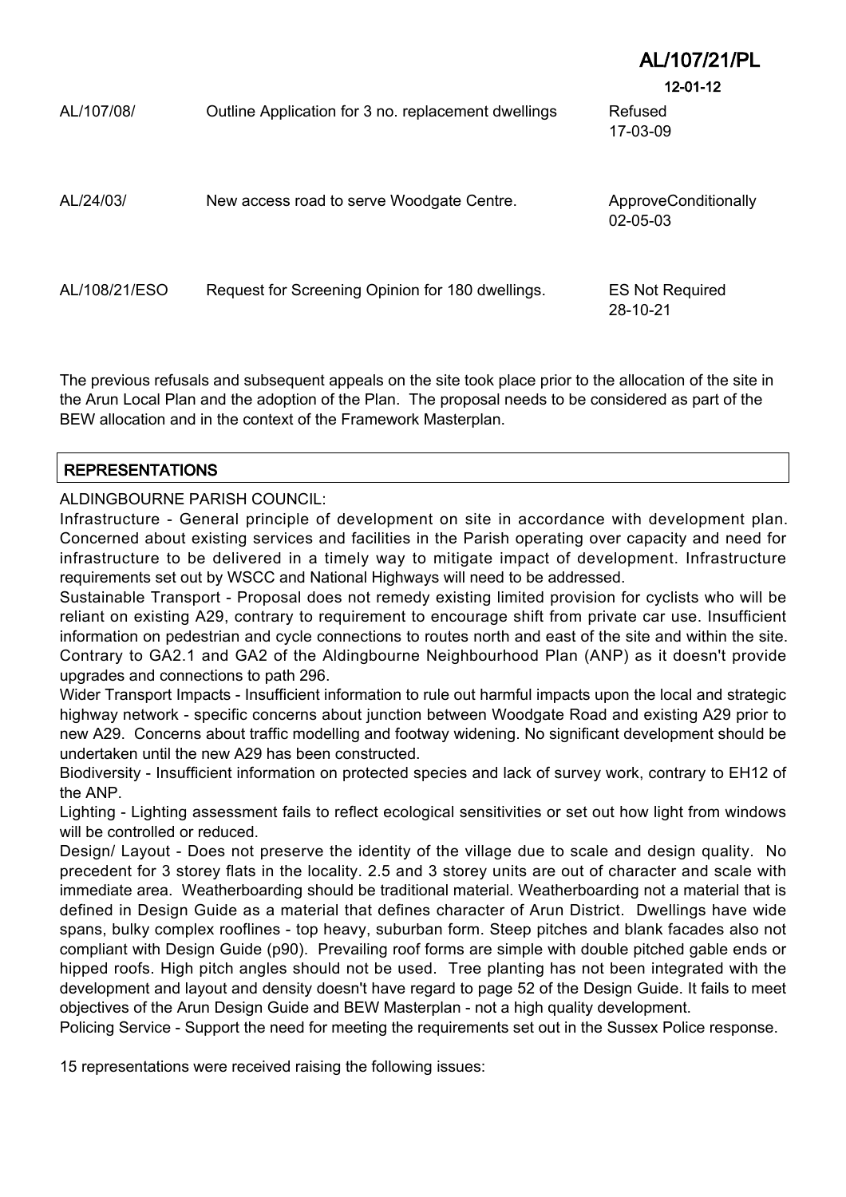| | | |
|---|---|---|
| AL/107/08/ | Outline Application for 3 no. replacement dwellings | Refused 17-03-09 |
| AL/24/03/ | New access road to serve Woodgate Centre. | ApproveConditionally 02-05-03 |
| AL/108/21/ESO | Request for Screening Opinion for 180 dwellings. | ES Not Required 28-10-21 |

The previous refusals and subsequent appeals on the site took place prior to the allocation of the site in the Arun Local Plan and the adoption of the Plan. The proposal needs to be considered as part of the BEW allocation and in the context of the Framework Masterplan.

## REPRESENTATIONS

ALDINGBOURNE PARISH COUNCIL:

Infrastructure - General principle of development on site in accordance with development plan. Concerned about existing services and facilities in the Parish operating over capacity and need for infrastructure to be delivered in a timely way to mitigate impact of development. Infrastructure requirements set out by WSCC and National Highways will need to be addressed.

Sustainable Transport - Proposal does not remedy existing limited provision for cyclists who will be reliant on existing A29, contrary to requirement to encourage shift from private car use. Insufficient information on pedestrian and cycle connections to routes north and east of the site and within the site. Contrary to GA2.1 and GA2 of the Aldingbourne Neighbourhood Plan (ANP) as it doesn't provide upgrades and connections to path 296.

Wider Transport Impacts - Insufficient information to rule out harmful impacts upon the local and strategic highway network - specific concerns about junction between Woodgate Road and existing A29 prior to new A29. Concerns about traffic modelling and footway widening. No significant development should be undertaken until the new A29 has been constructed.

Biodiversity - Insufficient information on protected species and lack of survey work, contrary to EH12 of the ANP.

Lighting - Lighting assessment fails to reflect ecological sensitivities or set out how light from windows will be controlled or reduced.

Design/ Layout - Does not preserve the identity of the village due to scale and design quality. No precedent for 3 storey flats in the locality. 2.5 and 3 storey units are out of character and scale with immediate area. Weatherboarding should be traditional material. Weatherboarding not a material that is defined in Design Guide as a material that defines character of Arun District. Dwellings have wide spans, bulky complex rooflines - top heavy, suburban form. Steep pitches and blank facades also not compliant with Design Guide (p90). Prevailing roof forms are simple with double pitched gable ends or hipped roofs. High pitch angles should not be used. Tree planting has not been integrated with the development and layout and density doesn't have regard to page 52 of the Design Guide. It fails to meet objectives of the Arun Design Guide and BEW Masterplan - not a high quality development.

Policing Service - Support the need for meeting the requirements set out in the Sussex Police response.

15 representations were received raising the following issues: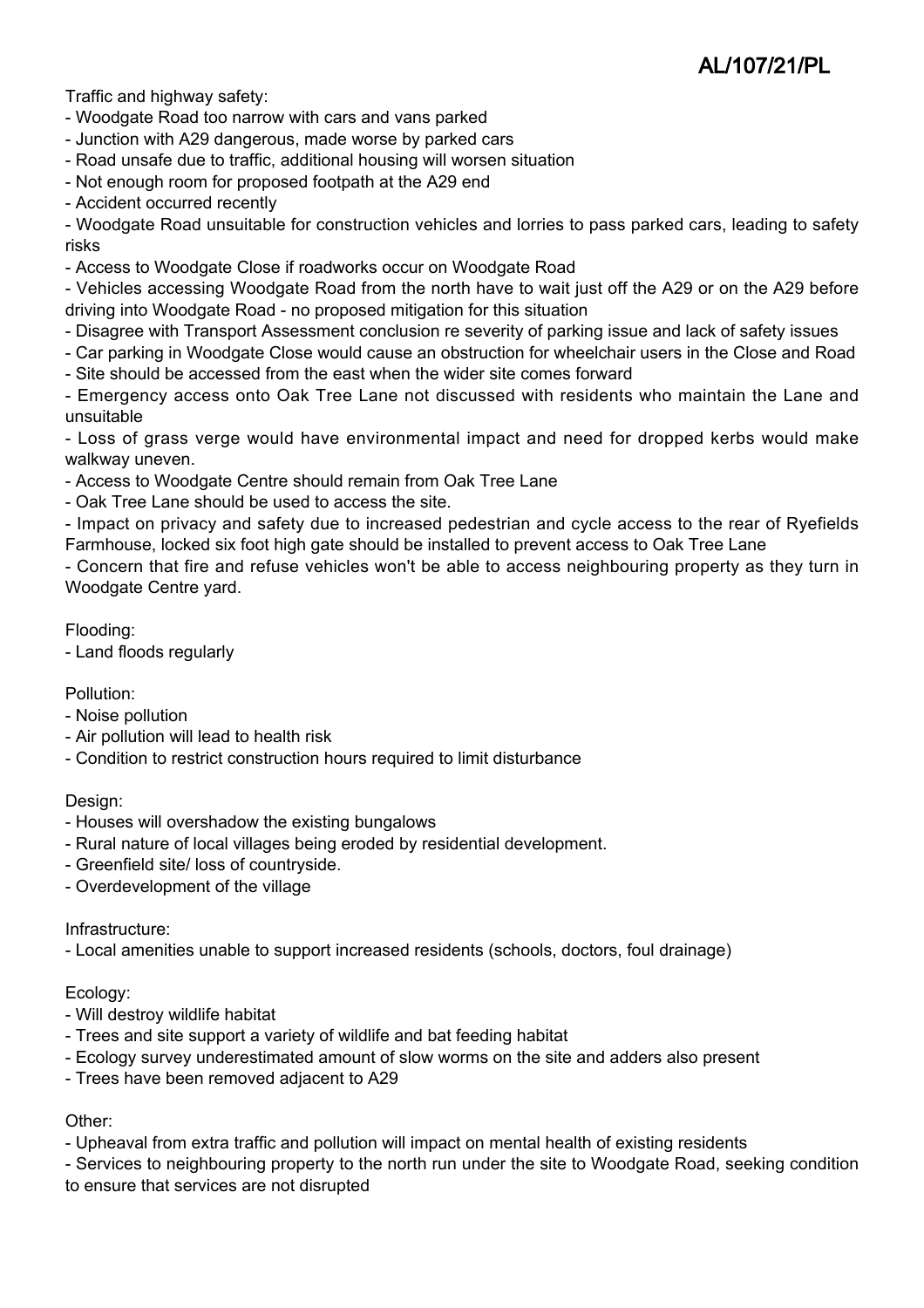Traffic and highway safety:

- Woodgate Road too narrow with cars and vans parked
- Junction with A29 dangerous, made worse by parked cars
- Road unsafe due to traffic, additional housing will worsen situation
- Not enough room for proposed footpath at the A29 end
- Accident occurred recently
- Woodgate Road unsuitable for construction vehicles and lorries to pass parked cars, leading to safety risks
- Access to Woodgate Close if roadworks occur on Woodgate Road
- Vehicles accessing Woodgate Road from the north have to wait just off the A29 or on the A29 before driving into Woodgate Road - no proposed mitigation for this situation
- Disagree with Transport Assessment conclusion re severity of parking issue and lack of safety issues
- Car parking in Woodgate Close would cause an obstruction for wheelchair users in the Close and Road
- Site should be accessed from the east when the wider site comes forward
- Emergency access onto Oak Tree Lane not discussed with residents who maintain the Lane and unsuitable
- Loss of grass verge would have environmental impact and need for dropped kerbs would make walkway uneven.
- Access to Woodgate Centre should remain from Oak Tree Lane
- Oak Tree Lane should be used to access the site.
- Impact on privacy and safety due to increased pedestrian and cycle access to the rear of Ryefields Farmhouse, locked six foot high gate should be installed to prevent access to Oak Tree Lane
- Concern that fire and refuse vehicles won't be able to access neighbouring property as they turn in Woodgate Centre yard.

Flooding:

- Land floods regularly

Pollution:

- Noise pollution
- Air pollution will lead to health risk
- Condition to restrict construction hours required to limit disturbance

Design:

- Houses will overshadow the existing bungalows
- Rural nature of local villages being eroded by residential development.
- Greenfield site/ loss of countryside.
- Overdevelopment of the village

Infrastructure:

- Local amenities unable to support increased residents (schools, doctors, foul drainage)

Ecology:

- Will destroy wildlife habitat
- Trees and site support a variety of wildlife and bat feeding habitat
- Ecology survey underestimated amount of slow worms on the site and adders also present
- Trees have been removed adjacent to A29

Other:

- Upheaval from extra traffic and pollution will impact on mental health of existing residents
- Services to neighbouring property to the north run under the site to Woodgate Road, seeking condition to ensure that services are not disrupted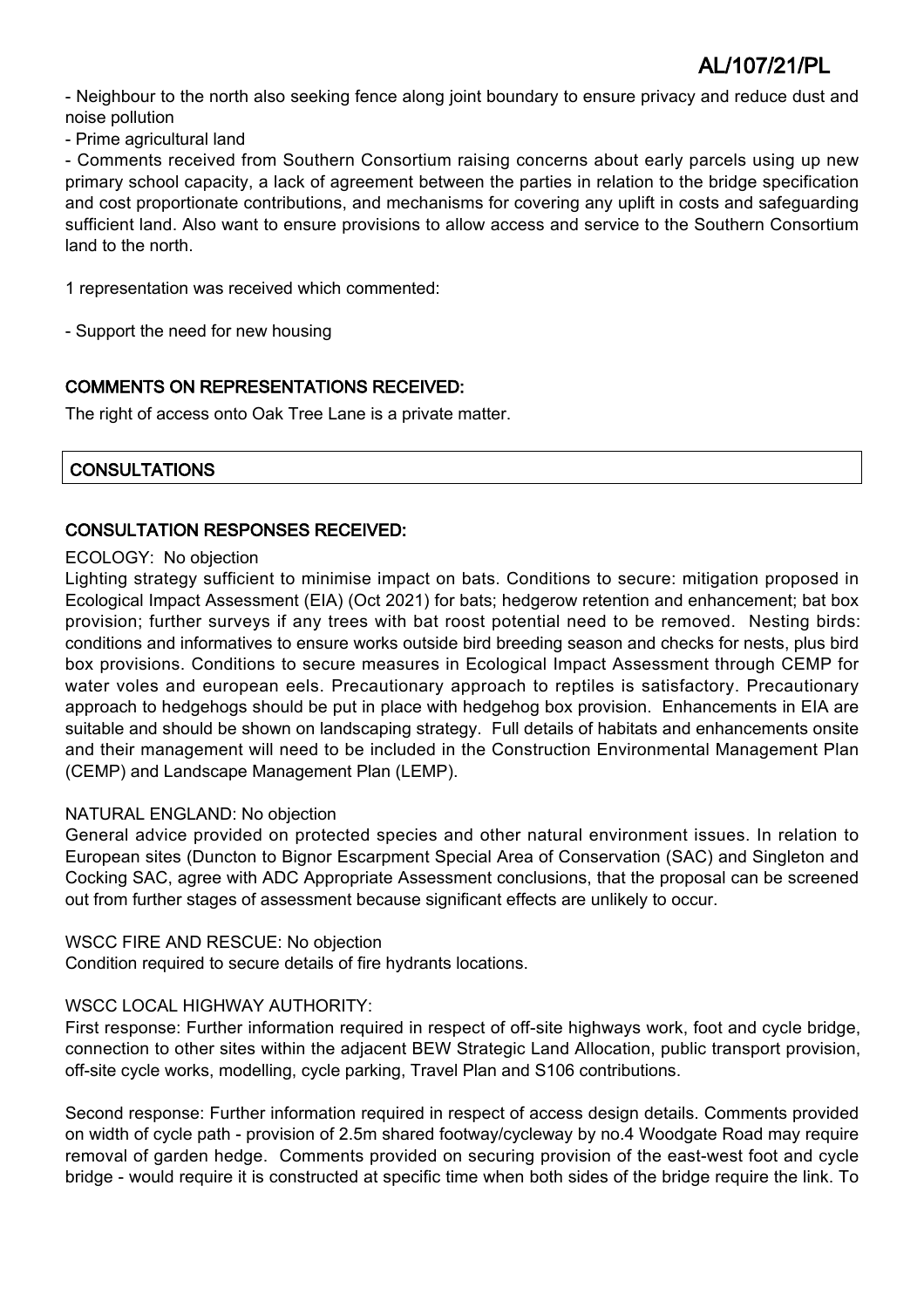- Neighbour to the north also seeking fence along joint boundary to ensure privacy and reduce dust and noise pollution
- Prime agricultural land
- Comments received from Southern Consortium raising concerns about early parcels using up new primary school capacity, a lack of agreement between the parties in relation to the bridge specification and cost proportionate contributions, and mechanisms for covering any uplift in costs and safeguarding sufficient land. Also want to ensure provisions to allow access and service to the Southern Consortium land to the north.

1 representation was received which commented:

- Support the need for new housing

## COMMENTS ON REPRESENTATIONS RECEIVED:

The right of access onto Oak Tree Lane is a private matter.

## CONSULTATIONS

## CONSULTATION RESPONSES RECEIVED:

ECOLOGY: No objection

Lighting strategy sufficient to minimise impact on bats. Conditions to secure: mitigation proposed in Ecological Impact Assessment (EIA) (Oct 2021) for bats; hedgerow retention and enhancement; bat box provision; further surveys if any trees with bat roost potential need to be removed. Nesting birds: conditions and informatives to ensure works outside bird breeding season and checks for nests, plus bird box provisions. Conditions to secure measures in Ecological Impact Assessment through CEMP for water voles and european eels. Precautionary approach to reptiles is satisfactory. Precautionary approach to hedgehogs should be put in place with hedgehog box provision. Enhancements in EIA are suitable and should be shown on landscaping strategy. Full details of habitats and enhancements onsite and their management will need to be included in the Construction Environmental Management Plan (CEMP) and Landscape Management Plan (LEMP).

NATURAL ENGLAND: No objection

General advice provided on protected species and other natural environment issues. In relation to European sites (Duncton to Bignor Escarpment Special Area of Conservation (SAC) and Singleton and Cocking SAC, agree with ADC Appropriate Assessment conclusions, that the proposal can be screened out from further stages of assessment because significant effects are unlikely to occur.

WSCC FIRE AND RESCUE: No objection

Condition required to secure details of fire hydrants locations.

WSCC LOCAL HIGHWAY AUTHORITY:

First response: Further information required in respect of off-site highways work, foot and cycle bridge, connection to other sites within the adjacent BEW Strategic Land Allocation, public transport provision, off-site cycle works, modelling, cycle parking, Travel Plan and S106 contributions.

Second response: Further information required in respect of access design details. Comments provided on width of cycle path - provision of 2.5m shared footway/cycleway by no.4 Woodgate Road may require removal of garden hedge. Comments provided on securing provision of the east-west foot and cycle bridge - would require it is constructed at specific time when both sides of the bridge require the link. To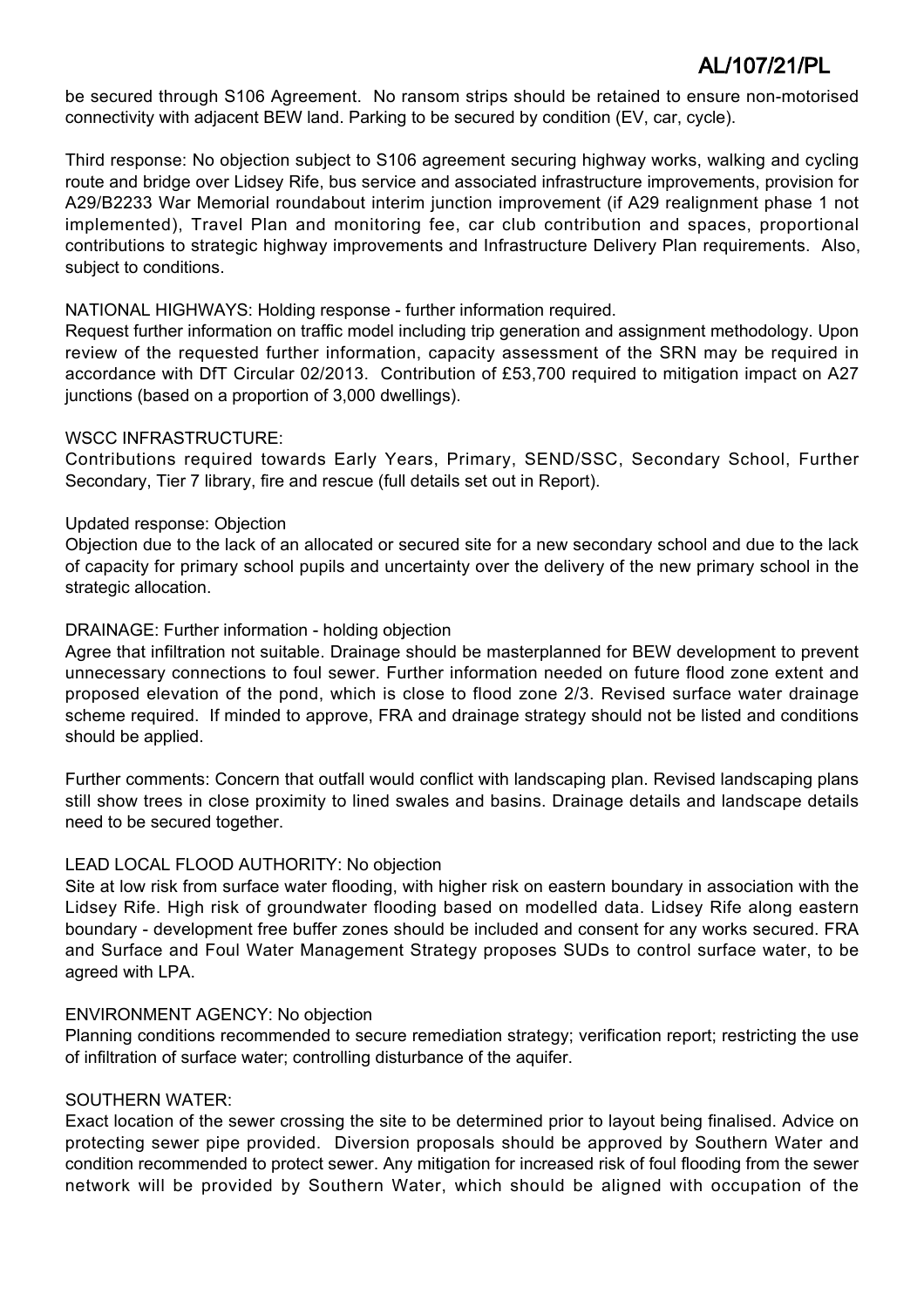be secured through S106 Agreement. No ransom strips should be retained to ensure non-motorised connectivity with adjacent BEW land. Parking to be secured by condition (EV, car, cycle).

Third response: No objection subject to S106 agreement securing highway works, walking and cycling route and bridge over Lidsey Rife, bus service and associated infrastructure improvements, provision for A29/B2233 War Memorial roundabout interim junction improvement (if A29 realignment phase 1 not implemented), Travel Plan and monitoring fee, car club contribution and spaces, proportional contributions to strategic highway improvements and Infrastructure Delivery Plan requirements. Also, subject to conditions.

NATIONAL HIGHWAYS: Holding response - further information required.
Request further information on traffic model including trip generation and assignment methodology. Upon review of the requested further information, capacity assessment of the SRN may be required in accordance with DfT Circular 02/2013. Contribution of £53,700 required to mitigation impact on A27 junctions (based on a proportion of 3,000 dwellings).

WSCC INFRASTRUCTURE:
Contributions required towards Early Years, Primary, SEND/SSC, Secondary School, Further Secondary, Tier 7 library, fire and rescue (full details set out in Report).

Updated response: Objection
Objection due to the lack of an allocated or secured site for a new secondary school and due to the lack of capacity for primary school pupils and uncertainty over the delivery of the new primary school in the strategic allocation.

DRAINAGE: Further information - holding objection
Agree that infiltration not suitable. Drainage should be masterplanned for BEW development to prevent unnecessary connections to foul sewer. Further information needed on future flood zone extent and proposed elevation of the pond, which is close to flood zone 2/3. Revised surface water drainage scheme required. If minded to approve, FRA and drainage strategy should not be listed and conditions should be applied.

Further comments: Concern that outfall would conflict with landscaping plan. Revised landscaping plans still show trees in close proximity to lined swales and basins. Drainage details and landscape details need to be secured together.

LEAD LOCAL FLOOD AUTHORITY: No objection
Site at low risk from surface water flooding, with higher risk on eastern boundary in association with the Lidsey Rife. High risk of groundwater flooding based on modelled data. Lidsey Rife along eastern boundary - development free buffer zones should be included and consent for any works secured. FRA and Surface and Foul Water Management Strategy proposes SUDs to control surface water, to be agreed with LPA.

ENVIRONMENT AGENCY: No objection
Planning conditions recommended to secure remediation strategy; verification report; restricting the use of infiltration of surface water; controlling disturbance of the aquifer.

SOUTHERN WATER:
Exact location of the sewer crossing the site to be determined prior to layout being finalised. Advice on protecting sewer pipe provided. Diversion proposals should be approved by Southern Water and condition recommended to protect sewer. Any mitigation for increased risk of foul flooding from the sewer network will be provided by Southern Water, which should be aligned with occupation of the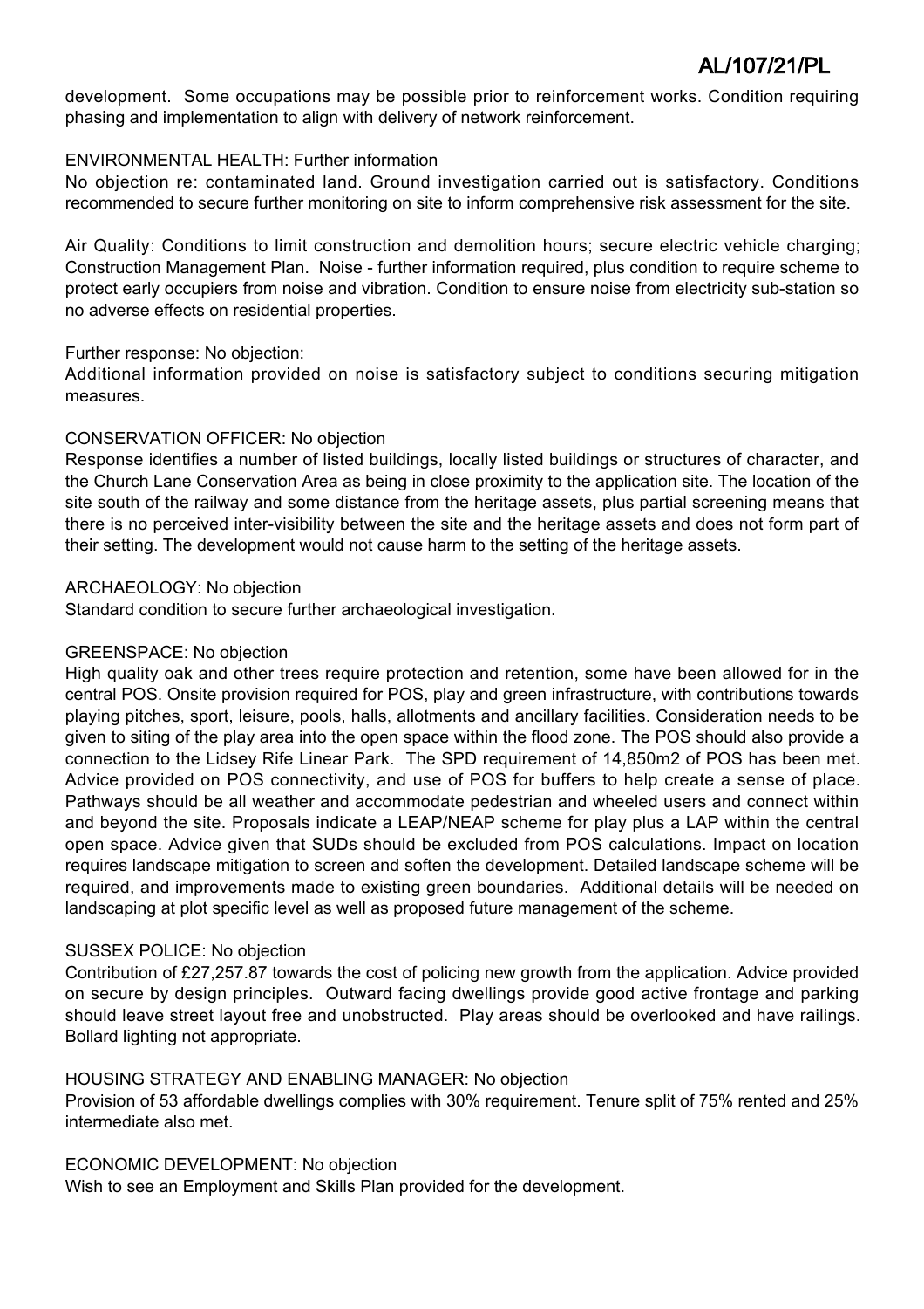development. Some occupations may be possible prior to reinforcement works. Condition requiring phasing and implementation to align with delivery of network reinforcement.

ENVIRONMENTAL HEALTH: Further information

No objection re: contaminated land. Ground investigation carried out is satisfactory. Conditions recommended to secure further monitoring on site to inform comprehensive risk assessment for the site.

Air Quality: Conditions to limit construction and demolition hours; secure electric vehicle charging; Construction Management Plan. Noise - further information required, plus condition to require scheme to protect early occupiers from noise and vibration. Condition to ensure noise from electricity sub-station so no adverse effects on residential properties.

Further response: No objection:

Additional information provided on noise is satisfactory subject to conditions securing mitigation measures.

CONSERVATION OFFICER: No objection

Response identifies a number of listed buildings, locally listed buildings or structures of character, and the Church Lane Conservation Area as being in close proximity to the application site. The location of the site south of the railway and some distance from the heritage assets, plus partial screening means that there is no perceived inter-visibility between the site and the heritage assets and does not form part of their setting. The development would not cause harm to the setting of the heritage assets.

ARCHAEOLOGY: No objection

Standard condition to secure further archaeological investigation.

GREENSPACE: No objection

High quality oak and other trees require protection and retention, some have been allowed for in the central POS. Onsite provision required for POS, play and green infrastructure, with contributions towards playing pitches, sport, leisure, pools, halls, allotments and ancillary facilities. Consideration needs to be given to siting of the play area into the open space within the flood zone. The POS should also provide a connection to the Lidsey Rife Linear Park. The SPD requirement of 14,850m2 of POS has been met. Advice provided on POS connectivity, and use of POS for buffers to help create a sense of place. Pathways should be all weather and accommodate pedestrian and wheeled users and connect within and beyond the site. Proposals indicate a LEAP/NEAP scheme for play plus a LAP within the central open space. Advice given that SUDs should be excluded from POS calculations. Impact on location requires landscape mitigation to screen and soften the development. Detailed landscape scheme will be required, and improvements made to existing green boundaries. Additional details will be needed on landscaping at plot specific level as well as proposed future management of the scheme.

SUSSEX POLICE: No objection

Contribution of £27,257.87 towards the cost of policing new growth from the application. Advice provided on secure by design principles. Outward facing dwellings provide good active frontage and parking should leave street layout free and unobstructed. Play areas should be overlooked and have railings. Bollard lighting not appropriate.

HOUSING STRATEGY AND ENABLING MANAGER: No objection

Provision of 53 affordable dwellings complies with 30% requirement. Tenure split of 75% rented and 25% intermediate also met.

ECONOMIC DEVELOPMENT: No objection

Wish to see an Employment and Skills Plan provided for the development.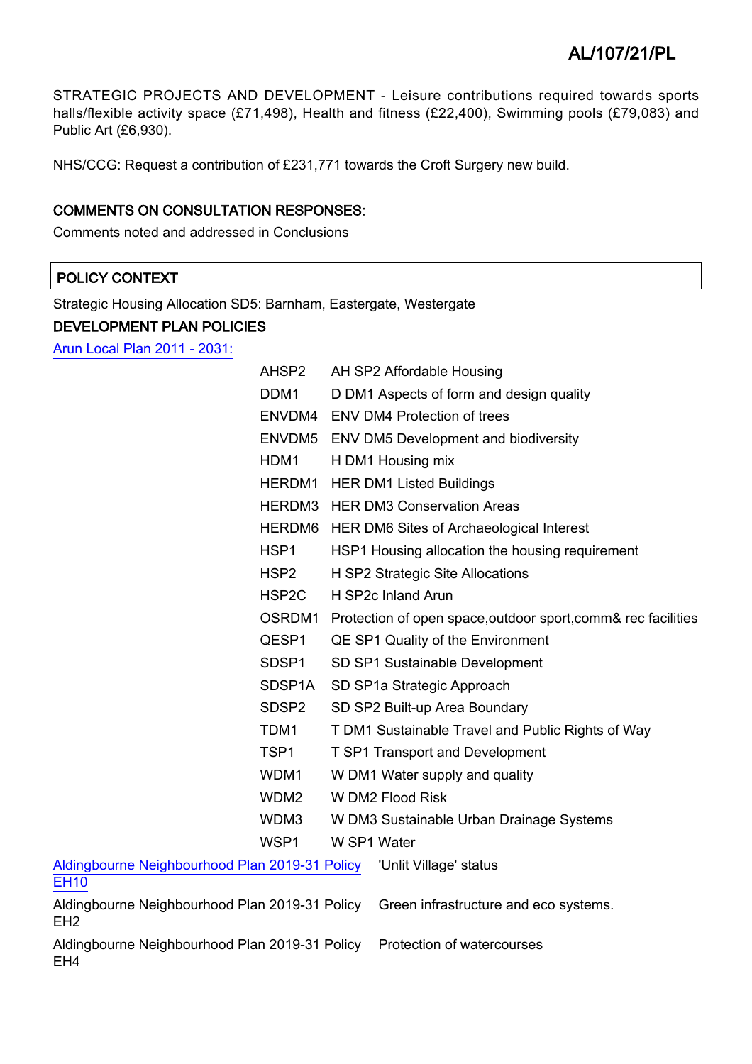STRATEGIC PROJECTS AND DEVELOPMENT - Leisure contributions required towards sports halls/flexible activity space (£71,498), Health and fitness (£22,400), Swimming pools (£79,083) and Public Art (£6,930).

NHS/CCG: Request a contribution of £231,771 towards the Croft Surgery new build.

## COMMENTS ON CONSULTATION RESPONSES:

Comments noted and addressed in Conclusions

## POLICY CONTEXT

Strategic Housing Allocation SD5: Barnham, Eastergate, Westergate

### DEVELOPMENT PLAN POLICIES

Arun Local Plan 2011 - 2031:

| | |
|---|---|
| AHSP2 | AH SP2 Affordable Housing |
| DDM1 | D DM1 Aspects of form and design quality |
| ENVDM4 | ENV DM4 Protection of trees |
| ENVDM5 | ENV DM5 Development and biodiversity |
| HDM1 | H DM1 Housing mix |
| HERDM1 | HER DM1 Listed Buildings |
| HERDM3 | HER DM3 Conservation Areas |
| HERDM6 | HER DM6 Sites of Archaeological Interest |
| HSP1 | HSP1 Housing allocation the housing requirement |
| HSP2 | H SP2 Strategic Site Allocations |
| HSP2C | H SP2c Inland Arun |
| OSRDM1 | Protection of open space,outdoor sport,comm& rec facilities |
| QESP1 | QE SP1 Quality of the Environment |
| SDSP1 | SD SP1 Sustainable Development |
| SDSP1A | SD SP1a Strategic Approach |
| SDSP2 | SD SP2 Built-up Area Boundary |
| TDM1 | T DM1 Sustainable Travel and Public Rights of Way |
| TSP1 | T SP1 Transport and Development |
| WDM1 | W DM1 Water supply and quality |
| WDM2 | W DM2 Flood Risk |
| WDM3 | W DM3 Sustainable Urban Drainage Systems |
| WSP1 | W SP1 Water |

| | |
|---|---|
| Aldingbourne Neighbourhood Plan 2019-31 Policy EH10 | 'Unlit Village' status |
| Aldingbourne Neighbourhood Plan 2019-31 Policy EH2 | Green infrastructure and eco systems. |
| Aldingbourne Neighbourhood Plan 2019-31 Policy EH4 | Protection of watercourses |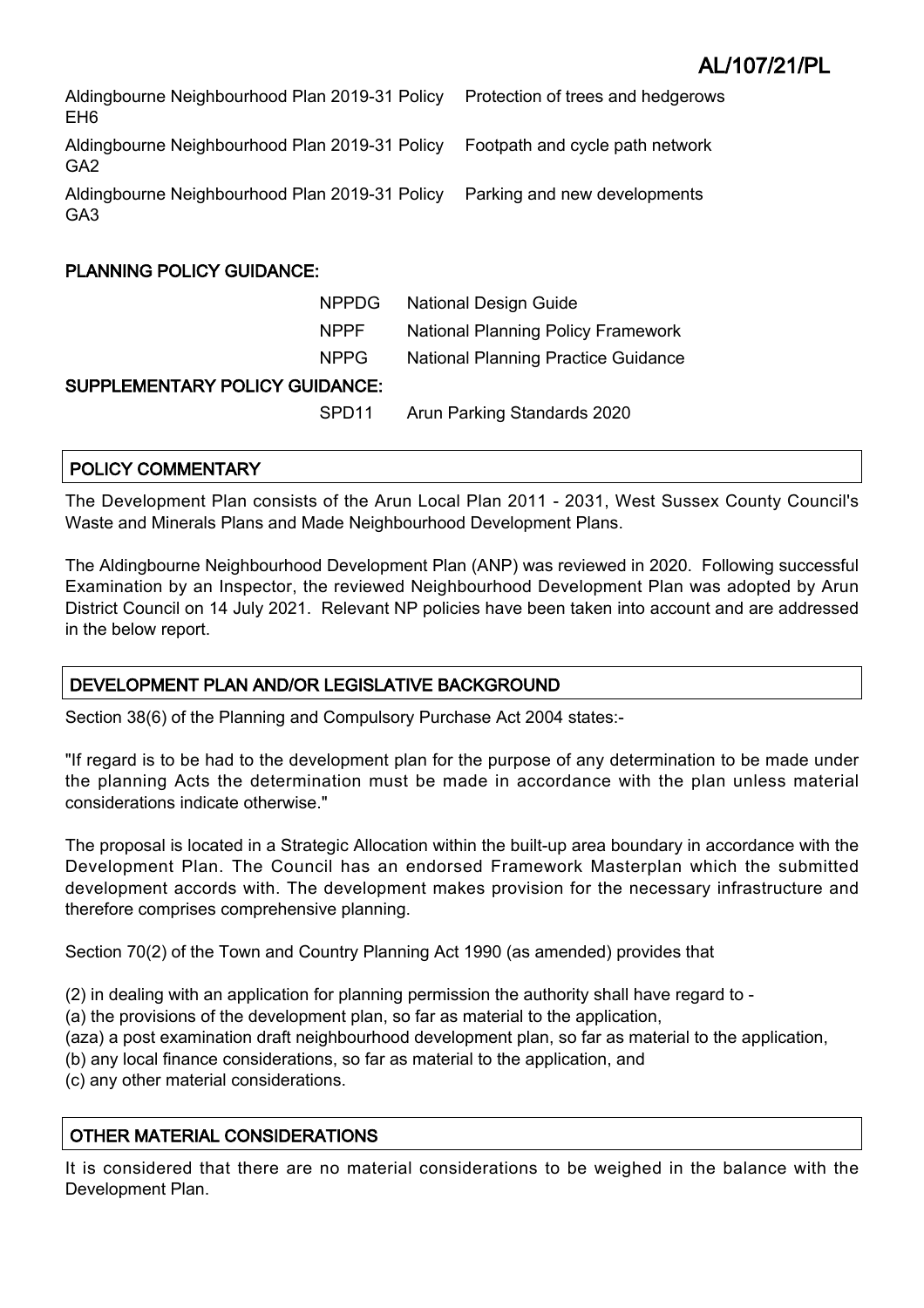| | |
|---|---|
| Aldingbourne Neighbourhood Plan 2019-31 Policy EH6 | Protection of trees and hedgerows |
| Aldingbourne Neighbourhood Plan 2019-31 Policy GA2 | Footpath and cycle path network |
| Aldingbourne Neighbourhood Plan 2019-31 Policy GA3 | Parking and new developments |

## PLANNING POLICY GUIDANCE:

| | |
|---|---|
| NPPDG | National Design Guide |
| NPPF | National Planning Policy Framework |
| NPPG | National Planning Practice Guidance |

## SUPPLEMENTARY POLICY GUIDANCE:

| | |
|---|---|
| SPD11 | Arun Parking Standards 2020 |

## POLICY COMMENTARY

The Development Plan consists of the Arun Local Plan 2011 - 2031, West Sussex County Council's Waste and Minerals Plans and Made Neighbourhood Development Plans.

The Aldingbourne Neighbourhood Development Plan (ANP) was reviewed in 2020. Following successful Examination by an Inspector, the reviewed Neighbourhood Development Plan was adopted by Arun District Council on 14 July 2021. Relevant NP policies have been taken into account and are addressed in the below report.

## DEVELOPMENT PLAN AND/OR LEGISLATIVE BACKGROUND

Section 38(6) of the Planning and Compulsory Purchase Act 2004 states:-

"If regard is to be had to the development plan for the purpose of any determination to be made under the planning Acts the determination must be made in accordance with the plan unless material considerations indicate otherwise."

The proposal is located in a Strategic Allocation within the built-up area boundary in accordance with the Development Plan. The Council has an endorsed Framework Masterplan which the submitted development accords with. The development makes provision for the necessary infrastructure and therefore comprises comprehensive planning.

Section 70(2) of the Town and Country Planning Act 1990 (as amended) provides that

(2) in dealing with an application for planning permission the authority shall have regard to -
(a) the provisions of the development plan, so far as material to the application,
(aza) a post examination draft neighbourhood development plan, so far as material to the application,
(b) any local finance considerations, so far as material to the application, and
(c) any other material considerations.

## OTHER MATERIAL CONSIDERATIONS

It is considered that there are no material considerations to be weighed in the balance with the Development Plan.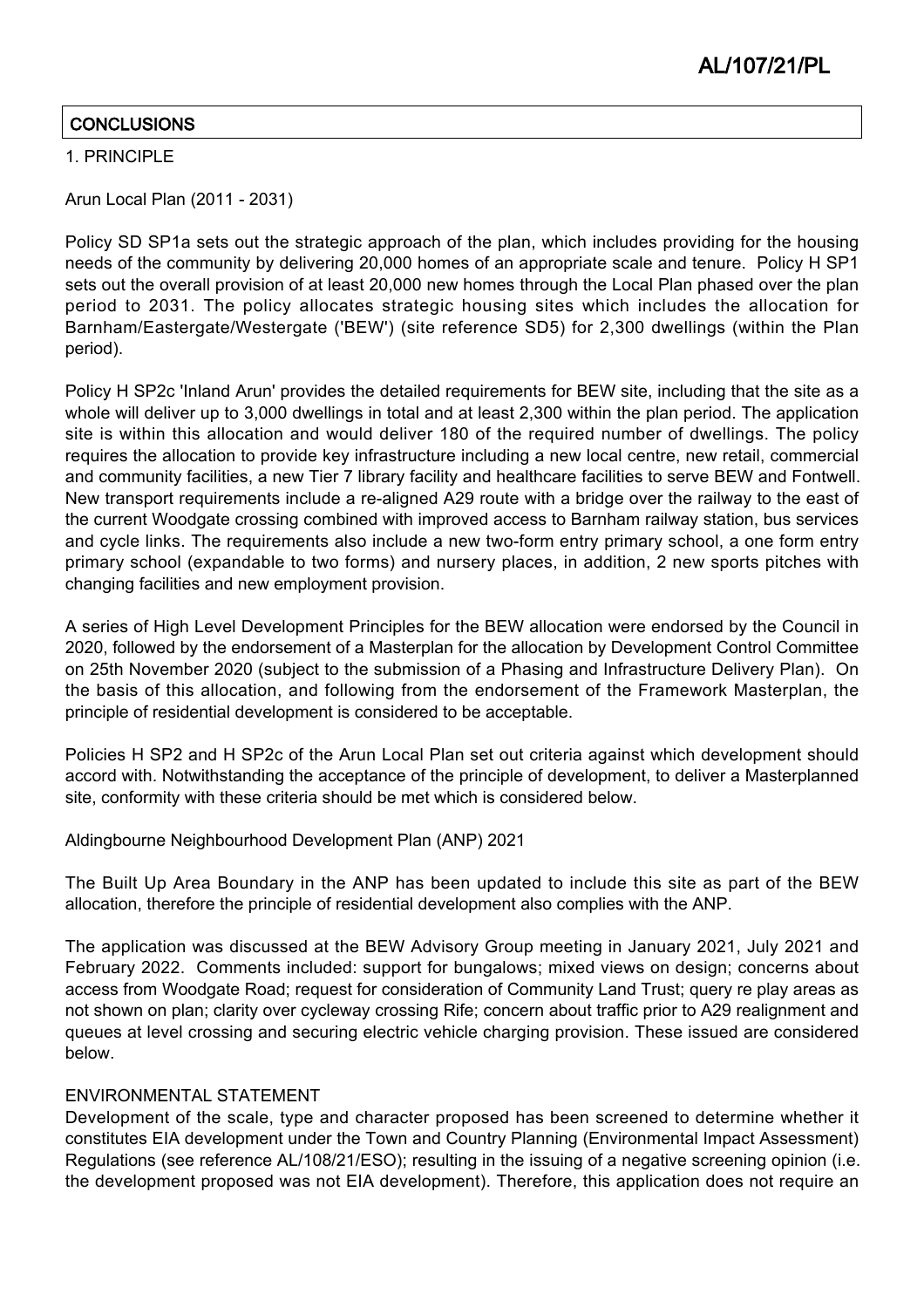## CONCLUSIONS

1. PRINCIPLE

Arun Local Plan (2011 - 2031)

Policy SD SP1a sets out the strategic approach of the plan, which includes providing for the housing needs of the community by delivering 20,000 homes of an appropriate scale and tenure. Policy H SP1 sets out the overall provision of at least 20,000 new homes through the Local Plan phased over the plan period to 2031. The policy allocates strategic housing sites which includes the allocation for Barnham/Eastergate/Westergate ('BEW') (site reference SD5) for 2,300 dwellings (within the Plan period).

Policy H SP2c 'Inland Arun' provides the detailed requirements for BEW site, including that the site as a whole will deliver up to 3,000 dwellings in total and at least 2,300 within the plan period. The application site is within this allocation and would deliver 180 of the required number of dwellings. The policy requires the allocation to provide key infrastructure including a new local centre, new retail, commercial and community facilities, a new Tier 7 library facility and healthcare facilities to serve BEW and Fontwell. New transport requirements include a re-aligned A29 route with a bridge over the railway to the east of the current Woodgate crossing combined with improved access to Barnham railway station, bus services and cycle links. The requirements also include a new two-form entry primary school, a one form entry primary school (expandable to two forms) and nursery places, in addition, 2 new sports pitches with changing facilities and new employment provision.

A series of High Level Development Principles for the BEW allocation were endorsed by the Council in 2020, followed by the endorsement of a Masterplan for the allocation by Development Control Committee on 25th November 2020 (subject to the submission of a Phasing and Infrastructure Delivery Plan). On the basis of this allocation, and following from the endorsement of the Framework Masterplan, the principle of residential development is considered to be acceptable.

Policies H SP2 and H SP2c of the Arun Local Plan set out criteria against which development should accord with. Notwithstanding the acceptance of the principle of development, to deliver a Masterplanned site, conformity with these criteria should be met which is considered below.

Aldingbourne Neighbourhood Development Plan (ANP) 2021

The Built Up Area Boundary in the ANP has been updated to include this site as part of the BEW allocation, therefore the principle of residential development also complies with the ANP.

The application was discussed at the BEW Advisory Group meeting in January 2021, July 2021 and February 2022. Comments included: support for bungalows; mixed views on design; concerns about access from Woodgate Road; request for consideration of Community Land Trust; query re play areas as not shown on plan; clarity over cycleway crossing Rife; concern about traffic prior to A29 realignment and queues at level crossing and securing electric vehicle charging provision. These issued are considered below.

ENVIRONMENTAL STATEMENT

Development of the scale, type and character proposed has been screened to determine whether it constitutes EIA development under the Town and Country Planning (Environmental Impact Assessment) Regulations (see reference AL/108/21/ESO); resulting in the issuing of a negative screening opinion (i.e. the development proposed was not EIA development). Therefore, this application does not require an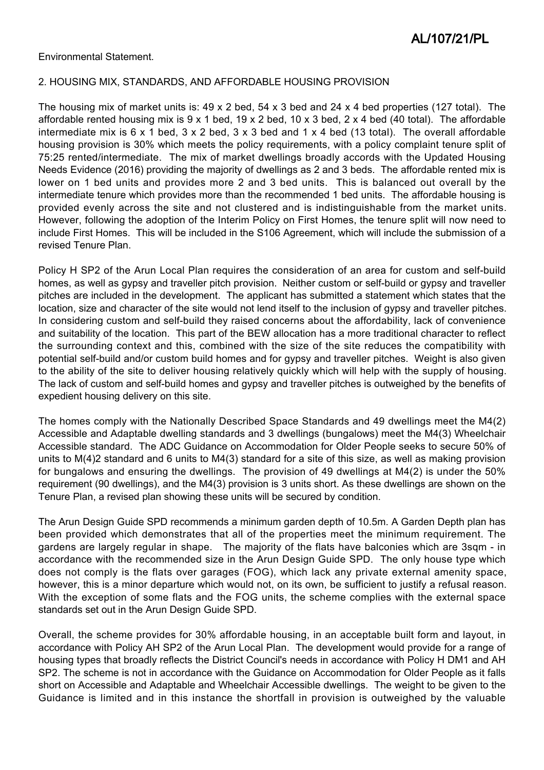Environmental Statement.

2. HOUSING MIX, STANDARDS, AND AFFORDABLE HOUSING PROVISION

The housing mix of market units is: 49 x 2 bed, 54 x 3 bed and 24 x 4 bed properties (127 total). The affordable rented housing mix is 9 x 1 bed, 19 x 2 bed, 10 x 3 bed, 2 x 4 bed (40 total). The affordable intermediate mix is 6 x 1 bed, 3 x 2 bed, 3 x 3 bed and 1 x 4 bed (13 total). The overall affordable housing provision is 30% which meets the policy requirements, with a policy complaint tenure split of 75:25 rented/intermediate. The mix of market dwellings broadly accords with the Updated Housing Needs Evidence (2016) providing the majority of dwellings as 2 and 3 beds. The affordable rented mix is lower on 1 bed units and provides more 2 and 3 bed units. This is balanced out overall by the intermediate tenure which provides more than the recommended 1 bed units. The affordable housing is provided evenly across the site and not clustered and is indistinguishable from the market units. However, following the adoption of the Interim Policy on First Homes, the tenure split will now need to include First Homes. This will be included in the S106 Agreement, which will include the submission of a revised Tenure Plan.

Policy H SP2 of the Arun Local Plan requires the consideration of an area for custom and self-build homes, as well as gypsy and traveller pitch provision. Neither custom or self-build or gypsy and traveller pitches are included in the development. The applicant has submitted a statement which states that the location, size and character of the site would not lend itself to the inclusion of gypsy and traveller pitches. In considering custom and self-build they raised concerns about the affordability, lack of convenience and suitability of the location. This part of the BEW allocation has a more traditional character to reflect the surrounding context and this, combined with the size of the site reduces the compatibility with potential self-build and/or custom build homes and for gypsy and traveller pitches. Weight is also given to the ability of the site to deliver housing relatively quickly which will help with the supply of housing. The lack of custom and self-build homes and gypsy and traveller pitches is outweighed by the benefits of expedient housing delivery on this site.

The homes comply with the Nationally Described Space Standards and 49 dwellings meet the M4(2) Accessible and Adaptable dwelling standards and 3 dwellings (bungalows) meet the M4(3) Wheelchair Accessible standard. The ADC Guidance on Accommodation for Older People seeks to secure 50% of units to M(4)2 standard and 6 units to M4(3) standard for a site of this size, as well as making provision for bungalows and ensuring the dwellings. The provision of 49 dwellings at M4(2) is under the 50% requirement (90 dwellings), and the M4(3) provision is 3 units short. As these dwellings are shown on the Tenure Plan, a revised plan showing these units will be secured by condition.

The Arun Design Guide SPD recommends a minimum garden depth of 10.5m. A Garden Depth plan has been provided which demonstrates that all of the properties meet the minimum requirement. The gardens are largely regular in shape. The majority of the flats have balconies which are 3sqm - in accordance with the recommended size in the Arun Design Guide SPD. The only house type which does not comply is the flats over garages (FOG), which lack any private external amenity space, however, this is a minor departure which would not, on its own, be sufficient to justify a refusal reason. With the exception of some flats and the FOG units, the scheme complies with the external space standards set out in the Arun Design Guide SPD.

Overall, the scheme provides for 30% affordable housing, in an acceptable built form and layout, in accordance with Policy AH SP2 of the Arun Local Plan. The development would provide for a range of housing types that broadly reflects the District Council's needs in accordance with Policy H DM1 and AH SP2. The scheme is not in accordance with the Guidance on Accommodation for Older People as it falls short on Accessible and Adaptable and Wheelchair Accessible dwellings. The weight to be given to the Guidance is limited and in this instance the shortfall in provision is outweighed by the valuable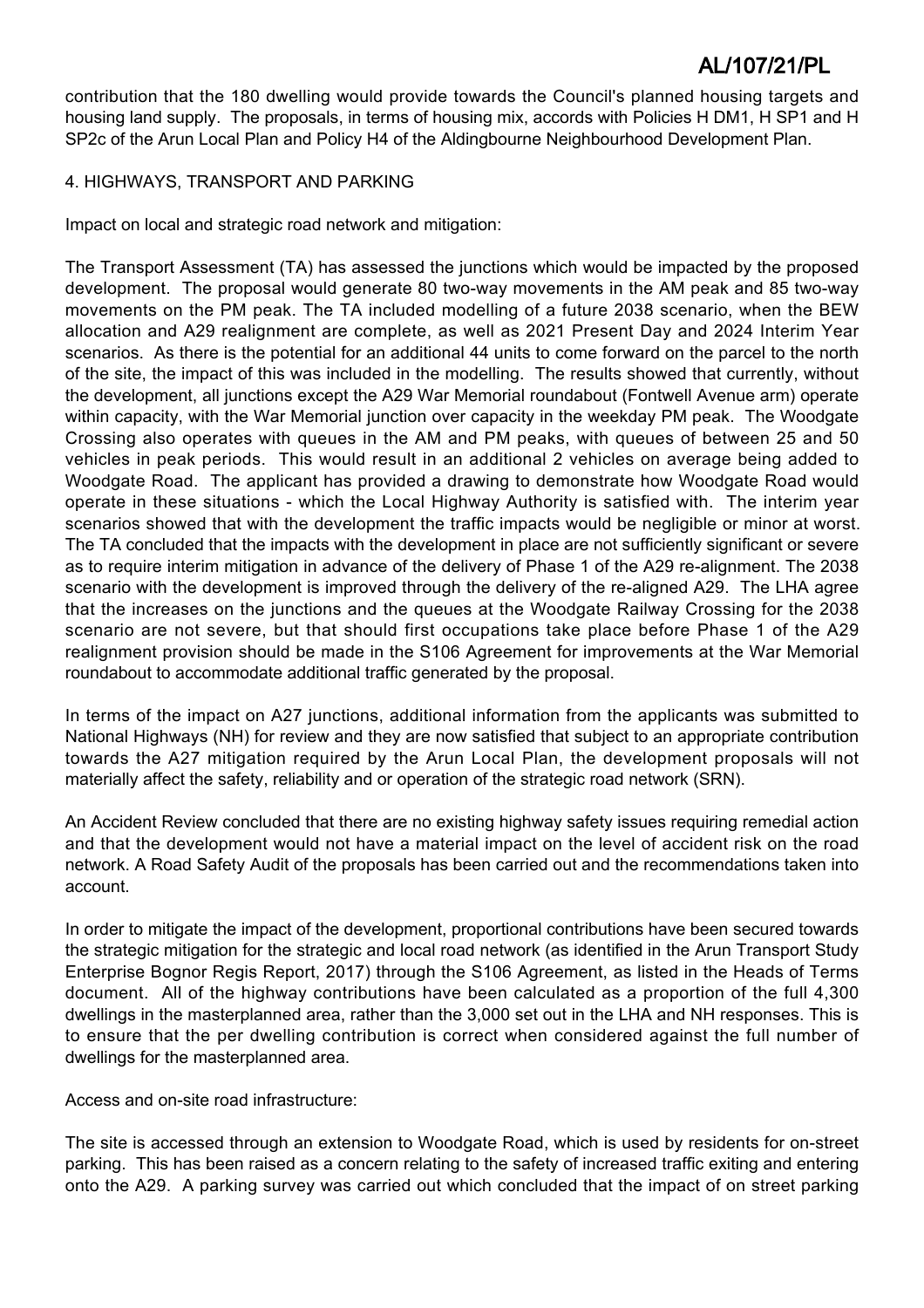contribution that the 180 dwelling would provide towards the Council's planned housing targets and housing land supply. The proposals, in terms of housing mix, accords with Policies H DM1, H SP1 and H SP2c of the Arun Local Plan and Policy H4 of the Aldingbourne Neighbourhood Development Plan.

4. HIGHWAYS, TRANSPORT AND PARKING

Impact on local and strategic road network and mitigation:

The Transport Assessment (TA) has assessed the junctions which would be impacted by the proposed development. The proposal would generate 80 two-way movements in the AM peak and 85 two-way movements on the PM peak. The TA included modelling of a future 2038 scenario, when the BEW allocation and A29 realignment are complete, as well as 2021 Present Day and 2024 Interim Year scenarios. As there is the potential for an additional 44 units to come forward on the parcel to the north of the site, the impact of this was included in the modelling. The results showed that currently, without the development, all junctions except the A29 War Memorial roundabout (Fontwell Avenue arm) operate within capacity, with the War Memorial junction over capacity in the weekday PM peak. The Woodgate Crossing also operates with queues in the AM and PM peaks, with queues of between 25 and 50 vehicles in peak periods. This would result in an additional 2 vehicles on average being added to Woodgate Road. The applicant has provided a drawing to demonstrate how Woodgate Road would operate in these situations - which the Local Highway Authority is satisfied with. The interim year scenarios showed that with the development the traffic impacts would be negligible or minor at worst. The TA concluded that the impacts with the development in place are not sufficiently significant or severe as to require interim mitigation in advance of the delivery of Phase 1 of the A29 re-alignment. The 2038 scenario with the development is improved through the delivery of the re-aligned A29. The LHA agree that the increases on the junctions and the queues at the Woodgate Railway Crossing for the 2038 scenario are not severe, but that should first occupations take place before Phase 1 of the A29 realignment provision should be made in the S106 Agreement for improvements at the War Memorial roundabout to accommodate additional traffic generated by the proposal.

In terms of the impact on A27 junctions, additional information from the applicants was submitted to National Highways (NH) for review and they are now satisfied that subject to an appropriate contribution towards the A27 mitigation required by the Arun Local Plan, the development proposals will not materially affect the safety, reliability and or operation of the strategic road network (SRN).

An Accident Review concluded that there are no existing highway safety issues requiring remedial action and that the development would not have a material impact on the level of accident risk on the road network. A Road Safety Audit of the proposals has been carried out and the recommendations taken into account.

In order to mitigate the impact of the development, proportional contributions have been secured towards the strategic mitigation for the strategic and local road network (as identified in the Arun Transport Study Enterprise Bognor Regis Report, 2017) through the S106 Agreement, as listed in the Heads of Terms document. All of the highway contributions have been calculated as a proportion of the full 4,300 dwellings in the masterplanned area, rather than the 3,000 set out in the LHA and NH responses. This is to ensure that the per dwelling contribution is correct when considered against the full number of dwellings for the masterplanned area.

Access and on-site road infrastructure:

The site is accessed through an extension to Woodgate Road, which is used by residents for on-street parking. This has been raised as a concern relating to the safety of increased traffic exiting and entering onto the A29. A parking survey was carried out which concluded that the impact of on street parking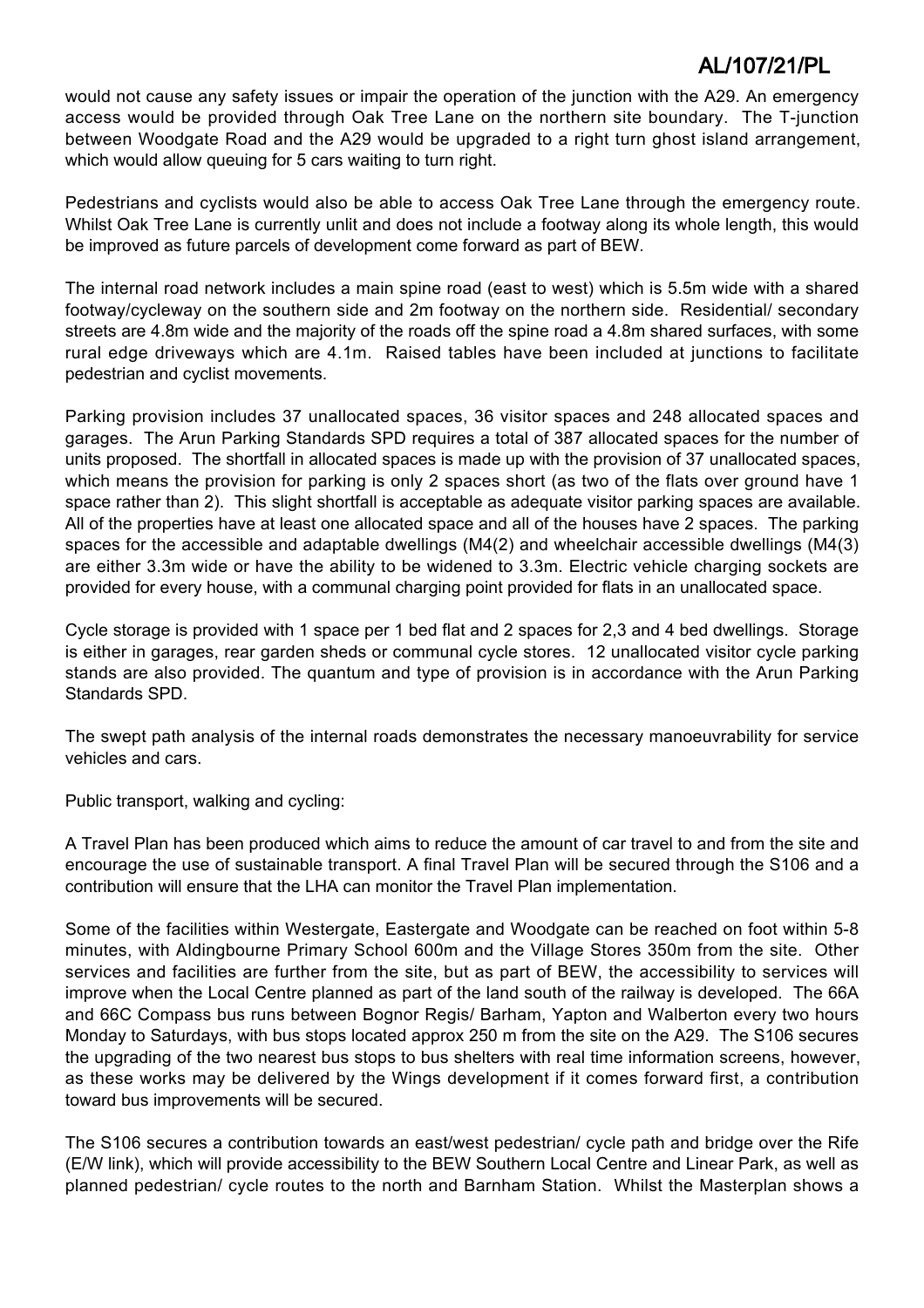would not cause any safety issues or impair the operation of the junction with the A29. An emergency access would be provided through Oak Tree Lane on the northern site boundary. The T-junction between Woodgate Road and the A29 would be upgraded to a right turn ghost island arrangement, which would allow queuing for 5 cars waiting to turn right.

Pedestrians and cyclists would also be able to access Oak Tree Lane through the emergency route. Whilst Oak Tree Lane is currently unlit and does not include a footway along its whole length, this would be improved as future parcels of development come forward as part of BEW.

The internal road network includes a main spine road (east to west) which is 5.5m wide with a shared footway/cycleway on the southern side and 2m footway on the northern side. Residential/ secondary streets are 4.8m wide and the majority of the roads off the spine road a 4.8m shared surfaces, with some rural edge driveways which are 4.1m. Raised tables have been included at junctions to facilitate pedestrian and cyclist movements.

Parking provision includes 37 unallocated spaces, 36 visitor spaces and 248 allocated spaces and garages. The Arun Parking Standards SPD requires a total of 387 allocated spaces for the number of units proposed. The shortfall in allocated spaces is made up with the provision of 37 unallocated spaces, which means the provision for parking is only 2 spaces short (as two of the flats over ground have 1 space rather than 2). This slight shortfall is acceptable as adequate visitor parking spaces are available. All of the properties have at least one allocated space and all of the houses have 2 spaces. The parking spaces for the accessible and adaptable dwellings (M4(2) and wheelchair accessible dwellings (M4(3) are either 3.3m wide or have the ability to be widened to 3.3m. Electric vehicle charging sockets are provided for every house, with a communal charging point provided for flats in an unallocated space.

Cycle storage is provided with 1 space per 1 bed flat and 2 spaces for 2,3 and 4 bed dwellings. Storage is either in garages, rear garden sheds or communal cycle stores. 12 unallocated visitor cycle parking stands are also provided. The quantum and type of provision is in accordance with the Arun Parking Standards SPD.

The swept path analysis of the internal roads demonstrates the necessary manoeuvrability for service vehicles and cars.

Public transport, walking and cycling:

A Travel Plan has been produced which aims to reduce the amount of car travel to and from the site and encourage the use of sustainable transport. A final Travel Plan will be secured through the S106 and a contribution will ensure that the LHA can monitor the Travel Plan implementation.

Some of the facilities within Westergate, Eastergate and Woodgate can be reached on foot within 5-8 minutes, with Aldingbourne Primary School 600m and the Village Stores 350m from the site. Other services and facilities are further from the site, but as part of BEW, the accessibility to services will improve when the Local Centre planned as part of the land south of the railway is developed. The 66A and 66C Compass bus runs between Bognor Regis/ Barham, Yapton and Walberton every two hours Monday to Saturdays, with bus stops located approx 250 m from the site on the A29. The S106 secures the upgrading of the two nearest bus stops to bus shelters with real time information screens, however, as these works may be delivered by the Wings development if it comes forward first, a contribution toward bus improvements will be secured.

The S106 secures a contribution towards an east/west pedestrian/ cycle path and bridge over the Rife (E/W link), which will provide accessibility to the BEW Southern Local Centre and Linear Park, as well as planned pedestrian/ cycle routes to the north and Barnham Station. Whilst the Masterplan shows a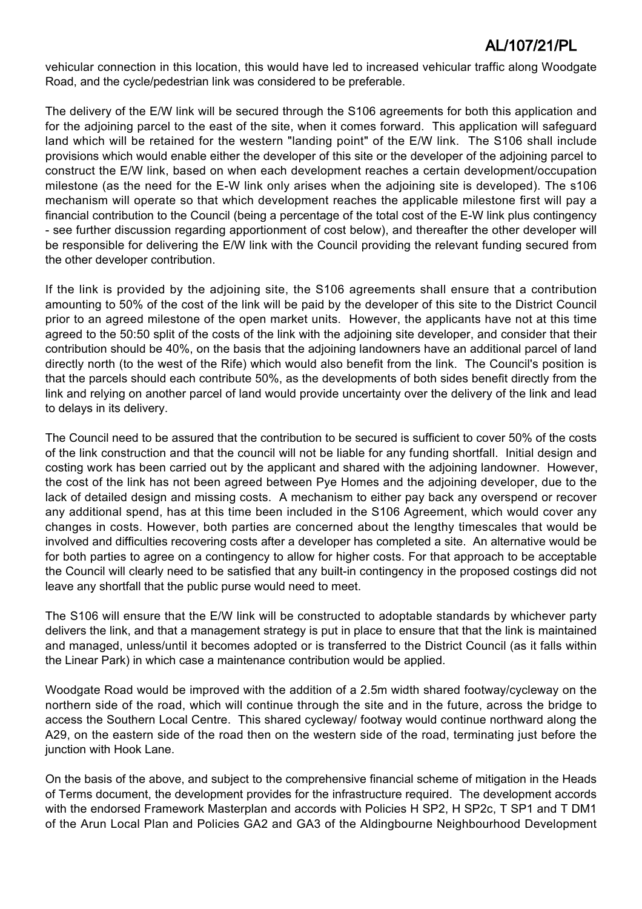vehicular connection in this location, this would have led to increased vehicular traffic along Woodgate Road, and the cycle/pedestrian link was considered to be preferable.

The delivery of the E/W link will be secured through the S106 agreements for both this application and for the adjoining parcel to the east of the site, when it comes forward. This application will safeguard land which will be retained for the western "landing point" of the E/W link. The S106 shall include provisions which would enable either the developer of this site or the developer of the adjoining parcel to construct the E/W link, based on when each development reaches a certain development/occupation milestone (as the need for the E-W link only arises when the adjoining site is developed). The s106 mechanism will operate so that which development reaches the applicable milestone first will pay a financial contribution to the Council (being a percentage of the total cost of the E-W link plus contingency - see further discussion regarding apportionment of cost below), and thereafter the other developer will be responsible for delivering the E/W link with the Council providing the relevant funding secured from the other developer contribution.

If the link is provided by the adjoining site, the S106 agreements shall ensure that a contribution amounting to 50% of the cost of the link will be paid by the developer of this site to the District Council prior to an agreed milestone of the open market units. However, the applicants have not at this time agreed to the 50:50 split of the costs of the link with the adjoining site developer, and consider that their contribution should be 40%, on the basis that the adjoining landowners have an additional parcel of land directly north (to the west of the Rife) which would also benefit from the link. The Council's position is that the parcels should each contribute 50%, as the developments of both sides benefit directly from the link and relying on another parcel of land would provide uncertainty over the delivery of the link and lead to delays in its delivery.

The Council need to be assured that the contribution to be secured is sufficient to cover 50% of the costs of the link construction and that the council will not be liable for any funding shortfall. Initial design and costing work has been carried out by the applicant and shared with the adjoining landowner. However, the cost of the link has not been agreed between Pye Homes and the adjoining developer, due to the lack of detailed design and missing costs. A mechanism to either pay back any overspend or recover any additional spend, has at this time been included in the S106 Agreement, which would cover any changes in costs. However, both parties are concerned about the lengthy timescales that would be involved and difficulties recovering costs after a developer has completed a site. An alternative would be for both parties to agree on a contingency to allow for higher costs. For that approach to be acceptable the Council will clearly need to be satisfied that any built-in contingency in the proposed costings did not leave any shortfall that the public purse would need to meet.

The S106 will ensure that the E/W link will be constructed to adoptable standards by whichever party delivers the link, and that a management strategy is put in place to ensure that that the link is maintained and managed, unless/until it becomes adopted or is transferred to the District Council (as it falls within the Linear Park) in which case a maintenance contribution would be applied.

Woodgate Road would be improved with the addition of a 2.5m width shared footway/cycleway on the northern side of the road, which will continue through the site and in the future, across the bridge to access the Southern Local Centre. This shared cycleway/ footway would continue northward along the A29, on the eastern side of the road then on the western side of the road, terminating just before the junction with Hook Lane.

On the basis of the above, and subject to the comprehensive financial scheme of mitigation in the Heads of Terms document, the development provides for the infrastructure required. The development accords with the endorsed Framework Masterplan and accords with Policies H SP2, H SP2c, T SP1 and T DM1 of the Arun Local Plan and Policies GA2 and GA3 of the Aldingbourne Neighbourhood Development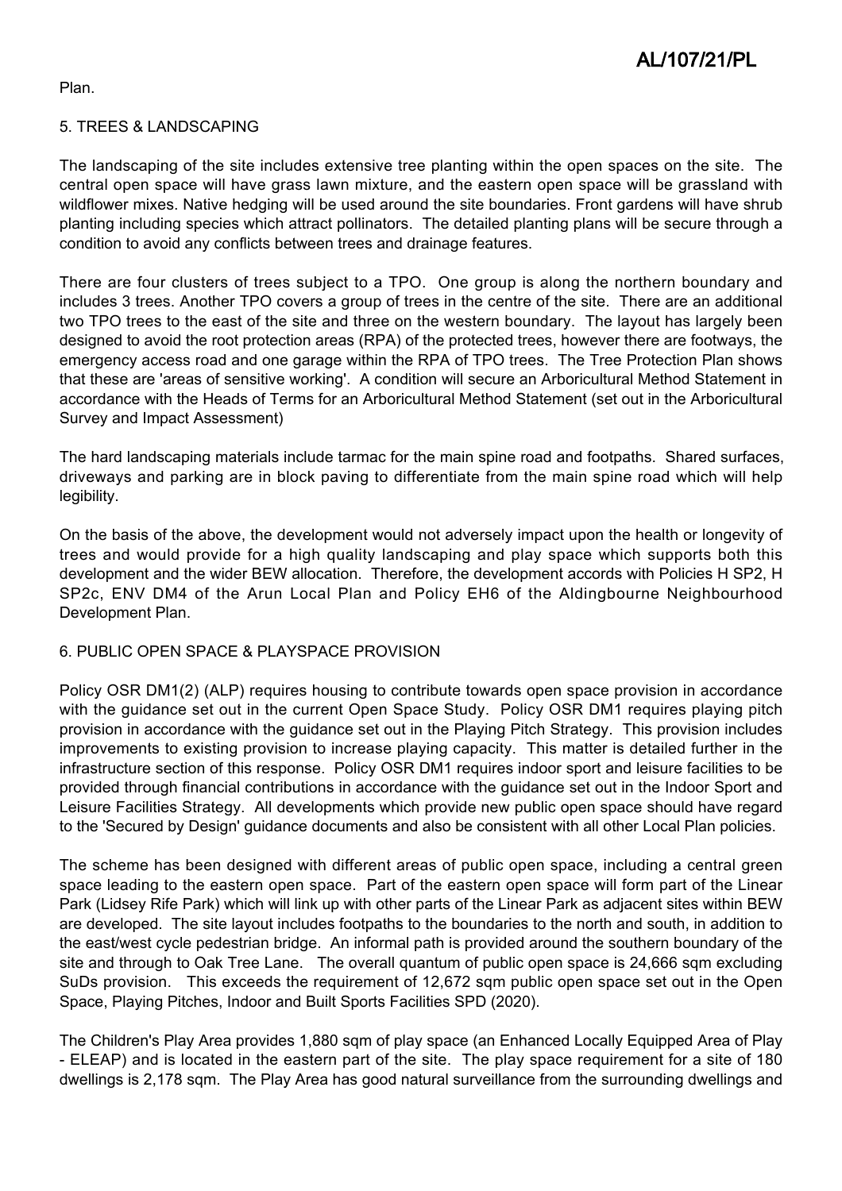Plan.

5. TREES & LANDSCAPING

The landscaping of the site includes extensive tree planting within the open spaces on the site. The central open space will have grass lawn mixture, and the eastern open space will be grassland with wildflower mixes. Native hedging will be used around the site boundaries. Front gardens will have shrub planting including species which attract pollinators. The detailed planting plans will be secure through a condition to avoid any conflicts between trees and drainage features.

There are four clusters of trees subject to a TPO. One group is along the northern boundary and includes 3 trees. Another TPO covers a group of trees in the centre of the site. There are an additional two TPO trees to the east of the site and three on the western boundary. The layout has largely been designed to avoid the root protection areas (RPA) of the protected trees, however there are footways, the emergency access road and one garage within the RPA of TPO trees. The Tree Protection Plan shows that these are 'areas of sensitive working'. A condition will secure an Arboricultural Method Statement in accordance with the Heads of Terms for an Arboricultural Method Statement (set out in the Arboricultural Survey and Impact Assessment)

The hard landscaping materials include tarmac for the main spine road and footpaths. Shared surfaces, driveways and parking are in block paving to differentiate from the main spine road which will help legibility.

On the basis of the above, the development would not adversely impact upon the health or longevity of trees and would provide for a high quality landscaping and play space which supports both this development and the wider BEW allocation. Therefore, the development accords with Policies H SP2, H SP2c, ENV DM4 of the Arun Local Plan and Policy EH6 of the Aldingbourne Neighbourhood Development Plan.

6. PUBLIC OPEN SPACE & PLAYSPACE PROVISION

Policy OSR DM1(2) (ALP) requires housing to contribute towards open space provision in accordance with the guidance set out in the current Open Space Study. Policy OSR DM1 requires playing pitch provision in accordance with the guidance set out in the Playing Pitch Strategy. This provision includes improvements to existing provision to increase playing capacity. This matter is detailed further in the infrastructure section of this response. Policy OSR DM1 requires indoor sport and leisure facilities to be provided through financial contributions in accordance with the guidance set out in the Indoor Sport and Leisure Facilities Strategy. All developments which provide new public open space should have regard to the 'Secured by Design' guidance documents and also be consistent with all other Local Plan policies.

The scheme has been designed with different areas of public open space, including a central green space leading to the eastern open space. Part of the eastern open space will form part of the Linear Park (Lidsey Rife Park) which will link up with other parts of the Linear Park as adjacent sites within BEW are developed. The site layout includes footpaths to the boundaries to the north and south, in addition to the east/west cycle pedestrian bridge. An informal path is provided around the southern boundary of the site and through to Oak Tree Lane. The overall quantum of public open space is 24,666 sqm excluding SuDs provision. This exceeds the requirement of 12,672 sqm public open space set out in the Open Space, Playing Pitches, Indoor and Built Sports Facilities SPD (2020).

The Children's Play Area provides 1,880 sqm of play space (an Enhanced Locally Equipped Area of Play - ELEAP) and is located in the eastern part of the site. The play space requirement for a site of 180 dwellings is 2,178 sqm. The Play Area has good natural surveillance from the surrounding dwellings and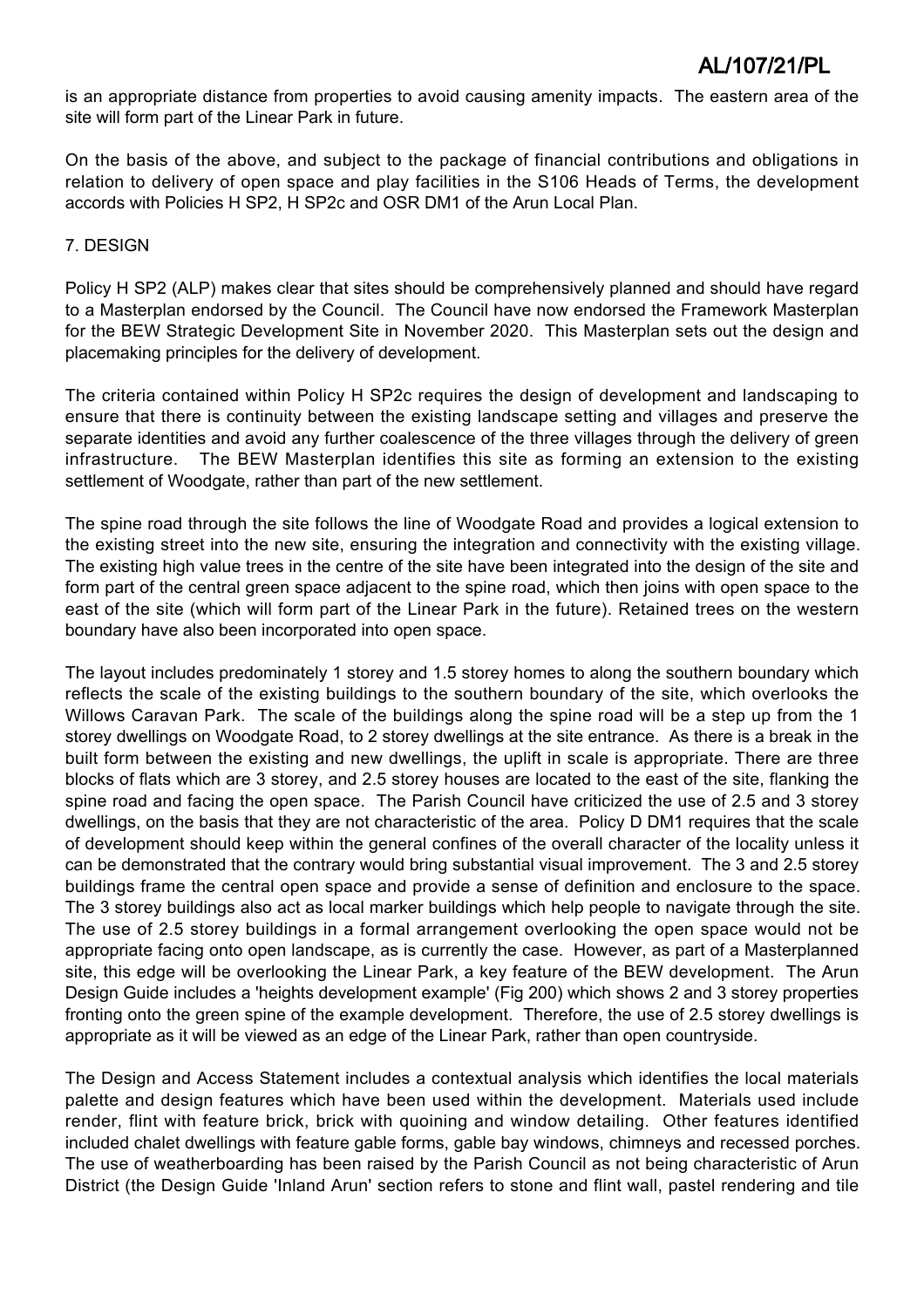is an appropriate distance from properties to avoid causing amenity impacts. The eastern area of the site will form part of the Linear Park in future.

On the basis of the above, and subject to the package of financial contributions and obligations in relation to delivery of open space and play facilities in the S106 Heads of Terms, the development accords with Policies H SP2, H SP2c and OSR DM1 of the Arun Local Plan.

## 7. DESIGN

Policy H SP2 (ALP) makes clear that sites should be comprehensively planned and should have regard to a Masterplan endorsed by the Council. The Council have now endorsed the Framework Masterplan for the BEW Strategic Development Site in November 2020. This Masterplan sets out the design and placemaking principles for the delivery of development.

The criteria contained within Policy H SP2c requires the design of development and landscaping to ensure that there is continuity between the existing landscape setting and villages and preserve the separate identities and avoid any further coalescence of the three villages through the delivery of green infrastructure. The BEW Masterplan identifies this site as forming an extension to the existing settlement of Woodgate, rather than part of the new settlement.

The spine road through the site follows the line of Woodgate Road and provides a logical extension to the existing street into the new site, ensuring the integration and connectivity with the existing village. The existing high value trees in the centre of the site have been integrated into the design of the site and form part of the central green space adjacent to the spine road, which then joins with open space to the east of the site (which will form part of the Linear Park in the future). Retained trees on the western boundary have also been incorporated into open space.

The layout includes predominately 1 storey and 1.5 storey homes to along the southern boundary which reflects the scale of the existing buildings to the southern boundary of the site, which overlooks the Willows Caravan Park. The scale of the buildings along the spine road will be a step up from the 1 storey dwellings on Woodgate Road, to 2 storey dwellings at the site entrance. As there is a break in the built form between the existing and new dwellings, the uplift in scale is appropriate. There are three blocks of flats which are 3 storey, and 2.5 storey houses are located to the east of the site, flanking the spine road and facing the open space. The Parish Council have criticized the use of 2.5 and 3 storey dwellings, on the basis that they are not characteristic of the area. Policy D DM1 requires that the scale of development should keep within the general confines of the overall character of the locality unless it can be demonstrated that the contrary would bring substantial visual improvement. The 3 and 2.5 storey buildings frame the central open space and provide a sense of definition and enclosure to the space. The 3 storey buildings also act as local marker buildings which help people to navigate through the site. The use of 2.5 storey buildings in a formal arrangement overlooking the open space would not be appropriate facing onto open landscape, as is currently the case. However, as part of a Masterplanned site, this edge will be overlooking the Linear Park, a key feature of the BEW development. The Arun Design Guide includes a 'heights development example' (Fig 200) which shows 2 and 3 storey properties fronting onto the green spine of the example development. Therefore, the use of 2.5 storey dwellings is appropriate as it will be viewed as an edge of the Linear Park, rather than open countryside.

The Design and Access Statement includes a contextual analysis which identifies the local materials palette and design features which have been used within the development. Materials used include render, flint with feature brick, brick with quoining and window detailing. Other features identified included chalet dwellings with feature gable forms, gable bay windows, chimneys and recessed porches. The use of weatherboarding has been raised by the Parish Council as not being characteristic of Arun District (the Design Guide 'Inland Arun' section refers to stone and flint wall, pastel rendering and tile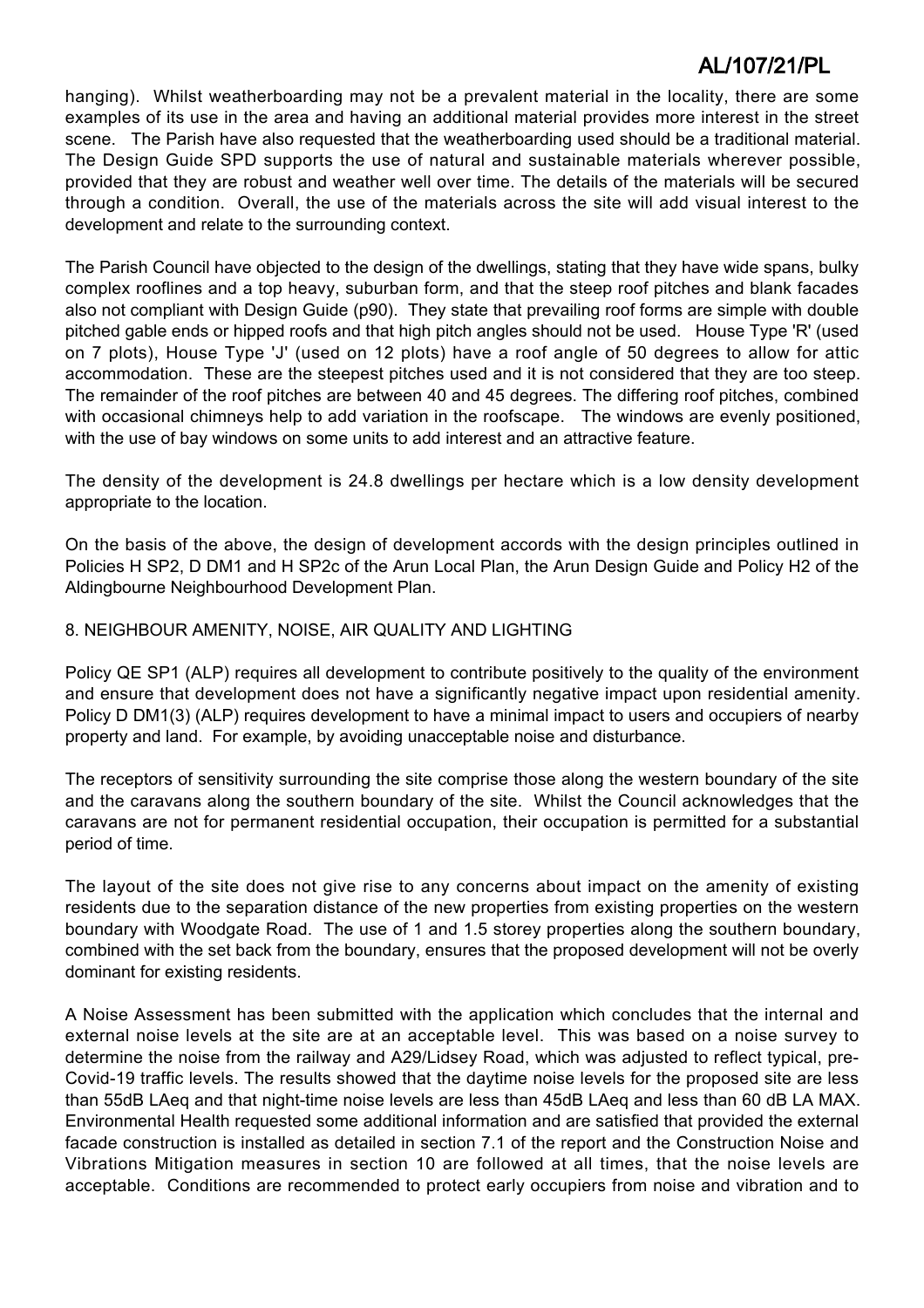hanging). Whilst weatherboarding may not be a prevalent material in the locality, there are some examples of its use in the area and having an additional material provides more interest in the street scene. The Parish have also requested that the weatherboarding used should be a traditional material. The Design Guide SPD supports the use of natural and sustainable materials wherever possible, provided that they are robust and weather well over time. The details of the materials will be secured through a condition. Overall, the use of the materials across the site will add visual interest to the development and relate to the surrounding context.

The Parish Council have objected to the design of the dwellings, stating that they have wide spans, bulky complex rooflines and a top heavy, suburban form, and that the steep roof pitches and blank facades also not compliant with Design Guide (p90). They state that prevailing roof forms are simple with double pitched gable ends or hipped roofs and that high pitch angles should not be used. House Type 'R' (used on 7 plots), House Type 'J' (used on 12 plots) have a roof angle of 50 degrees to allow for attic accommodation. These are the steepest pitches used and it is not considered that they are too steep. The remainder of the roof pitches are between 40 and 45 degrees. The differing roof pitches, combined with occasional chimneys help to add variation in the roofscape. The windows are evenly positioned, with the use of bay windows on some units to add interest and an attractive feature.

The density of the development is 24.8 dwellings per hectare which is a low density development appropriate to the location.

On the basis of the above, the design of development accords with the design principles outlined in Policies H SP2, D DM1 and H SP2c of the Arun Local Plan, the Arun Design Guide and Policy H2 of the Aldingbourne Neighbourhood Development Plan.

8. NEIGHBOUR AMENITY, NOISE, AIR QUALITY AND LIGHTING

Policy QE SP1 (ALP) requires all development to contribute positively to the quality of the environment and ensure that development does not have a significantly negative impact upon residential amenity. Policy D DM1(3) (ALP) requires development to have a minimal impact to users and occupiers of nearby property and land. For example, by avoiding unacceptable noise and disturbance.

The receptors of sensitivity surrounding the site comprise those along the western boundary of the site and the caravans along the southern boundary of the site. Whilst the Council acknowledges that the caravans are not for permanent residential occupation, their occupation is permitted for a substantial period of time.

The layout of the site does not give rise to any concerns about impact on the amenity of existing residents due to the separation distance of the new properties from existing properties on the western boundary with Woodgate Road. The use of 1 and 1.5 storey properties along the southern boundary, combined with the set back from the boundary, ensures that the proposed development will not be overly dominant for existing residents.

A Noise Assessment has been submitted with the application which concludes that the internal and external noise levels at the site are at an acceptable level. This was based on a noise survey to determine the noise from the railway and A29/Lidsey Road, which was adjusted to reflect typical, pre-Covid-19 traffic levels. The results showed that the daytime noise levels for the proposed site are less than 55dB LAeq and that night-time noise levels are less than 45dB LAeq and less than 60 dB LA MAX. Environmental Health requested some additional information and are satisfied that provided the external facade construction is installed as detailed in section 7.1 of the report and the Construction Noise and Vibrations Mitigation measures in section 10 are followed at all times, that the noise levels are acceptable. Conditions are recommended to protect early occupiers from noise and vibration and to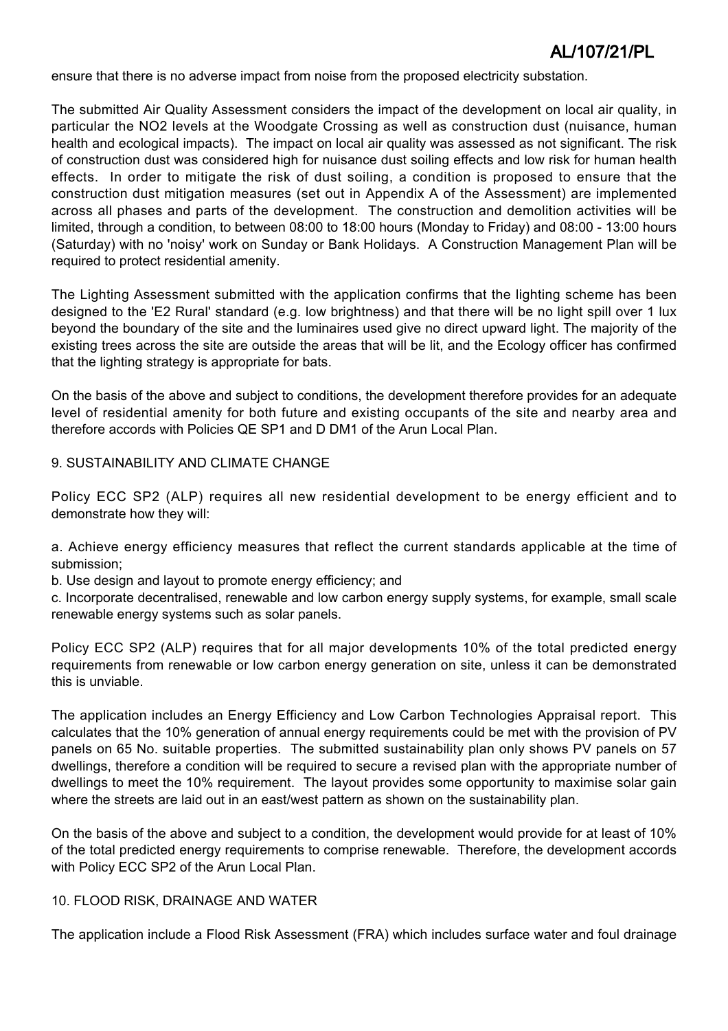ensure that there is no adverse impact from noise from the proposed electricity substation.

The submitted Air Quality Assessment considers the impact of the development on local air quality, in particular the NO2 levels at the Woodgate Crossing as well as construction dust (nuisance, human health and ecological impacts). The impact on local air quality was assessed as not significant. The risk of construction dust was considered high for nuisance dust soiling effects and low risk for human health effects. In order to mitigate the risk of dust soiling, a condition is proposed to ensure that the construction dust mitigation measures (set out in Appendix A of the Assessment) are implemented across all phases and parts of the development. The construction and demolition activities will be limited, through a condition, to between 08:00 to 18:00 hours (Monday to Friday) and 08:00 - 13:00 hours (Saturday) with no 'noisy' work on Sunday or Bank Holidays. A Construction Management Plan will be required to protect residential amenity.

The Lighting Assessment submitted with the application confirms that the lighting scheme has been designed to the 'E2 Rural' standard (e.g. low brightness) and that there will be no light spill over 1 lux beyond the boundary of the site and the luminaires used give no direct upward light. The majority of the existing trees across the site are outside the areas that will be lit, and the Ecology officer has confirmed that the lighting strategy is appropriate for bats.

On the basis of the above and subject to conditions, the development therefore provides for an adequate level of residential amenity for both future and existing occupants of the site and nearby area and therefore accords with Policies QE SP1 and D DM1 of the Arun Local Plan.

9. SUSTAINABILITY AND CLIMATE CHANGE

Policy ECC SP2 (ALP) requires all new residential development to be energy efficient and to demonstrate how they will:

a. Achieve energy efficiency measures that reflect the current standards applicable at the time of submission;
b. Use design and layout to promote energy efficiency; and
c. Incorporate decentralised, renewable and low carbon energy supply systems, for example, small scale renewable energy systems such as solar panels.

Policy ECC SP2 (ALP) requires that for all major developments 10% of the total predicted energy requirements from renewable or low carbon energy generation on site, unless it can be demonstrated this is unviable.

The application includes an Energy Efficiency and Low Carbon Technologies Appraisal report. This calculates that the 10% generation of annual energy requirements could be met with the provision of PV panels on 65 No. suitable properties. The submitted sustainability plan only shows PV panels on 57 dwellings, therefore a condition will be required to secure a revised plan with the appropriate number of dwellings to meet the 10% requirement. The layout provides some opportunity to maximise solar gain where the streets are laid out in an east/west pattern as shown on the sustainability plan.

On the basis of the above and subject to a condition, the development would provide for at least of 10% of the total predicted energy requirements to comprise renewable. Therefore, the development accords with Policy ECC SP2 of the Arun Local Plan.

10. FLOOD RISK, DRAINAGE AND WATER

The application include a Flood Risk Assessment (FRA) which includes surface water and foul drainage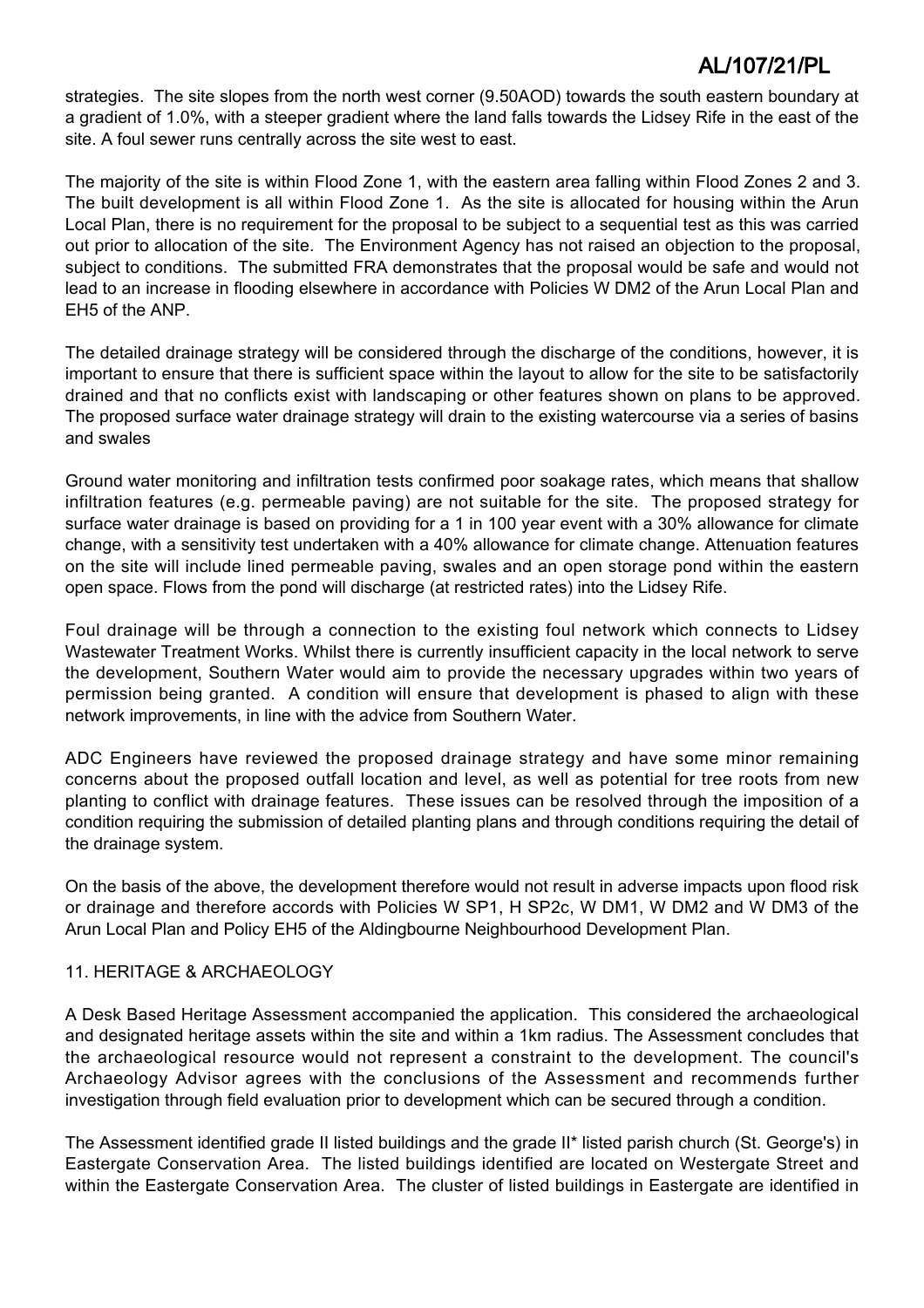strategies. The site slopes from the north west corner (9.50AOD) towards the south eastern boundary at a gradient of 1.0%, with a steeper gradient where the land falls towards the Lidsey Rife in the east of the site. A foul sewer runs centrally across the site west to east.

The majority of the site is within Flood Zone 1, with the eastern area falling within Flood Zones 2 and 3. The built development is all within Flood Zone 1. As the site is allocated for housing within the Arun Local Plan, there is no requirement for the proposal to be subject to a sequential test as this was carried out prior to allocation of the site. The Environment Agency has not raised an objection to the proposal, subject to conditions. The submitted FRA demonstrates that the proposal would be safe and would not lead to an increase in flooding elsewhere in accordance with Policies W DM2 of the Arun Local Plan and EH5 of the ANP.

The detailed drainage strategy will be considered through the discharge of the conditions, however, it is important to ensure that there is sufficient space within the layout to allow for the site to be satisfactorily drained and that no conflicts exist with landscaping or other features shown on plans to be approved. The proposed surface water drainage strategy will drain to the existing watercourse via a series of basins and swales

Ground water monitoring and infiltration tests confirmed poor soakage rates, which means that shallow infiltration features (e.g. permeable paving) are not suitable for the site. The proposed strategy for surface water drainage is based on providing for a 1 in 100 year event with a 30% allowance for climate change, with a sensitivity test undertaken with a 40% allowance for climate change. Attenuation features on the site will include lined permeable paving, swales and an open storage pond within the eastern open space. Flows from the pond will discharge (at restricted rates) into the Lidsey Rife.

Foul drainage will be through a connection to the existing foul network which connects to Lidsey Wastewater Treatment Works. Whilst there is currently insufficient capacity in the local network to serve the development, Southern Water would aim to provide the necessary upgrades within two years of permission being granted. A condition will ensure that development is phased to align with these network improvements, in line with the advice from Southern Water.

ADC Engineers have reviewed the proposed drainage strategy and have some minor remaining concerns about the proposed outfall location and level, as well as potential for tree roots from new planting to conflict with drainage features. These issues can be resolved through the imposition of a condition requiring the submission of detailed planting plans and through conditions requiring the detail of the drainage system.

On the basis of the above, the development therefore would not result in adverse impacts upon flood risk or drainage and therefore accords with Policies W SP1, H SP2c, W DM1, W DM2 and W DM3 of the Arun Local Plan and Policy EH5 of the Aldingbourne Neighbourhood Development Plan.

## 11. HERITAGE & ARCHAEOLOGY

A Desk Based Heritage Assessment accompanied the application. This considered the archaeological and designated heritage assets within the site and within a 1km radius. The Assessment concludes that the archaeological resource would not represent a constraint to the development. The council's Archaeology Advisor agrees with the conclusions of the Assessment and recommends further investigation through field evaluation prior to development which can be secured through a condition.

The Assessment identified grade II listed buildings and the grade II* listed parish church (St. George's) in Eastergate Conservation Area. The listed buildings identified are located on Westergate Street and within the Eastergate Conservation Area. The cluster of listed buildings in Eastergate are identified in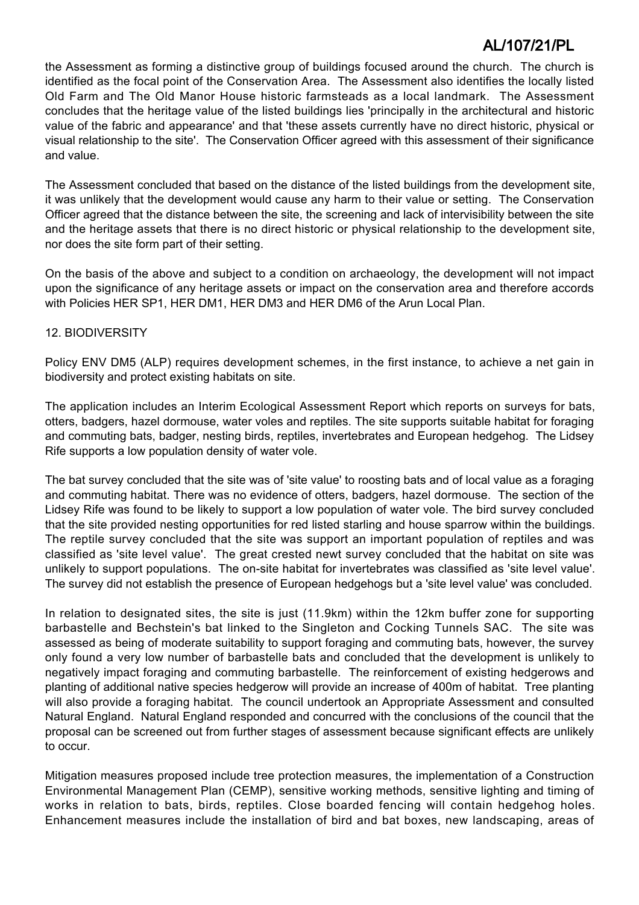the Assessment as forming a distinctive group of buildings focused around the church. The church is identified as the focal point of the Conservation Area. The Assessment also identifies the locally listed Old Farm and The Old Manor House historic farmsteads as a local landmark. The Assessment concludes that the heritage value of the listed buildings lies 'principally in the architectural and historic value of the fabric and appearance' and that 'these assets currently have no direct historic, physical or visual relationship to the site'. The Conservation Officer agreed with this assessment of their significance and value.

The Assessment concluded that based on the distance of the listed buildings from the development site, it was unlikely that the development would cause any harm to their value or setting. The Conservation Officer agreed that the distance between the site, the screening and lack of intervisibility between the site and the heritage assets that there is no direct historic or physical relationship to the development site, nor does the site form part of their setting.

On the basis of the above and subject to a condition on archaeology, the development will not impact upon the significance of any heritage assets or impact on the conservation area and therefore accords with Policies HER SP1, HER DM1, HER DM3 and HER DM6 of the Arun Local Plan.

## 12. BIODIVERSITY

Policy ENV DM5 (ALP) requires development schemes, in the first instance, to achieve a net gain in biodiversity and protect existing habitats on site.

The application includes an Interim Ecological Assessment Report which reports on surveys for bats, otters, badgers, hazel dormouse, water voles and reptiles. The site supports suitable habitat for foraging and commuting bats, badger, nesting birds, reptiles, invertebrates and European hedgehog. The Lidsey Rife supports a low population density of water vole.

The bat survey concluded that the site was of 'site value' to roosting bats and of local value as a foraging and commuting habitat. There was no evidence of otters, badgers, hazel dormouse. The section of the Lidsey Rife was found to be likely to support a low population of water vole. The bird survey concluded that the site provided nesting opportunities for red listed starling and house sparrow within the buildings. The reptile survey concluded that the site was support an important population of reptiles and was classified as 'site level value'. The great crested newt survey concluded that the habitat on site was unlikely to support populations. The on-site habitat for invertebrates was classified as 'site level value'. The survey did not establish the presence of European hedgehogs but a 'site level value' was concluded.

In relation to designated sites, the site is just (11.9km) within the 12km buffer zone for supporting barbastelle and Bechstein's bat linked to the Singleton and Cocking Tunnels SAC. The site was assessed as being of moderate suitability to support foraging and commuting bats, however, the survey only found a very low number of barbastelle bats and concluded that the development is unlikely to negatively impact foraging and commuting barbastelle. The reinforcement of existing hedgerows and planting of additional native species hedgerow will provide an increase of 400m of habitat. Tree planting will also provide a foraging habitat. The council undertook an Appropriate Assessment and consulted Natural England. Natural England responded and concurred with the conclusions of the council that the proposal can be screened out from further stages of assessment because significant effects are unlikely to occur.

Mitigation measures proposed include tree protection measures, the implementation of a Construction Environmental Management Plan (CEMP), sensitive working methods, sensitive lighting and timing of works in relation to bats, birds, reptiles. Close boarded fencing will contain hedgehog holes. Enhancement measures include the installation of bird and bat boxes, new landscaping, areas of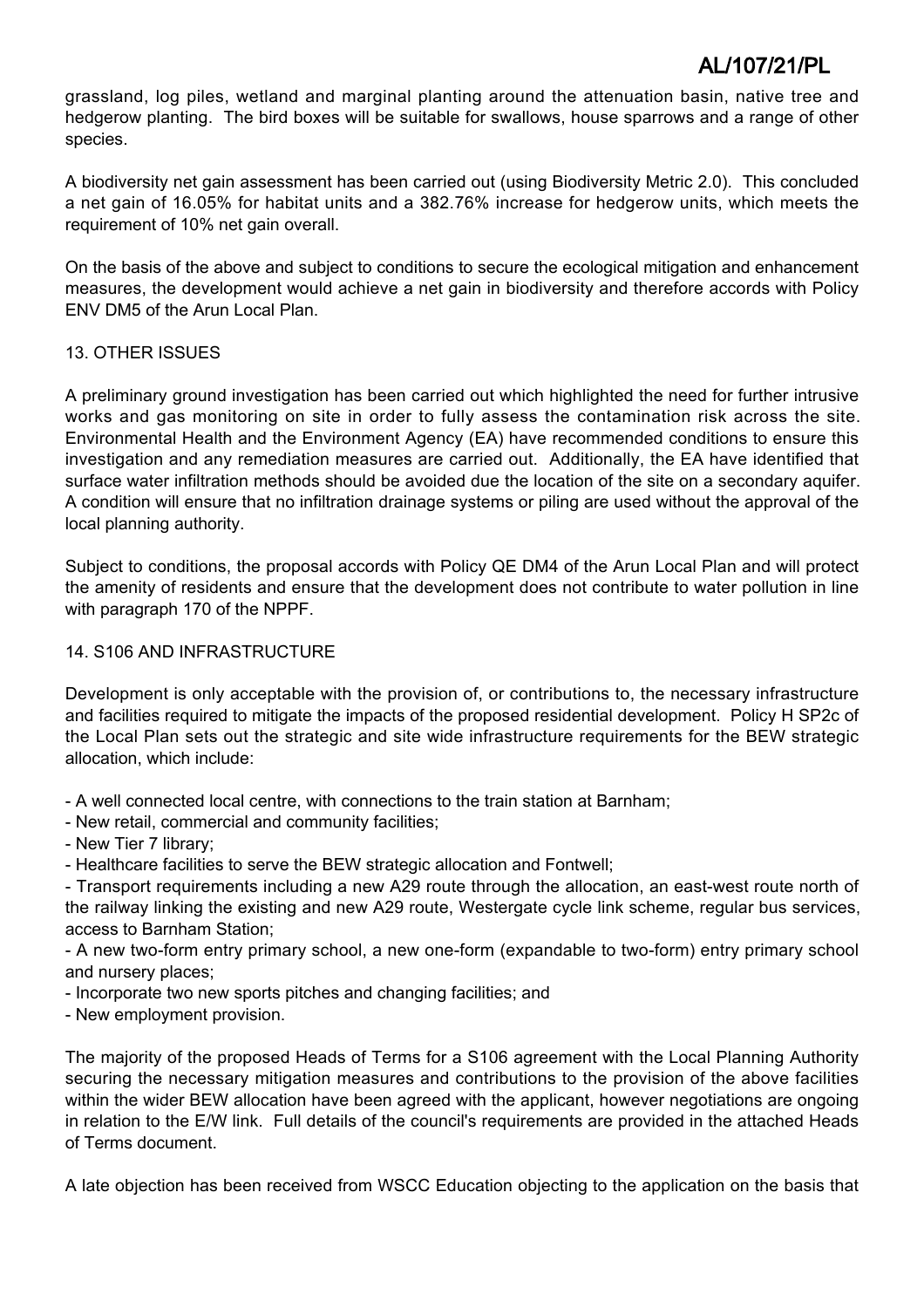grassland, log piles, wetland and marginal planting around the attenuation basin, native tree and hedgerow planting. The bird boxes will be suitable for swallows, house sparrows and a range of other species.

A biodiversity net gain assessment has been carried out (using Biodiversity Metric 2.0). This concluded a net gain of 16.05% for habitat units and a 382.76% increase for hedgerow units, which meets the requirement of 10% net gain overall.

On the basis of the above and subject to conditions to secure the ecological mitigation and enhancement measures, the development would achieve a net gain in biodiversity and therefore accords with Policy ENV DM5 of the Arun Local Plan.

## 13. OTHER ISSUES

A preliminary ground investigation has been carried out which highlighted the need for further intrusive works and gas monitoring on site in order to fully assess the contamination risk across the site. Environmental Health and the Environment Agency (EA) have recommended conditions to ensure this investigation and any remediation measures are carried out. Additionally, the EA have identified that surface water infiltration methods should be avoided due the location of the site on a secondary aquifer. A condition will ensure that no infiltration drainage systems or piling are used without the approval of the local planning authority.

Subject to conditions, the proposal accords with Policy QE DM4 of the Arun Local Plan and will protect the amenity of residents and ensure that the development does not contribute to water pollution in line with paragraph 170 of the NPPF.

## 14. S106 AND INFRASTRUCTURE

Development is only acceptable with the provision of, or contributions to, the necessary infrastructure and facilities required to mitigate the impacts of the proposed residential development. Policy H SP2c of the Local Plan sets out the strategic and site wide infrastructure requirements for the BEW strategic allocation, which include:

- A well connected local centre, with connections to the train station at Barnham;
- New retail, commercial and community facilities;
- New Tier 7 library;
- Healthcare facilities to serve the BEW strategic allocation and Fontwell;
- Transport requirements including a new A29 route through the allocation, an east-west route north of the railway linking the existing and new A29 route, Westergate cycle link scheme, regular bus services, access to Barnham Station;
- A new two-form entry primary school, a new one-form (expandable to two-form) entry primary school and nursery places;
- Incorporate two new sports pitches and changing facilities; and
- New employment provision.

The majority of the proposed Heads of Terms for a S106 agreement with the Local Planning Authority securing the necessary mitigation measures and contributions to the provision of the above facilities within the wider BEW allocation have been agreed with the applicant, however negotiations are ongoing in relation to the E/W link. Full details of the council's requirements are provided in the attached Heads of Terms document.

A late objection has been received from WSCC Education objecting to the application on the basis that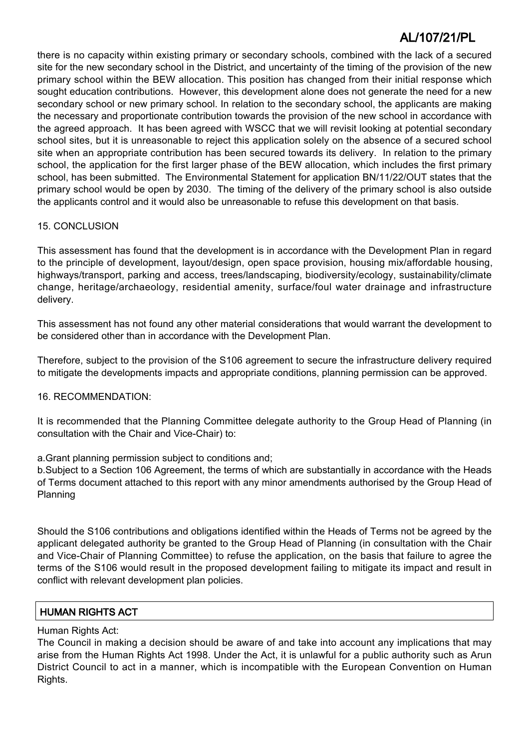there is no capacity within existing primary or secondary schools, combined with the lack of a secured site for the new secondary school in the District, and uncertainty of the timing of the provision of the new primary school within the BEW allocation. This position has changed from their initial response which sought education contributions. However, this development alone does not generate the need for a new secondary school or new primary school. In relation to the secondary school, the applicants are making the necessary and proportionate contribution towards the provision of the new school in accordance with the agreed approach. It has been agreed with WSCC that we will revisit looking at potential secondary school sites, but it is unreasonable to reject this application solely on the absence of a secured school site when an appropriate contribution has been secured towards its delivery. In relation to the primary school, the application for the first larger phase of the BEW allocation, which includes the first primary school, has been submitted. The Environmental Statement for application BN/11/22/OUT states that the primary school would be open by 2030. The timing of the delivery of the primary school is also outside the applicants control and it would also be unreasonable to refuse this development on that basis.

## 15. CONCLUSION

This assessment has found that the development is in accordance with the Development Plan in regard to the principle of development, layout/design, open space provision, housing mix/affordable housing, highways/transport, parking and access, trees/landscaping, biodiversity/ecology, sustainability/climate change, heritage/archaeology, residential amenity, surface/foul water drainage and infrastructure delivery.

This assessment has not found any other material considerations that would warrant the development to be considered other than in accordance with the Development Plan.

Therefore, subject to the provision of the S106 agreement to secure the infrastructure delivery required to mitigate the developments impacts and appropriate conditions, planning permission can be approved.

## 16. RECOMMENDATION:

It is recommended that the Planning Committee delegate authority to the Group Head of Planning (in consultation with the Chair and Vice-Chair) to:

a.Grant planning permission subject to conditions and;

b.Subject to a Section 106 Agreement, the terms of which are substantially in accordance with the Heads of Terms document attached to this report with any minor amendments authorised by the Group Head of Planning

Should the S106 contributions and obligations identified within the Heads of Terms not be agreed by the applicant delegated authority be granted to the Group Head of Planning (in consultation with the Chair and Vice-Chair of Planning Committee) to refuse the application, on the basis that failure to agree the terms of the S106 would result in the proposed development failing to mitigate its impact and result in conflict with relevant development plan policies.

## HUMAN RIGHTS ACT

Human Rights Act:

The Council in making a decision should be aware of and take into account any implications that may arise from the Human Rights Act 1998. Under the Act, it is unlawful for a public authority such as Arun District Council to act in a manner, which is incompatible with the European Convention on Human Rights.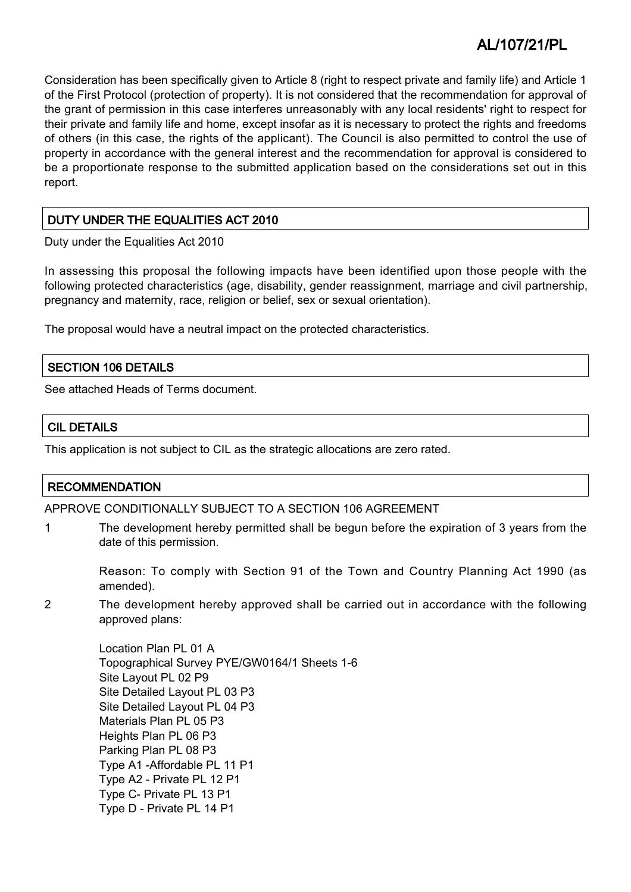Consideration has been specifically given to Article 8 (right to respect private and family life) and Article 1 of the First Protocol (protection of property). It is not considered that the recommendation for approval of the grant of permission in this case interferes unreasonably with any local residents' right to respect for their private and family life and home, except insofar as it is necessary to protect the rights and freedoms of others (in this case, the rights of the applicant). The Council is also permitted to control the use of property in accordance with the general interest and the recommendation for approval is considered to be a proportionate response to the submitted application based on the considerations set out in this report.

## DUTY UNDER THE EQUALITIES ACT 2010

Duty under the Equalities Act 2010

In assessing this proposal the following impacts have been identified upon those people with the following protected characteristics (age, disability, gender reassignment, marriage and civil partnership, pregnancy and maternity, race, religion or belief, sex or sexual orientation).

The proposal would have a neutral impact on the protected characteristics.

## SECTION 106 DETAILS

See attached Heads of Terms document.

## CIL DETAILS

This application is not subject to CIL as the strategic allocations are zero rated.

## RECOMMENDATION

APPROVE CONDITIONALLY SUBJECT TO A SECTION 106 AGREEMENT

1 The development hereby permitted shall be begun before the expiration of 3 years from the date of this permission.

Reason: To comply with Section 91 of the Town and Country Planning Act 1990 (as amended).

2 The development hereby approved shall be carried out in accordance with the following approved plans:

Location Plan PL 01 A
Topographical Survey PYE/GW0164/1 Sheets 1-6
Site Layout PL 02 P9
Site Detailed Layout PL 03 P3
Site Detailed Layout PL 04 P3
Materials Plan PL 05 P3
Heights Plan PL 06 P3
Parking Plan PL 08 P3
Type A1 -Affordable PL 11 P1
Type A2 - Private PL 12 P1
Type C- Private PL 13 P1
Type D - Private PL 14 P1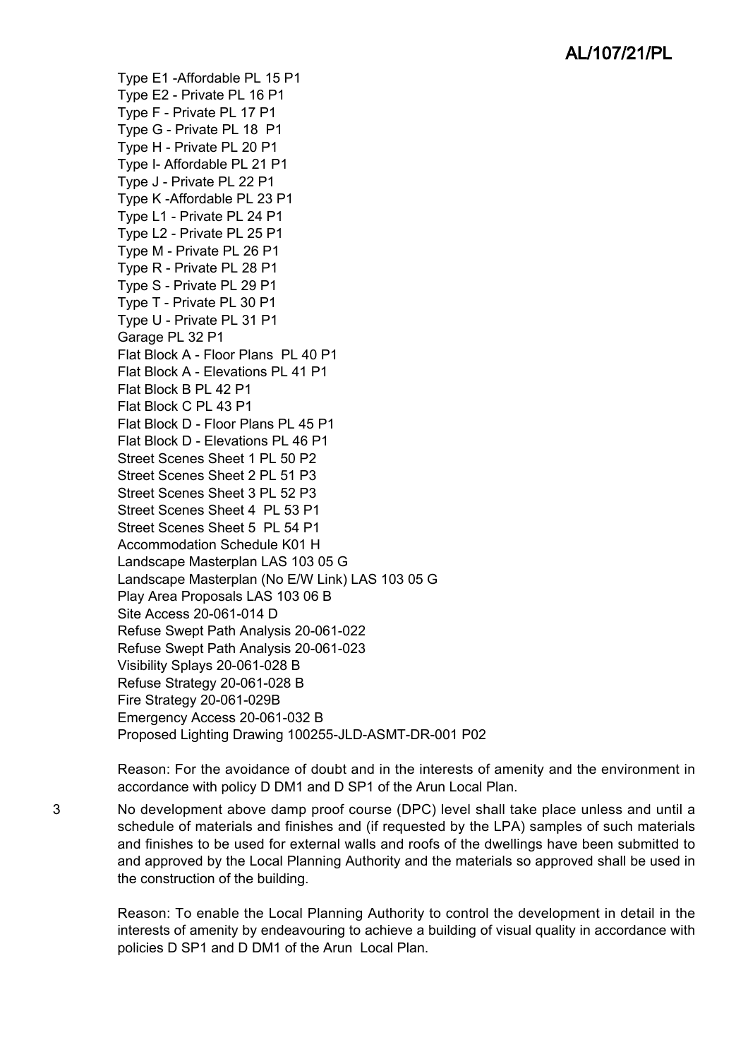Type E1 -Affordable PL 15 P1
Type E2 - Private PL 16 P1
Type F - Private PL 17 P1
Type G - Private PL 18 P1
Type H - Private PL 20 P1
Type I- Affordable PL 21 P1
Type J - Private PL 22 P1
Type K -Affordable PL 23 P1
Type L1 - Private PL 24 P1
Type L2 - Private PL 25 P1
Type M - Private PL 26 P1
Type R - Private PL 28 P1
Type S - Private PL 29 P1
Type T - Private PL 30 P1
Type U - Private PL 31 P1
Garage PL 32 P1
Flat Block A - Floor Plans PL 40 P1
Flat Block A - Elevations PL 41 P1
Flat Block B PL 42 P1
Flat Block C PL 43 P1
Flat Block D - Floor Plans PL 45 P1
Flat Block D - Elevations PL 46 P1
Street Scenes Sheet 1 PL 50 P2
Street Scenes Sheet 2 PL 51 P3
Street Scenes Sheet 3 PL 52 P3
Street Scenes Sheet 4 PL 53 P1
Street Scenes Sheet 5 PL 54 P1
Accommodation Schedule K01 H
Landscape Masterplan LAS 103 05 G
Landscape Masterplan (No E/W Link) LAS 103 05 G
Play Area Proposals LAS 103 06 B
Site Access 20-061-014 D
Refuse Swept Path Analysis 20-061-022
Refuse Swept Path Analysis 20-061-023
Visibility Splays 20-061-028 B
Refuse Strategy 20-061-028 B
Fire Strategy 20-061-029B
Emergency Access 20-061-032 B
Proposed Lighting Drawing 100255-JLD-ASMT-DR-001 P02

Reason: For the avoidance of doubt and in the interests of amenity and the environment in accordance with policy D DM1 and D SP1 of the Arun Local Plan.

3 No development above damp proof course (DPC) level shall take place unless and until a schedule of materials and finishes and (if requested by the LPA) samples of such materials and finishes to be used for external walls and roofs of the dwellings have been submitted to and approved by the Local Planning Authority and the materials so approved shall be used in the construction of the building.

Reason: To enable the Local Planning Authority to control the development in detail in the interests of amenity by endeavouring to achieve a building of visual quality in accordance with policies D SP1 and D DM1 of the Arun Local Plan.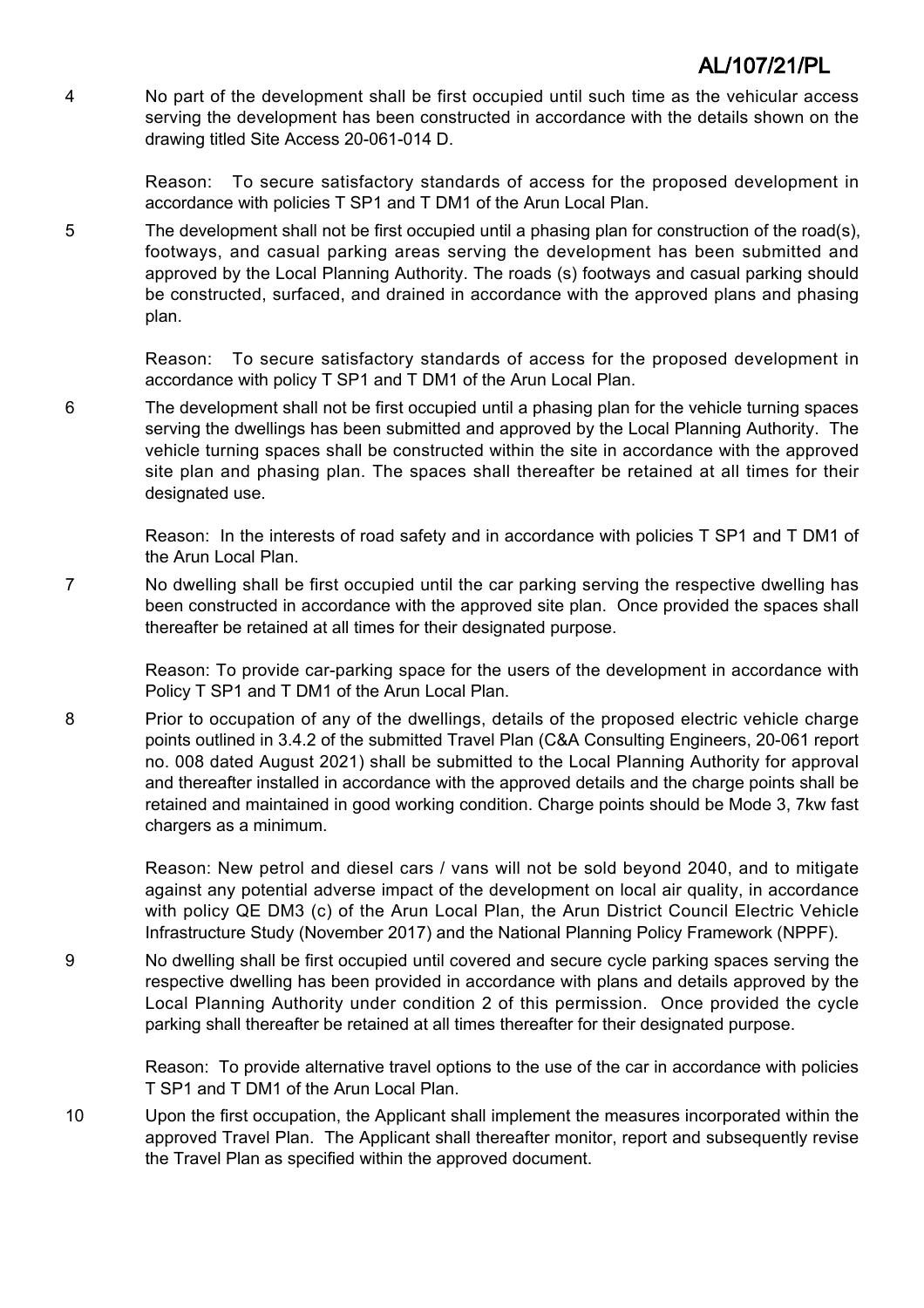4 No part of the development shall be first occupied until such time as the vehicular access serving the development has been constructed in accordance with the details shown on the drawing titled Site Access 20-061-014 D.

Reason: To secure satisfactory standards of access for the proposed development in accordance with policies T SP1 and T DM1 of the Arun Local Plan.

5 The development shall not be first occupied until a phasing plan for construction of the road(s), footways, and casual parking areas serving the development has been submitted and approved by the Local Planning Authority. The roads (s) footways and casual parking should be constructed, surfaced, and drained in accordance with the approved plans and phasing plan.

Reason: To secure satisfactory standards of access for the proposed development in accordance with policy T SP1 and T DM1 of the Arun Local Plan.

6 The development shall not be first occupied until a phasing plan for the vehicle turning spaces serving the dwellings has been submitted and approved by the Local Planning Authority. The vehicle turning spaces shall be constructed within the site in accordance with the approved site plan and phasing plan. The spaces shall thereafter be retained at all times for their designated use.

Reason: In the interests of road safety and in accordance with policies T SP1 and T DM1 of the Arun Local Plan.

7 No dwelling shall be first occupied until the car parking serving the respective dwelling has been constructed in accordance with the approved site plan. Once provided the spaces shall thereafter be retained at all times for their designated purpose.

Reason: To provide car-parking space for the users of the development in accordance with Policy T SP1 and T DM1 of the Arun Local Plan.

8 Prior to occupation of any of the dwellings, details of the proposed electric vehicle charge points outlined in 3.4.2 of the submitted Travel Plan (C&A Consulting Engineers, 20-061 report no. 008 dated August 2021) shall be submitted to the Local Planning Authority for approval and thereafter installed in accordance with the approved details and the charge points shall be retained and maintained in good working condition. Charge points should be Mode 3, 7kw fast chargers as a minimum.

Reason: New petrol and diesel cars / vans will not be sold beyond 2040, and to mitigate against any potential adverse impact of the development on local air quality, in accordance with policy QE DM3 (c) of the Arun Local Plan, the Arun District Council Electric Vehicle Infrastructure Study (November 2017) and the National Planning Policy Framework (NPPF).

9 No dwelling shall be first occupied until covered and secure cycle parking spaces serving the respective dwelling has been provided in accordance with plans and details approved by the Local Planning Authority under condition 2 of this permission. Once provided the cycle parking shall thereafter be retained at all times thereafter for their designated purpose.

Reason: To provide alternative travel options to the use of the car in accordance with policies T SP1 and T DM1 of the Arun Local Plan.

10 Upon the first occupation, the Applicant shall implement the measures incorporated within the approved Travel Plan. The Applicant shall thereafter monitor, report and subsequently revise the Travel Plan as specified within the approved document.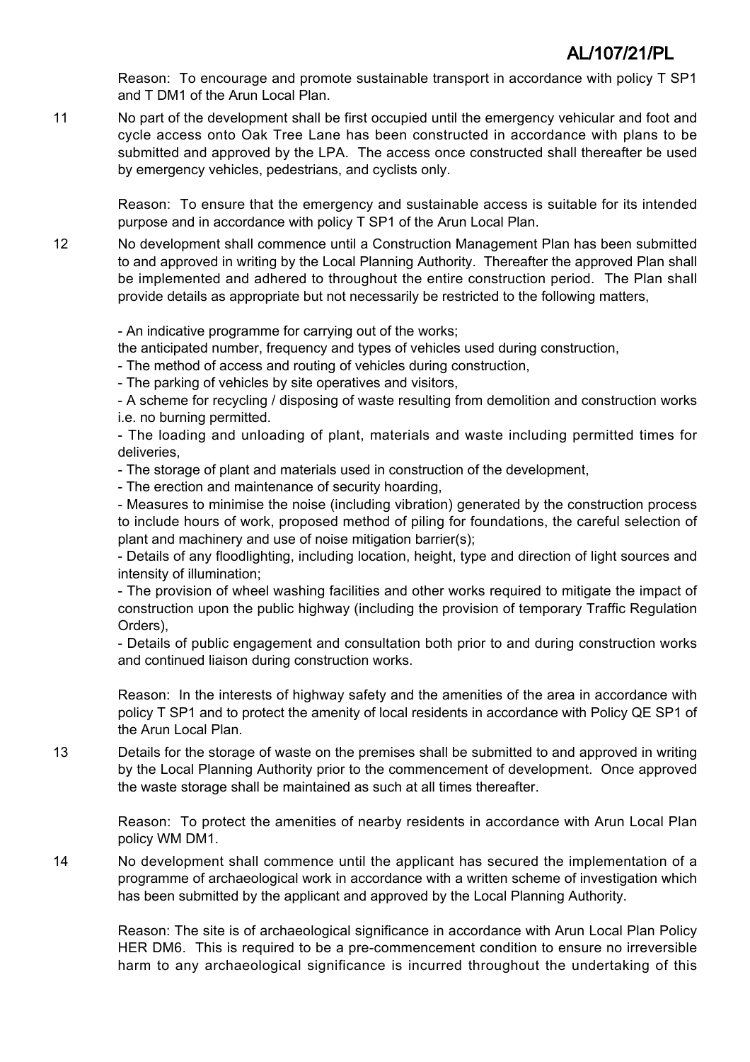Reason: To encourage and promote sustainable transport in accordance with policy T SP1 and T DM1 of the Arun Local Plan.

11 No part of the development shall be first occupied until the emergency vehicular and foot and cycle access onto Oak Tree Lane has been constructed in accordance with plans to be submitted and approved by the LPA. The access once constructed shall thereafter be used by emergency vehicles, pedestrians, and cyclists only.

Reason: To ensure that the emergency and sustainable access is suitable for its intended purpose and in accordance with policy T SP1 of the Arun Local Plan.

12 No development shall commence until a Construction Management Plan has been submitted to and approved in writing by the Local Planning Authority. Thereafter the approved Plan shall be implemented and adhered to throughout the entire construction period. The Plan shall provide details as appropriate but not necessarily be restricted to the following matters,

- An indicative programme for carrying out of the works;
the anticipated number, frequency and types of vehicles used during construction,
- The method of access and routing of vehicles during construction,
- The parking of vehicles by site operatives and visitors,
- A scheme for recycling / disposing of waste resulting from demolition and construction works i.e. no burning permitted.
- The loading and unloading of plant, materials and waste including permitted times for deliveries,
- The storage of plant and materials used in construction of the development,
- The erection and maintenance of security hoarding,
- Measures to minimise the noise (including vibration) generated by the construction process to include hours of work, proposed method of piling for foundations, the careful selection of plant and machinery and use of noise mitigation barrier(s);
- Details of any floodlighting, including location, height, type and direction of light sources and intensity of illumination;
- The provision of wheel washing facilities and other works required to mitigate the impact of construction upon the public highway (including the provision of temporary Traffic Regulation Orders),
- Details of public engagement and consultation both prior to and during construction works and continued liaison during construction works.

Reason: In the interests of highway safety and the amenities of the area in accordance with policy T SP1 and to protect the amenity of local residents in accordance with Policy QE SP1 of the Arun Local Plan.

13 Details for the storage of waste on the premises shall be submitted to and approved in writing by the Local Planning Authority prior to the commencement of development. Once approved the waste storage shall be maintained as such at all times thereafter.

Reason: To protect the amenities of nearby residents in accordance with Arun Local Plan policy WM DM1.

14 No development shall commence until the applicant has secured the implementation of a programme of archaeological work in accordance with a written scheme of investigation which has been submitted by the applicant and approved by the Local Planning Authority.

Reason: The site is of archaeological significance in accordance with Arun Local Plan Policy HER DM6. This is required to be a pre-commencement condition to ensure no irreversible harm to any archaeological significance is incurred throughout the undertaking of this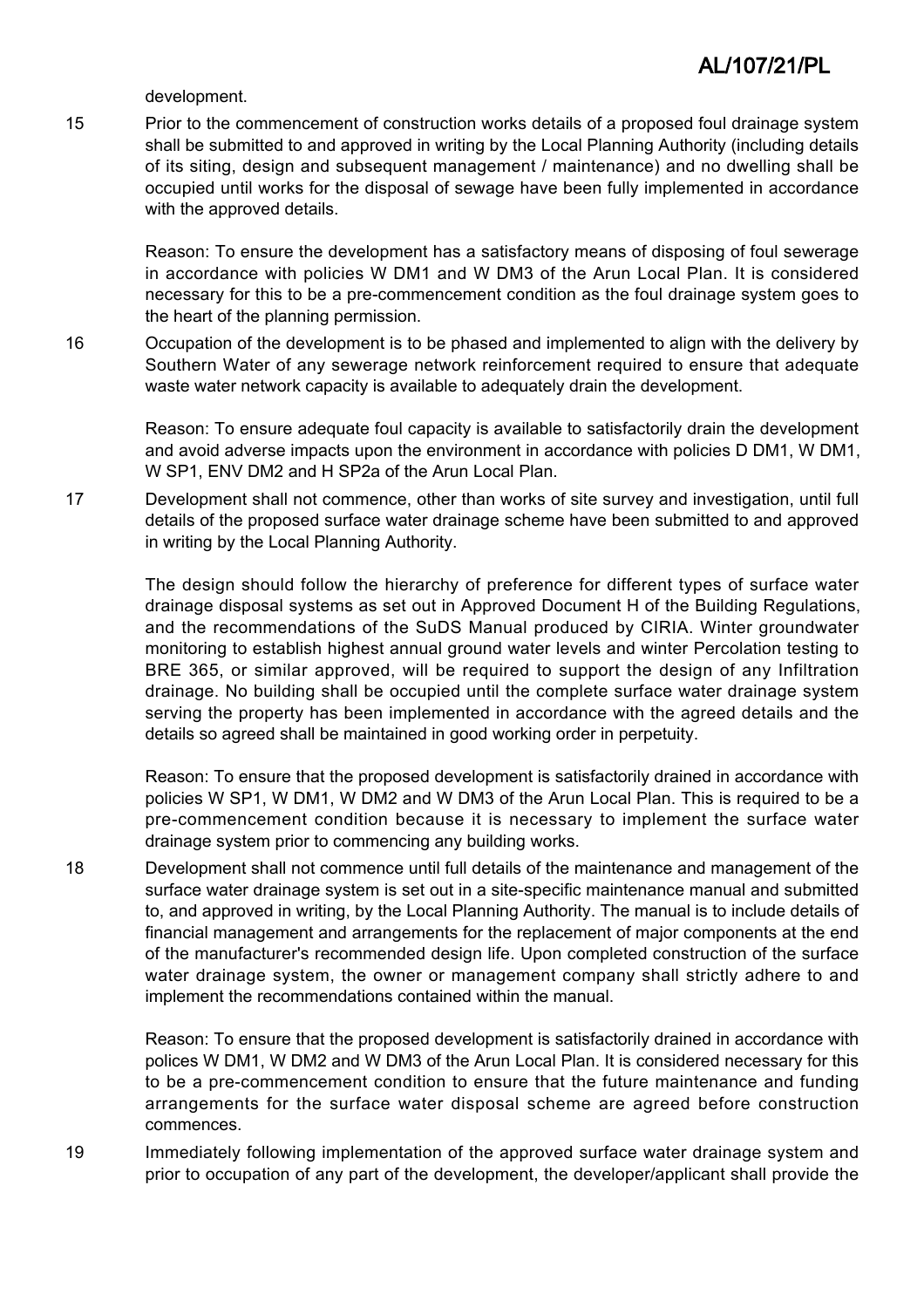development.

15 Prior to the commencement of construction works details of a proposed foul drainage system shall be submitted to and approved in writing by the Local Planning Authority (including details of its siting, design and subsequent management / maintenance) and no dwelling shall be occupied until works for the disposal of sewage have been fully implemented in accordance with the approved details.

Reason: To ensure the development has a satisfactory means of disposing of foul sewerage in accordance with policies W DM1 and W DM3 of the Arun Local Plan. It is considered necessary for this to be a pre-commencement condition as the foul drainage system goes to the heart of the planning permission.

16 Occupation of the development is to be phased and implemented to align with the delivery by Southern Water of any sewerage network reinforcement required to ensure that adequate waste water network capacity is available to adequately drain the development.

Reason: To ensure adequate foul capacity is available to satisfactorily drain the development and avoid adverse impacts upon the environment in accordance with policies D DM1, W DM1, W SP1, ENV DM2 and H SP2a of the Arun Local Plan.

17 Development shall not commence, other than works of site survey and investigation, until full details of the proposed surface water drainage scheme have been submitted to and approved in writing by the Local Planning Authority.

The design should follow the hierarchy of preference for different types of surface water drainage disposal systems as set out in Approved Document H of the Building Regulations, and the recommendations of the SuDS Manual produced by CIRIA. Winter groundwater monitoring to establish highest annual ground water levels and winter Percolation testing to BRE 365, or similar approved, will be required to support the design of any Infiltration drainage. No building shall be occupied until the complete surface water drainage system serving the property has been implemented in accordance with the agreed details and the details so agreed shall be maintained in good working order in perpetuity.

Reason: To ensure that the proposed development is satisfactorily drained in accordance with policies W SP1, W DM1, W DM2 and W DM3 of the Arun Local Plan. This is required to be a pre-commencement condition because it is necessary to implement the surface water drainage system prior to commencing any building works.

18 Development shall not commence until full details of the maintenance and management of the surface water drainage system is set out in a site-specific maintenance manual and submitted to, and approved in writing, by the Local Planning Authority. The manual is to include details of financial management and arrangements for the replacement of major components at the end of the manufacturer's recommended design life. Upon completed construction of the surface water drainage system, the owner or management company shall strictly adhere to and implement the recommendations contained within the manual.

Reason: To ensure that the proposed development is satisfactorily drained in accordance with polices W DM1, W DM2 and W DM3 of the Arun Local Plan. It is considered necessary for this to be a pre-commencement condition to ensure that the future maintenance and funding arrangements for the surface water disposal scheme are agreed before construction commences.

19 Immediately following implementation of the approved surface water drainage system and prior to occupation of any part of the development, the developer/applicant shall provide the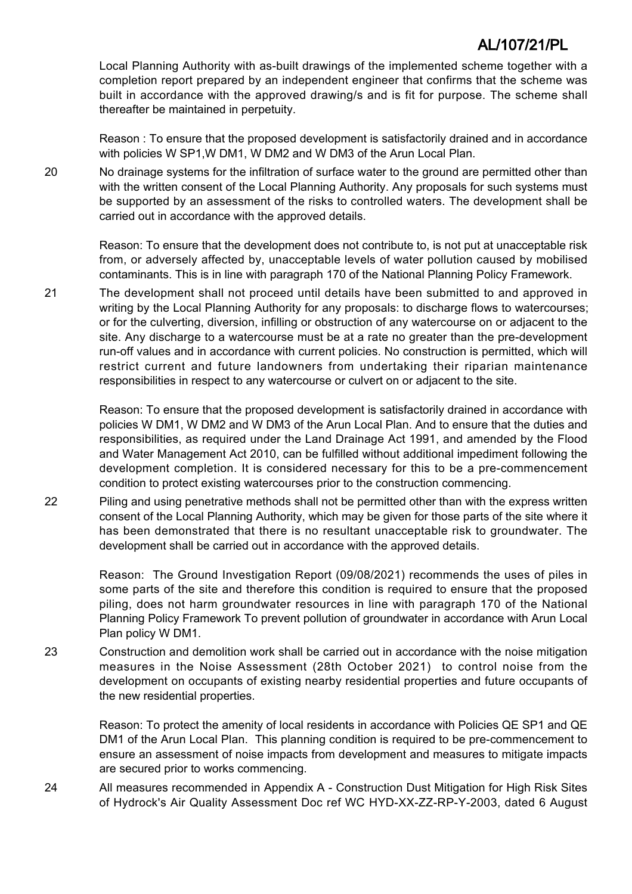Local Planning Authority with as-built drawings of the implemented scheme together with a completion report prepared by an independent engineer that confirms that the scheme was built in accordance with the approved drawing/s and is fit for purpose. The scheme shall thereafter be maintained in perpetuity.

Reason : To ensure that the proposed development is satisfactorily drained and in accordance with policies W SP1,W DM1, W DM2 and W DM3 of the Arun Local Plan.

20 No drainage systems for the infiltration of surface water to the ground are permitted other than with the written consent of the Local Planning Authority. Any proposals for such systems must be supported by an assessment of the risks to controlled waters. The development shall be carried out in accordance with the approved details.

Reason: To ensure that the development does not contribute to, is not put at unacceptable risk from, or adversely affected by, unacceptable levels of water pollution caused by mobilised contaminants. This is in line with paragraph 170 of the National Planning Policy Framework.

21 The development shall not proceed until details have been submitted to and approved in writing by the Local Planning Authority for any proposals: to discharge flows to watercourses; or for the culverting, diversion, infilling or obstruction of any watercourse on or adjacent to the site. Any discharge to a watercourse must be at a rate no greater than the pre-development run-off values and in accordance with current policies. No construction is permitted, which will restrict current and future landowners from undertaking their riparian maintenance responsibilities in respect to any watercourse or culvert on or adjacent to the site.

Reason: To ensure that the proposed development is satisfactorily drained in accordance with policies W DM1, W DM2 and W DM3 of the Arun Local Plan. And to ensure that the duties and responsibilities, as required under the Land Drainage Act 1991, and amended by the Flood and Water Management Act 2010, can be fulfilled without additional impediment following the development completion. It is considered necessary for this to be a pre-commencement condition to protect existing watercourses prior to the construction commencing.

22 Piling and using penetrative methods shall not be permitted other than with the express written consent of the Local Planning Authority, which may be given for those parts of the site where it has been demonstrated that there is no resultant unacceptable risk to groundwater. The development shall be carried out in accordance with the approved details.

Reason: The Ground Investigation Report (09/08/2021) recommends the uses of piles in some parts of the site and therefore this condition is required to ensure that the proposed piling, does not harm groundwater resources in line with paragraph 170 of the National Planning Policy Framework To prevent pollution of groundwater in accordance with Arun Local Plan policy W DM1.

23 Construction and demolition work shall be carried out in accordance with the noise mitigation measures in the Noise Assessment (28th October 2021) to control noise from the development on occupants of existing nearby residential properties and future occupants of the new residential properties.

Reason: To protect the amenity of local residents in accordance with Policies QE SP1 and QE DM1 of the Arun Local Plan. This planning condition is required to be pre-commencement to ensure an assessment of noise impacts from development and measures to mitigate impacts are secured prior to works commencing.

24 All measures recommended in Appendix A - Construction Dust Mitigation for High Risk Sites of Hydrock's Air Quality Assessment Doc ref WC HYD-XX-ZZ-RP-Y-2003, dated 6 August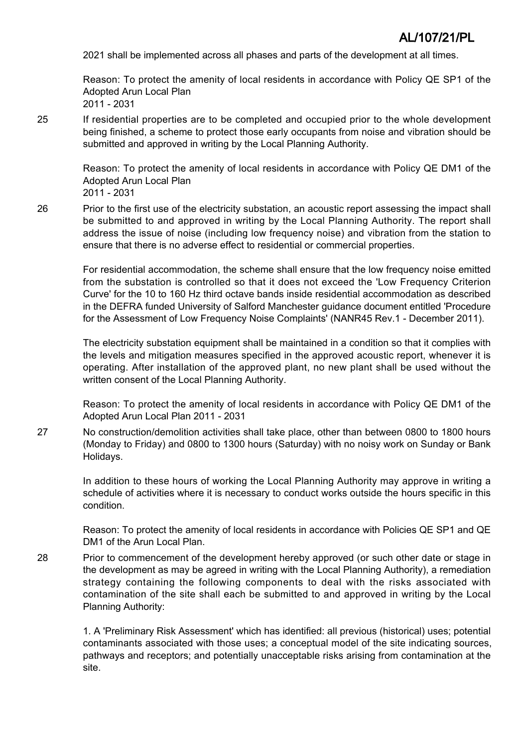2021 shall be implemented across all phases and parts of the development at all times.

Reason: To protect the amenity of local residents in accordance with Policy QE SP1 of the Adopted Arun Local Plan
2011 - 2031

25 If residential properties are to be completed and occupied prior to the whole development being finished, a scheme to protect those early occupants from noise and vibration should be submitted and approved in writing by the Local Planning Authority.

Reason: To protect the amenity of local residents in accordance with Policy QE DM1 of the Adopted Arun Local Plan
2011 - 2031

26 Prior to the first use of the electricity substation, an acoustic report assessing the impact shall be submitted to and approved in writing by the Local Planning Authority. The report shall address the issue of noise (including low frequency noise) and vibration from the station to ensure that there is no adverse effect to residential or commercial properties.

For residential accommodation, the scheme shall ensure that the low frequency noise emitted from the substation is controlled so that it does not exceed the 'Low Frequency Criterion Curve' for the 10 to 160 Hz third octave bands inside residential accommodation as described in the DEFRA funded University of Salford Manchester guidance document entitled 'Procedure for the Assessment of Low Frequency Noise Complaints' (NANR45 Rev.1 - December 2011).

The electricity substation equipment shall be maintained in a condition so that it complies with the levels and mitigation measures specified in the approved acoustic report, whenever it is operating. After installation of the approved plant, no new plant shall be used without the written consent of the Local Planning Authority.

Reason: To protect the amenity of local residents in accordance with Policy QE DM1 of the Adopted Arun Local Plan 2011 - 2031

27 No construction/demolition activities shall take place, other than between 0800 to 1800 hours (Monday to Friday) and 0800 to 1300 hours (Saturday) with no noisy work on Sunday or Bank Holidays.

In addition to these hours of working the Local Planning Authority may approve in writing a schedule of activities where it is necessary to conduct works outside the hours specific in this condition.

Reason: To protect the amenity of local residents in accordance with Policies QE SP1 and QE DM1 of the Arun Local Plan.

28 Prior to commencement of the development hereby approved (or such other date or stage in the development as may be agreed in writing with the Local Planning Authority), a remediation strategy containing the following components to deal with the risks associated with contamination of the site shall each be submitted to and approved in writing by the Local Planning Authority:

1. A 'Preliminary Risk Assessment' which has identified: all previous (historical) uses; potential contaminants associated with those uses; a conceptual model of the site indicating sources, pathways and receptors; and potentially unacceptable risks arising from contamination at the site.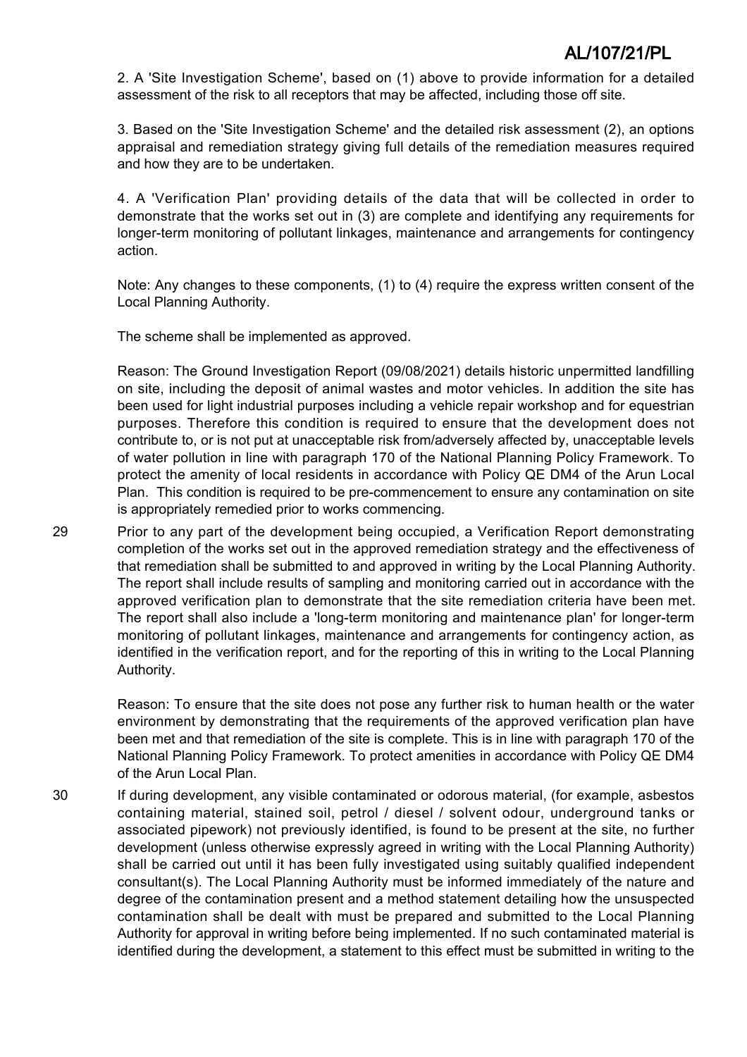2. A 'Site Investigation Scheme', based on (1) above to provide information for a detailed assessment of the risk to all receptors that may be affected, including those off site.

3. Based on the 'Site Investigation Scheme' and the detailed risk assessment (2), an options appraisal and remediation strategy giving full details of the remediation measures required and how they are to be undertaken.

4. A 'Verification Plan' providing details of the data that will be collected in order to demonstrate that the works set out in (3) are complete and identifying any requirements for longer-term monitoring of pollutant linkages, maintenance and arrangements for contingency action.

Note: Any changes to these components, (1) to (4) require the express written consent of the Local Planning Authority.

The scheme shall be implemented as approved.

Reason: The Ground Investigation Report (09/08/2021) details historic unpermitted landfilling on site, including the deposit of animal wastes and motor vehicles. In addition the site has been used for light industrial purposes including a vehicle repair workshop and for equestrian purposes. Therefore this condition is required to ensure that the development does not contribute to, or is not put at unacceptable risk from/adversely affected by, unacceptable levels of water pollution in line with paragraph 170 of the National Planning Policy Framework. To protect the amenity of local residents in accordance with Policy QE DM4 of the Arun Local Plan. This condition is required to be pre-commencement to ensure any contamination on site is appropriately remedied prior to works commencing.

29 Prior to any part of the development being occupied, a Verification Report demonstrating completion of the works set out in the approved remediation strategy and the effectiveness of that remediation shall be submitted to and approved in writing by the Local Planning Authority. The report shall include results of sampling and monitoring carried out in accordance with the approved verification plan to demonstrate that the site remediation criteria have been met. The report shall also include a 'long-term monitoring and maintenance plan' for longer-term monitoring of pollutant linkages, maintenance and arrangements for contingency action, as identified in the verification report, and for the reporting of this in writing to the Local Planning Authority.

Reason: To ensure that the site does not pose any further risk to human health or the water environment by demonstrating that the requirements of the approved verification plan have been met and that remediation of the site is complete. This is in line with paragraph 170 of the National Planning Policy Framework. To protect amenities in accordance with Policy QE DM4 of the Arun Local Plan.

30 If during development, any visible contaminated or odorous material, (for example, asbestos containing material, stained soil, petrol / diesel / solvent odour, underground tanks or associated pipework) not previously identified, is found to be present at the site, no further development (unless otherwise expressly agreed in writing with the Local Planning Authority) shall be carried out until it has been fully investigated using suitably qualified independent consultant(s). The Local Planning Authority must be informed immediately of the nature and degree of the contamination present and a method statement detailing how the unsuspected contamination shall be dealt with must be prepared and submitted to the Local Planning Authority for approval in writing before being implemented. If no such contaminated material is identified during the development, a statement to this effect must be submitted in writing to the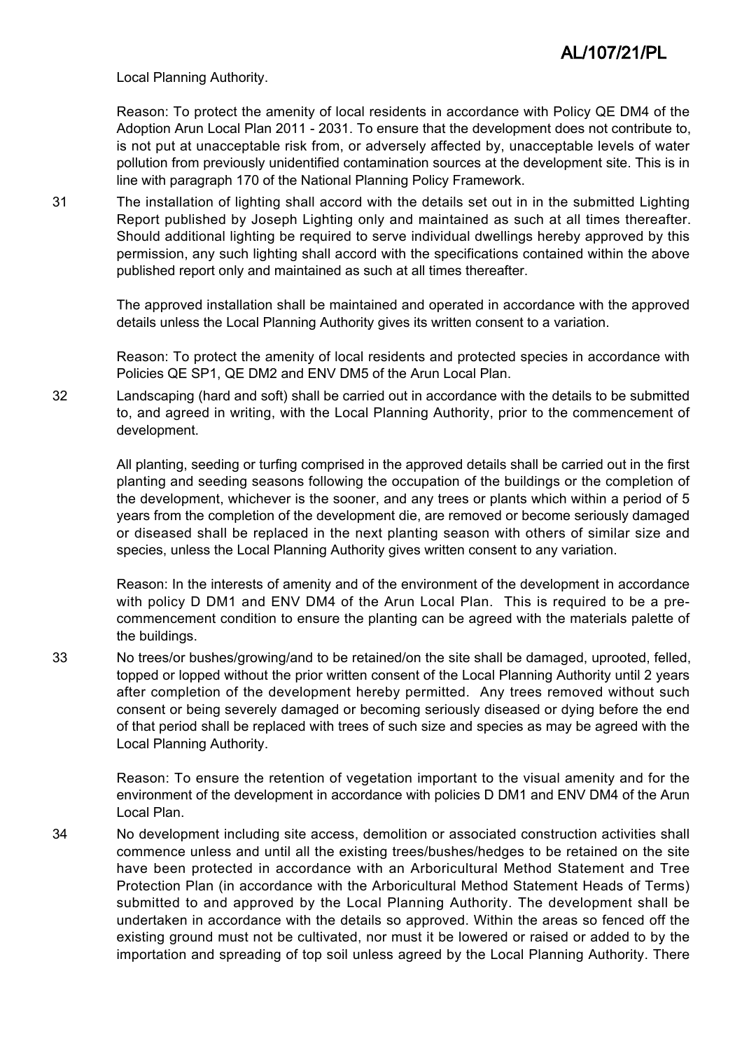Local Planning Authority.

Reason: To protect the amenity of local residents in accordance with Policy QE DM4 of the Adoption Arun Local Plan 2011 - 2031. To ensure that the development does not contribute to, is not put at unacceptable risk from, or adversely affected by, unacceptable levels of water pollution from previously unidentified contamination sources at the development site. This is in line with paragraph 170 of the National Planning Policy Framework.

31 The installation of lighting shall accord with the details set out in in the submitted Lighting Report published by Joseph Lighting only and maintained as such at all times thereafter. Should additional lighting be required to serve individual dwellings hereby approved by this permission, any such lighting shall accord with the specifications contained within the above published report only and maintained as such at all times thereafter.

The approved installation shall be maintained and operated in accordance with the approved details unless the Local Planning Authority gives its written consent to a variation.

Reason: To protect the amenity of local residents and protected species in accordance with Policies QE SP1, QE DM2 and ENV DM5 of the Arun Local Plan.

32 Landscaping (hard and soft) shall be carried out in accordance with the details to be submitted to, and agreed in writing, with the Local Planning Authority, prior to the commencement of development.

All planting, seeding or turfing comprised in the approved details shall be carried out in the first planting and seeding seasons following the occupation of the buildings or the completion of the development, whichever is the sooner, and any trees or plants which within a period of 5 years from the completion of the development die, are removed or become seriously damaged or diseased shall be replaced in the next planting season with others of similar size and species, unless the Local Planning Authority gives written consent to any variation.

Reason: In the interests of amenity and of the environment of the development in accordance with policy D DM1 and ENV DM4 of the Arun Local Plan. This is required to be a pre-commencement condition to ensure the planting can be agreed with the materials palette of the buildings.

33 No trees/or bushes/growing/and to be retained/on the site shall be damaged, uprooted, felled, topped or lopped without the prior written consent of the Local Planning Authority until 2 years after completion of the development hereby permitted. Any trees removed without such consent or being severely damaged or becoming seriously diseased or dying before the end of that period shall be replaced with trees of such size and species as may be agreed with the Local Planning Authority.

Reason: To ensure the retention of vegetation important to the visual amenity and for the environment of the development in accordance with policies D DM1 and ENV DM4 of the Arun Local Plan.

34 No development including site access, demolition or associated construction activities shall commence unless and until all the existing trees/bushes/hedges to be retained on the site have been protected in accordance with an Arboricultural Method Statement and Tree Protection Plan (in accordance with the Arboricultural Method Statement Heads of Terms) submitted to and approved by the Local Planning Authority. The development shall be undertaken in accordance with the details so approved. Within the areas so fenced off the existing ground must not be cultivated, nor must it be lowered or raised or added to by the importation and spreading of top soil unless agreed by the Local Planning Authority. There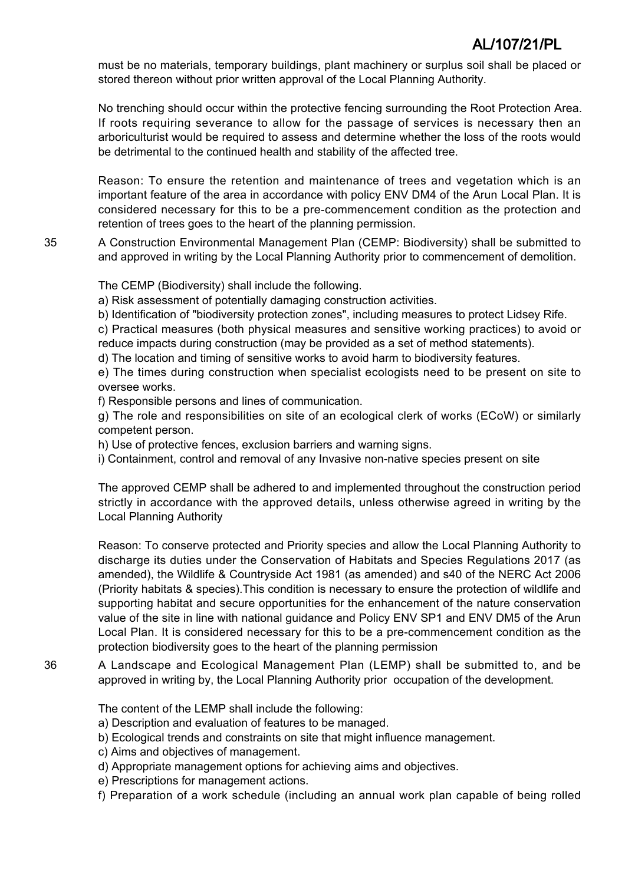must be no materials, temporary buildings, plant machinery or surplus soil shall be placed or stored thereon without prior written approval of the Local Planning Authority.

No trenching should occur within the protective fencing surrounding the Root Protection Area. If roots requiring severance to allow for the passage of services is necessary then an arboriculturist would be required to assess and determine whether the loss of the roots would be detrimental to the continued health and stability of the affected tree.

Reason: To ensure the retention and maintenance of trees and vegetation which is an important feature of the area in accordance with policy ENV DM4 of the Arun Local Plan. It is considered necessary for this to be a pre-commencement condition as the protection and retention of trees goes to the heart of the planning permission.

35 A Construction Environmental Management Plan (CEMP: Biodiversity) shall be submitted to and approved in writing by the Local Planning Authority prior to commencement of demolition.

The CEMP (Biodiversity) shall include the following.

a) Risk assessment of potentially damaging construction activities.
b) Identification of "biodiversity protection zones", including measures to protect Lidsey Rife.
c) Practical measures (both physical measures and sensitive working practices) to avoid or reduce impacts during construction (may be provided as a set of method statements).
d) The location and timing of sensitive works to avoid harm to biodiversity features.
e) The times during construction when specialist ecologists need to be present on site to oversee works.
f) Responsible persons and lines of communication.
g) The role and responsibilities on site of an ecological clerk of works (ECoW) or similarly competent person.
h) Use of protective fences, exclusion barriers and warning signs.
i) Containment, control and removal of any Invasive non-native species present on site

The approved CEMP shall be adhered to and implemented throughout the construction period strictly in accordance with the approved details, unless otherwise agreed in writing by the Local Planning Authority

Reason: To conserve protected and Priority species and allow the Local Planning Authority to discharge its duties under the Conservation of Habitats and Species Regulations 2017 (as amended), the Wildlife & Countryside Act 1981 (as amended) and s40 of the NERC Act 2006 (Priority habitats & species).This condition is necessary to ensure the protection of wildlife and supporting habitat and secure opportunities for the enhancement of the nature conservation value of the site in line with national guidance and Policy ENV SP1 and ENV DM5 of the Arun Local Plan. It is considered necessary for this to be a pre-commencement condition as the protection biodiversity goes to the heart of the planning permission

36 A Landscape and Ecological Management Plan (LEMP) shall be submitted to, and be approved in writing by, the Local Planning Authority prior occupation of the development.

The content of the LEMP shall include the following:

a) Description and evaluation of features to be managed.
b) Ecological trends and constraints on site that might influence management.
c) Aims and objectives of management.
d) Appropriate management options for achieving aims and objectives.
e) Prescriptions for management actions.
f) Preparation of a work schedule (including an annual work plan capable of being rolled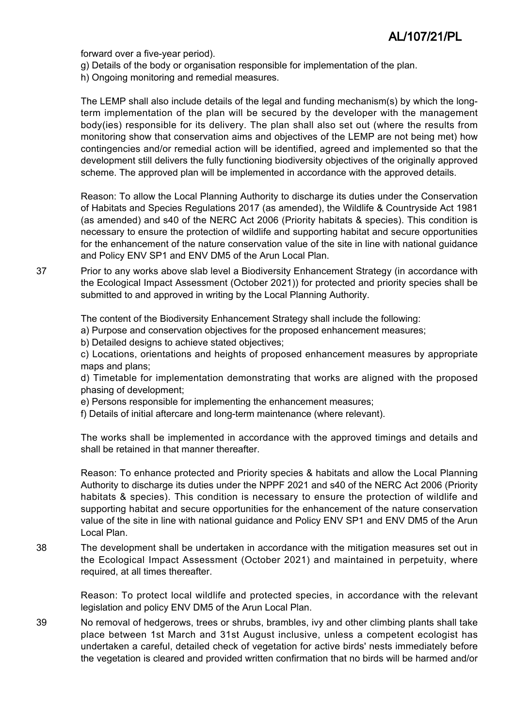forward over a five-year period).

g) Details of the body or organisation responsible for implementation of the plan.

h) Ongoing monitoring and remedial measures.

The LEMP shall also include details of the legal and funding mechanism(s) by which the long-term implementation of the plan will be secured by the developer with the management body(ies) responsible for its delivery. The plan shall also set out (where the results from monitoring show that conservation aims and objectives of the LEMP are not being met) how contingencies and/or remedial action will be identified, agreed and implemented so that the development still delivers the fully functioning biodiversity objectives of the originally approved scheme. The approved plan will be implemented in accordance with the approved details.

Reason: To allow the Local Planning Authority to discharge its duties under the Conservation of Habitats and Species Regulations 2017 (as amended), the Wildlife & Countryside Act 1981 (as amended) and s40 of the NERC Act 2006 (Priority habitats & species). This condition is necessary to ensure the protection of wildlife and supporting habitat and secure opportunities for the enhancement of the nature conservation value of the site in line with national guidance and Policy ENV SP1 and ENV DM5 of the Arun Local Plan.

37 Prior to any works above slab level a Biodiversity Enhancement Strategy (in accordance with the Ecological Impact Assessment (October 2021)) for protected and priority species shall be submitted to and approved in writing by the Local Planning Authority.

The content of the Biodiversity Enhancement Strategy shall include the following:

a) Purpose and conservation objectives for the proposed enhancement measures;

b) Detailed designs to achieve stated objectives;

c) Locations, orientations and heights of proposed enhancement measures by appropriate maps and plans;

d) Timetable for implementation demonstrating that works are aligned with the proposed phasing of development;

e) Persons responsible for implementing the enhancement measures;

f) Details of initial aftercare and long-term maintenance (where relevant).

The works shall be implemented in accordance with the approved timings and details and shall be retained in that manner thereafter.

Reason: To enhance protected and Priority species & habitats and allow the Local Planning Authority to discharge its duties under the NPPF 2021 and s40 of the NERC Act 2006 (Priority habitats & species). This condition is necessary to ensure the protection of wildlife and supporting habitat and secure opportunities for the enhancement of the nature conservation value of the site in line with national guidance and Policy ENV SP1 and ENV DM5 of the Arun Local Plan.

38 The development shall be undertaken in accordance with the mitigation measures set out in the Ecological Impact Assessment (October 2021) and maintained in perpetuity, where required, at all times thereafter.

Reason: To protect local wildlife and protected species, in accordance with the relevant legislation and policy ENV DM5 of the Arun Local Plan.

39 No removal of hedgerows, trees or shrubs, brambles, ivy and other climbing plants shall take place between 1st March and 31st August inclusive, unless a competent ecologist has undertaken a careful, detailed check of vegetation for active birds' nests immediately before the vegetation is cleared and provided written confirmation that no birds will be harmed and/or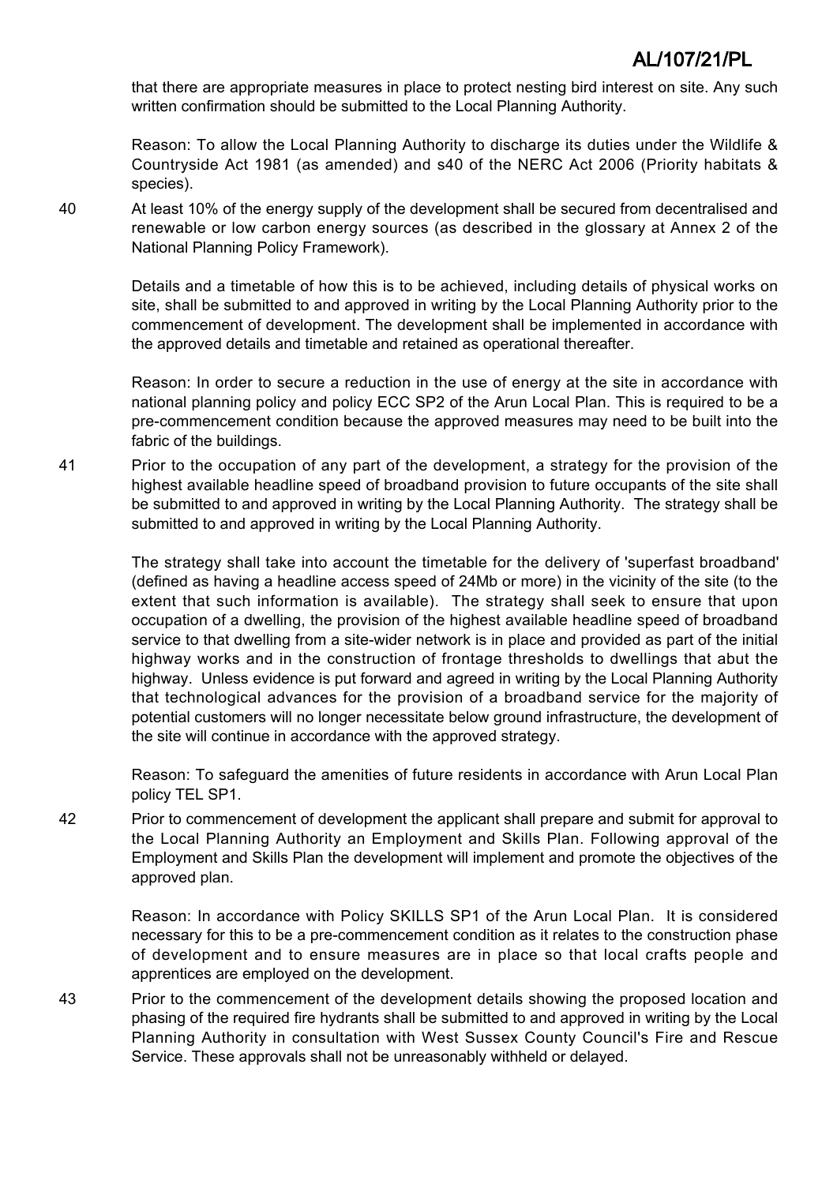that there are appropriate measures in place to protect nesting bird interest on site. Any such written confirmation should be submitted to the Local Planning Authority.

Reason: To allow the Local Planning Authority to discharge its duties under the Wildlife & Countryside Act 1981 (as amended) and s40 of the NERC Act 2006 (Priority habitats & species).

40 At least 10% of the energy supply of the development shall be secured from decentralised and renewable or low carbon energy sources (as described in the glossary at Annex 2 of the National Planning Policy Framework).

Details and a timetable of how this is to be achieved, including details of physical works on site, shall be submitted to and approved in writing by the Local Planning Authority prior to the commencement of development. The development shall be implemented in accordance with the approved details and timetable and retained as operational thereafter.

Reason: In order to secure a reduction in the use of energy at the site in accordance with national planning policy and policy ECC SP2 of the Arun Local Plan. This is required to be a pre-commencement condition because the approved measures may need to be built into the fabric of the buildings.

41 Prior to the occupation of any part of the development, a strategy for the provision of the highest available headline speed of broadband provision to future occupants of the site shall be submitted to and approved in writing by the Local Planning Authority. The strategy shall be submitted to and approved in writing by the Local Planning Authority.

The strategy shall take into account the timetable for the delivery of 'superfast broadband' (defined as having a headline access speed of 24Mb or more) in the vicinity of the site (to the extent that such information is available). The strategy shall seek to ensure that upon occupation of a dwelling, the provision of the highest available headline speed of broadband service to that dwelling from a site-wider network is in place and provided as part of the initial highway works and in the construction of frontage thresholds to dwellings that abut the highway. Unless evidence is put forward and agreed in writing by the Local Planning Authority that technological advances for the provision of a broadband service for the majority of potential customers will no longer necessitate below ground infrastructure, the development of the site will continue in accordance with the approved strategy.

Reason: To safeguard the amenities of future residents in accordance with Arun Local Plan policy TEL SP1.

42 Prior to commencement of development the applicant shall prepare and submit for approval to the Local Planning Authority an Employment and Skills Plan. Following approval of the Employment and Skills Plan the development will implement and promote the objectives of the approved plan.

Reason: In accordance with Policy SKILLS SP1 of the Arun Local Plan. It is considered necessary for this to be a pre-commencement condition as it relates to the construction phase of development and to ensure measures are in place so that local crafts people and apprentices are employed on the development.

43 Prior to the commencement of the development details showing the proposed location and phasing of the required fire hydrants shall be submitted to and approved in writing by the Local Planning Authority in consultation with West Sussex County Council's Fire and Rescue Service. These approvals shall not be unreasonably withheld or delayed.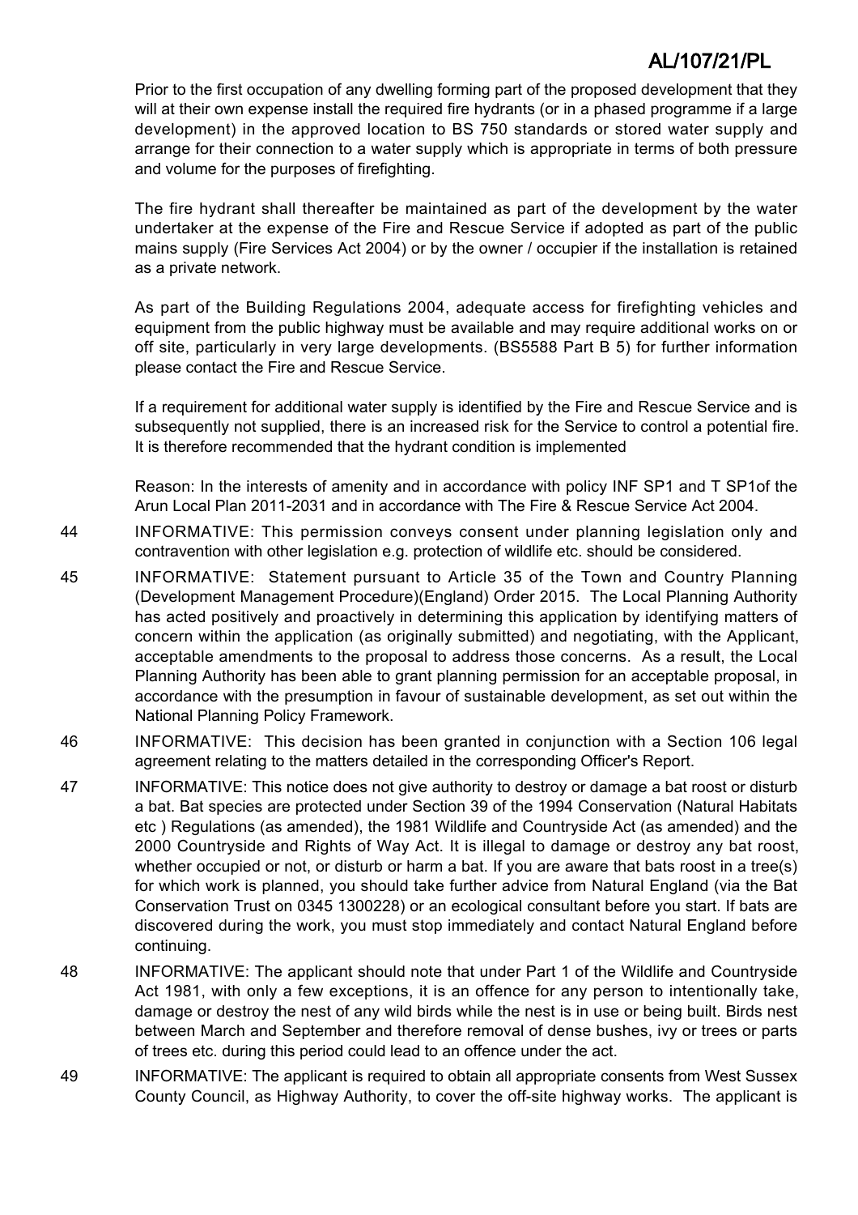Prior to the first occupation of any dwelling forming part of the proposed development that they will at their own expense install the required fire hydrants (or in a phased programme if a large development) in the approved location to BS 750 standards or stored water supply and arrange for their connection to a water supply which is appropriate in terms of both pressure and volume for the purposes of firefighting.

The fire hydrant shall thereafter be maintained as part of the development by the water undertaker at the expense of the Fire and Rescue Service if adopted as part of the public mains supply (Fire Services Act 2004) or by the owner / occupier if the installation is retained as a private network.

As part of the Building Regulations 2004, adequate access for firefighting vehicles and equipment from the public highway must be available and may require additional works on or off site, particularly in very large developments. (BS5588 Part B 5) for further information please contact the Fire and Rescue Service.

If a requirement for additional water supply is identified by the Fire and Rescue Service and is subsequently not supplied, there is an increased risk for the Service to control a potential fire. It is therefore recommended that the hydrant condition is implemented

Reason: In the interests of amenity and in accordance with policy INF SP1 and T SP1of the Arun Local Plan 2011-2031 and in accordance with The Fire & Rescue Service Act 2004.

44 INFORMATIVE: This permission conveys consent under planning legislation only and contravention with other legislation e.g. protection of wildlife etc. should be considered.

45 INFORMATIVE: Statement pursuant to Article 35 of the Town and Country Planning (Development Management Procedure)(England) Order 2015. The Local Planning Authority has acted positively and proactively in determining this application by identifying matters of concern within the application (as originally submitted) and negotiating, with the Applicant, acceptable amendments to the proposal to address those concerns. As a result, the Local Planning Authority has been able to grant planning permission for an acceptable proposal, in accordance with the presumption in favour of sustainable development, as set out within the National Planning Policy Framework.

46 INFORMATIVE: This decision has been granted in conjunction with a Section 106 legal agreement relating to the matters detailed in the corresponding Officer's Report.

47 INFORMATIVE: This notice does not give authority to destroy or damage a bat roost or disturb a bat. Bat species are protected under Section 39 of the 1994 Conservation (Natural Habitats etc ) Regulations (as amended), the 1981 Wildlife and Countryside Act (as amended) and the 2000 Countryside and Rights of Way Act. It is illegal to damage or destroy any bat roost, whether occupied or not, or disturb or harm a bat. If you are aware that bats roost in a tree(s) for which work is planned, you should take further advice from Natural England (via the Bat Conservation Trust on 0345 1300228) or an ecological consultant before you start. If bats are discovered during the work, you must stop immediately and contact Natural England before continuing.

48 INFORMATIVE: The applicant should note that under Part 1 of the Wildlife and Countryside Act 1981, with only a few exceptions, it is an offence for any person to intentionally take, damage or destroy the nest of any wild birds while the nest is in use or being built. Birds nest between March and September and therefore removal of dense bushes, ivy or trees or parts of trees etc. during this period could lead to an offence under the act.

49 INFORMATIVE: The applicant is required to obtain all appropriate consents from West Sussex County Council, as Highway Authority, to cover the off-site highway works. The applicant is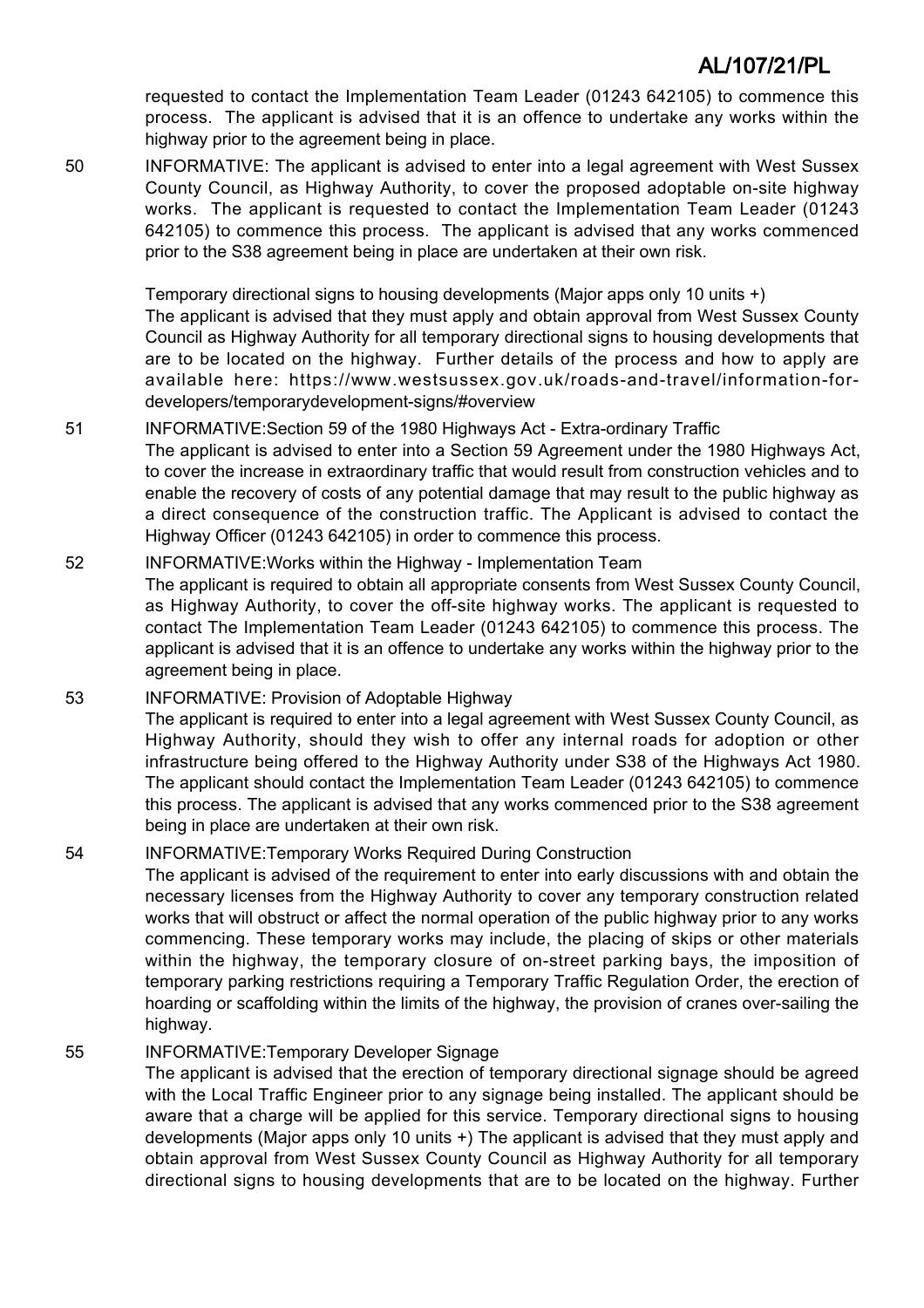requested to contact the Implementation Team Leader (01243 642105) to commence this process. The applicant is advised that it is an offence to undertake any works within the highway prior to the agreement being in place.

50 INFORMATIVE: The applicant is advised to enter into a legal agreement with West Sussex County Council, as Highway Authority, to cover the proposed adoptable on-site highway works. The applicant is requested to contact the Implementation Team Leader (01243 642105) to commence this process. The applicant is advised that any works commenced prior to the S38 agreement being in place are undertaken at their own risk.

Temporary directional signs to housing developments (Major apps only 10 units +)
The applicant is advised that they must apply and obtain approval from West Sussex County Council as Highway Authority for all temporary directional signs to housing developments that are to be located on the highway. Further details of the process and how to apply are available here: https://www.westsussex.gov.uk/roads-and-travel/information-for-developers/temporarydevelopment-signs/#overview

51 INFORMATIVE:Section 59 of the 1980 Highways Act - Extra-ordinary Traffic
The applicant is advised to enter into a Section 59 Agreement under the 1980 Highways Act, to cover the increase in extraordinary traffic that would result from construction vehicles and to enable the recovery of costs of any potential damage that may result to the public highway as a direct consequence of the construction traffic. The Applicant is advised to contact the Highway Officer (01243 642105) in order to commence this process.

52 INFORMATIVE:Works within the Highway - Implementation Team
The applicant is required to obtain all appropriate consents from West Sussex County Council, as Highway Authority, to cover the off-site highway works. The applicant is requested to contact The Implementation Team Leader (01243 642105) to commence this process. The applicant is advised that it is an offence to undertake any works within the highway prior to the agreement being in place.

53 INFORMATIVE: Provision of Adoptable Highway
The applicant is required to enter into a legal agreement with West Sussex County Council, as Highway Authority, should they wish to offer any internal roads for adoption or other infrastructure being offered to the Highway Authority under S38 of the Highways Act 1980. The applicant should contact the Implementation Team Leader (01243 642105) to commence this process. The applicant is advised that any works commenced prior to the S38 agreement being in place are undertaken at their own risk.

54 INFORMATIVE:Temporary Works Required During Construction
The applicant is advised of the requirement to enter into early discussions with and obtain the necessary licenses from the Highway Authority to cover any temporary construction related works that will obstruct or affect the normal operation of the public highway prior to any works commencing. These temporary works may include, the placing of skips or other materials within the highway, the temporary closure of on-street parking bays, the imposition of temporary parking restrictions requiring a Temporary Traffic Regulation Order, the erection of hoarding or scaffolding within the limits of the highway, the provision of cranes over-sailing the highway.

55 INFORMATIVE:Temporary Developer Signage
The applicant is advised that the erection of temporary directional signage should be agreed with the Local Traffic Engineer prior to any signage being installed. The applicant should be aware that a charge will be applied for this service. Temporary directional signs to housing developments (Major apps only 10 units +) The applicant is advised that they must apply and obtain approval from West Sussex County Council as Highway Authority for all temporary directional signs to housing developments that are to be located on the highway. Further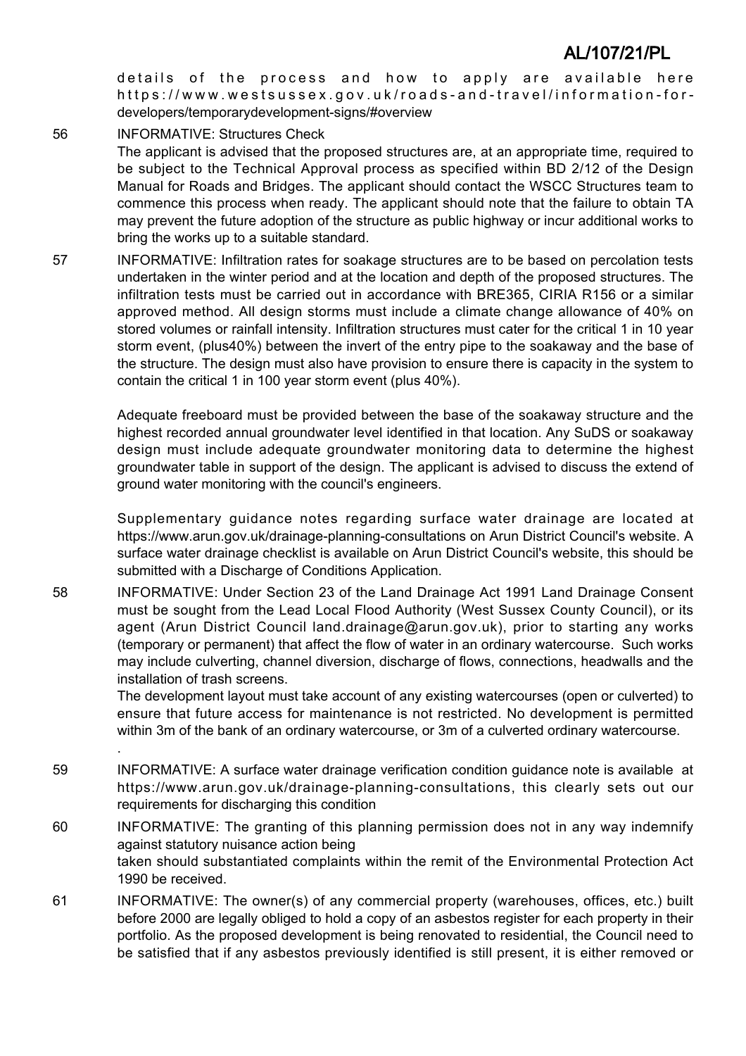details of the process and how to apply are available here https://www.westsussex.gov.uk/roads-and-travel/information-for-developers/temporarydevelopment-signs/#overview

56 INFORMATIVE: Structures Check

The applicant is advised that the proposed structures are, at an appropriate time, required to be subject to the Technical Approval process as specified within BD 2/12 of the Design Manual for Roads and Bridges. The applicant should contact the WSCC Structures team to commence this process when ready. The applicant should note that the failure to obtain TA may prevent the future adoption of the structure as public highway or incur additional works to bring the works up to a suitable standard.

57 INFORMATIVE: Infiltration rates for soakage structures are to be based on percolation tests undertaken in the winter period and at the location and depth of the proposed structures. The infiltration tests must be carried out in accordance with BRE365, CIRIA R156 or a similar approved method. All design storms must include a climate change allowance of 40% on stored volumes or rainfall intensity. Infiltration structures must cater for the critical 1 in 10 year storm event, (plus40%) between the invert of the entry pipe to the soakaway and the base of the structure. The design must also have provision to ensure there is capacity in the system to contain the critical 1 in 100 year storm event (plus 40%).

Adequate freeboard must be provided between the base of the soakaway structure and the highest recorded annual groundwater level identified in that location. Any SuDS or soakaway design must include adequate groundwater monitoring data to determine the highest groundwater table in support of the design. The applicant is advised to discuss the extend of ground water monitoring with the council's engineers.

Supplementary guidance notes regarding surface water drainage are located at https://www.arun.gov.uk/drainage-planning-consultations on Arun District Council's website. A surface water drainage checklist is available on Arun District Council's website, this should be submitted with a Discharge of Conditions Application.

58 INFORMATIVE: Under Section 23 of the Land Drainage Act 1991 Land Drainage Consent must be sought from the Lead Local Flood Authority (West Sussex County Council), or its agent (Arun District Council land.drainage@arun.gov.uk), prior to starting any works (temporary or permanent) that affect the flow of water in an ordinary watercourse. Such works may include culverting, channel diversion, discharge of flows, connections, headwalls and the installation of trash screens.

The development layout must take account of any existing watercourses (open or culverted) to ensure that future access for maintenance is not restricted. No development is permitted within 3m of the bank of an ordinary watercourse, or 3m of a culverted ordinary watercourse.

.

59 INFORMATIVE: A surface water drainage verification condition guidance note is available at https://www.arun.gov.uk/drainage-planning-consultations, this clearly sets out our requirements for discharging this condition

60 INFORMATIVE: The granting of this planning permission does not in any way indemnify against statutory nuisance action being
taken should substantiated complaints within the remit of the Environmental Protection Act 1990 be received.

61 INFORMATIVE: The owner(s) of any commercial property (warehouses, offices, etc.) built before 2000 are legally obliged to hold a copy of an asbestos register for each property in their portfolio. As the proposed development is being renovated to residential, the Council need to be satisfied that if any asbestos previously identified is still present, it is either removed or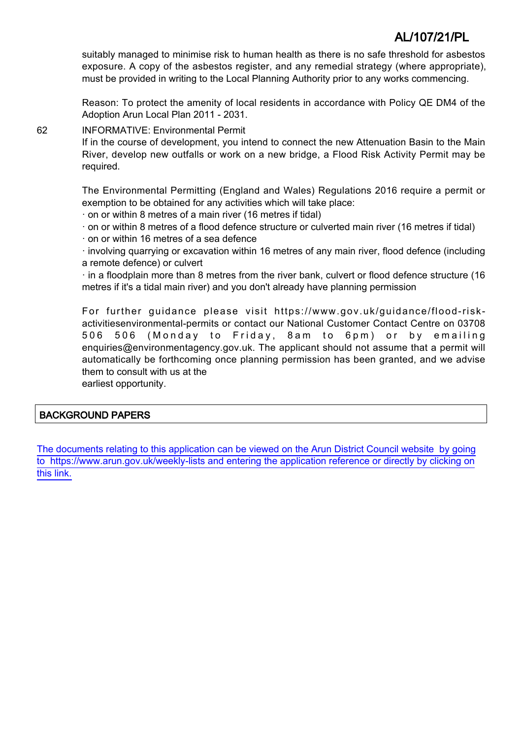suitably managed to minimise risk to human health as there is no safe threshold for asbestos exposure. A copy of the asbestos register, and any remedial strategy (where appropriate), must be provided in writing to the Local Planning Authority prior to any works commencing.

Reason: To protect the amenity of local residents in accordance with Policy QE DM4 of the Adoption Arun Local Plan 2011 - 2031.

62 INFORMATIVE: Environmental Permit

If in the course of development, you intend to connect the new Attenuation Basin to the Main River, develop new outfalls or work on a new bridge, a Flood Risk Activity Permit may be required.

The Environmental Permitting (England and Wales) Regulations 2016 require a permit or exemption to be obtained for any activities which will take place:

· on or within 8 metres of a main river (16 metres if tidal)

· on or within 8 metres of a flood defence structure or culverted main river (16 metres if tidal)

· on or within 16 metres of a sea defence

· involving quarrying or excavation within 16 metres of any main river, flood defence (including a remote defence) or culvert

· in a floodplain more than 8 metres from the river bank, culvert or flood defence structure (16 metres if it's a tidal main river) and you don't already have planning permission

For further guidance please visit https://www.gov.uk/guidance/flood-risk-activitiesenvironmental-permits or contact our National Customer Contact Centre on 03708 506 506 (Monday to Friday, 8am to 6pm) or by emailing enquiries@environmentagency.gov.uk. The applicant should not assume that a permit will automatically be forthcoming once planning permission has been granted, and we advise them to consult with us at the earliest opportunity.

## BACKGROUND PAPERS

The documents relating to this application can be viewed on the Arun District Council website by going to https://www.arun.gov.uk/weekly-lists and entering the application reference or directly by clicking on this link.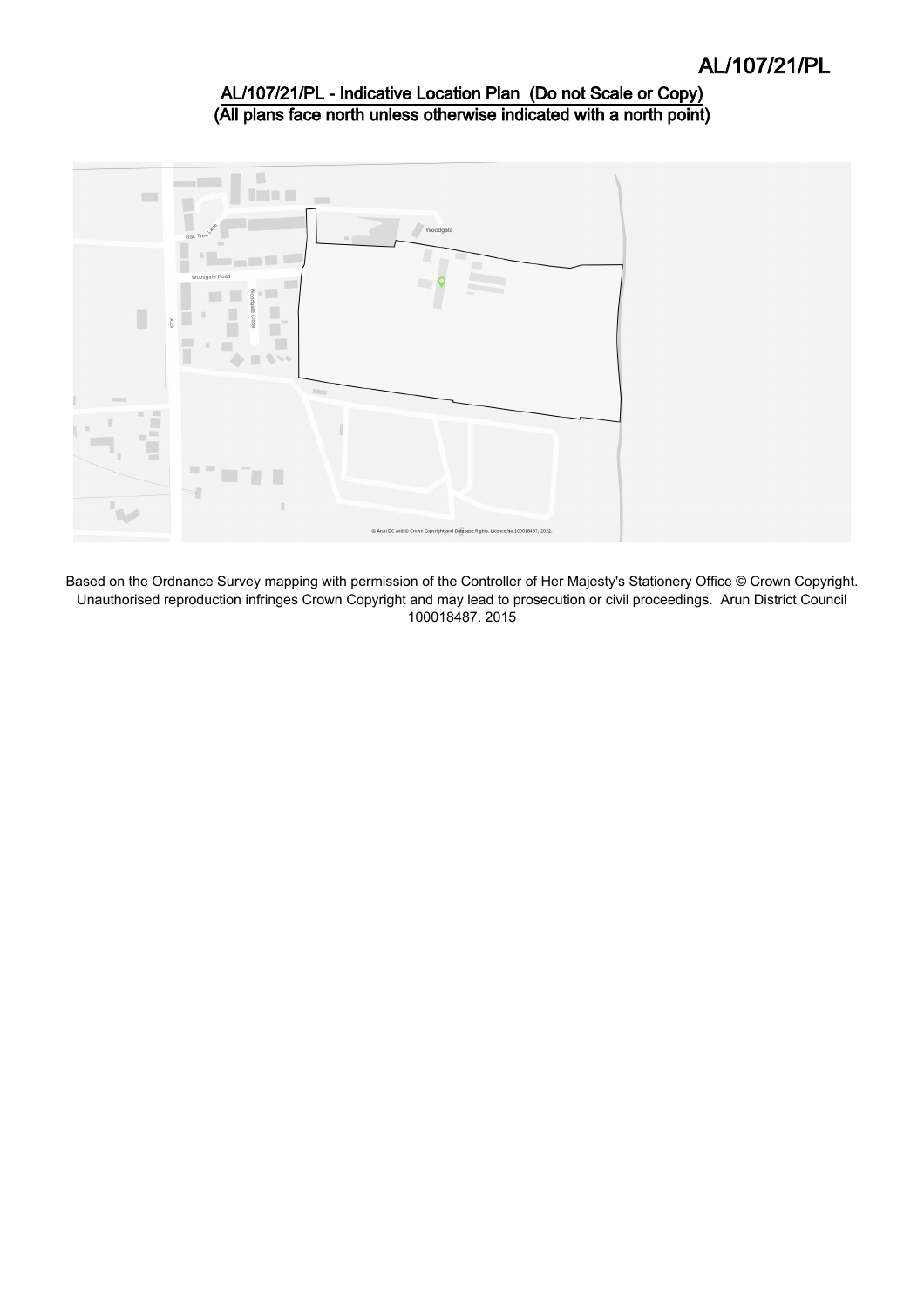AL/107/21/PL

AL/107/21/PL - Indicative Location Plan (Do not Scale or Copy)
(All plans face north unless otherwise indicated with a north point)

Oak Tree Lane

Woodgate

Woodgate Road

Woodgate Close

A29

© Arun DC and © Crown Copyright and Database Rights. Licence No.100018487, 2022.

Based on the Ordnance Survey mapping with permission of the Controller of Her Majesty's Stationery Office © Crown Copyright. Unauthorised reproduction infringes Crown Copyright and may lead to prosecution or civil proceedings. Arun District Council 100018487. 2015